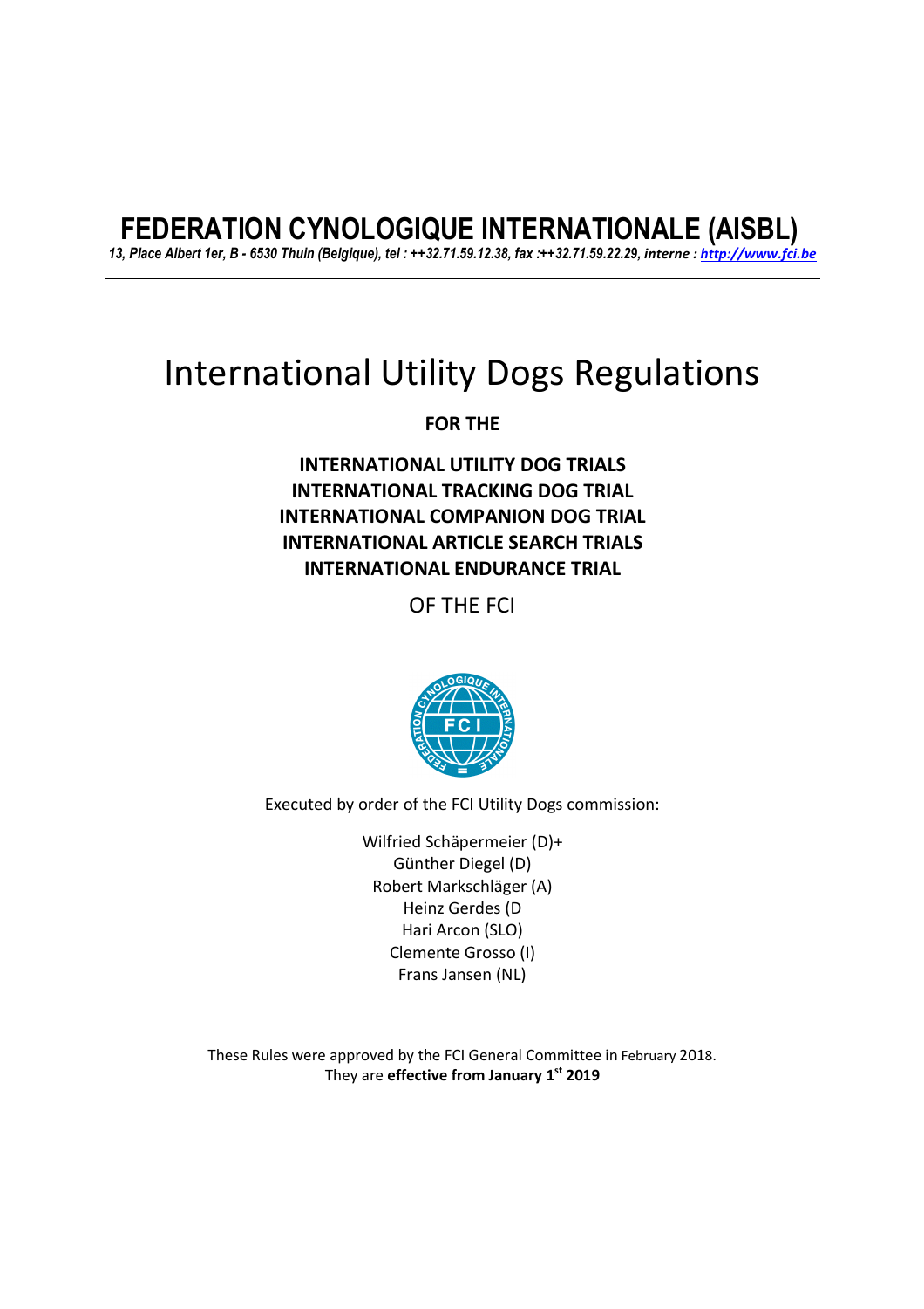# FEDERATION CYNOLOGIQUE INTERNATIONALE (AISBL)

*13, Place Albert 1er, B - 6530 Thuin (Belgique), tel : ++32.71.59.12.38, fax :++32.71.59.22.29, interne : http://www.fci.be*

---

# International Utility Dogs Regulations

**FOR THE**

**INTERNATIONAL UTILITY DOG TRIALS**
**INTERNATIONAL TRACKING DOG TRIAL**
**INTERNATIONAL COMPANION DOG TRIAL**
**INTERNATIONAL ARTICLE SEARCH TRIALS**
**INTERNATIONAL ENDURANCE TRIAL**

OF THE FCI

Executed by order of the FCI Utility Dogs commission:

Wilfried Schäpermeier (D)+
Günther Diegel (D)
Robert Markschläger (A)
Heinz Gerdes (D
Hari Arcon (SLO)
Clemente Grosso (I)
Frans Jansen (NL)

These Rules were approved by the FCI General Committee in February 2018.
They are **effective from January 1st 2019**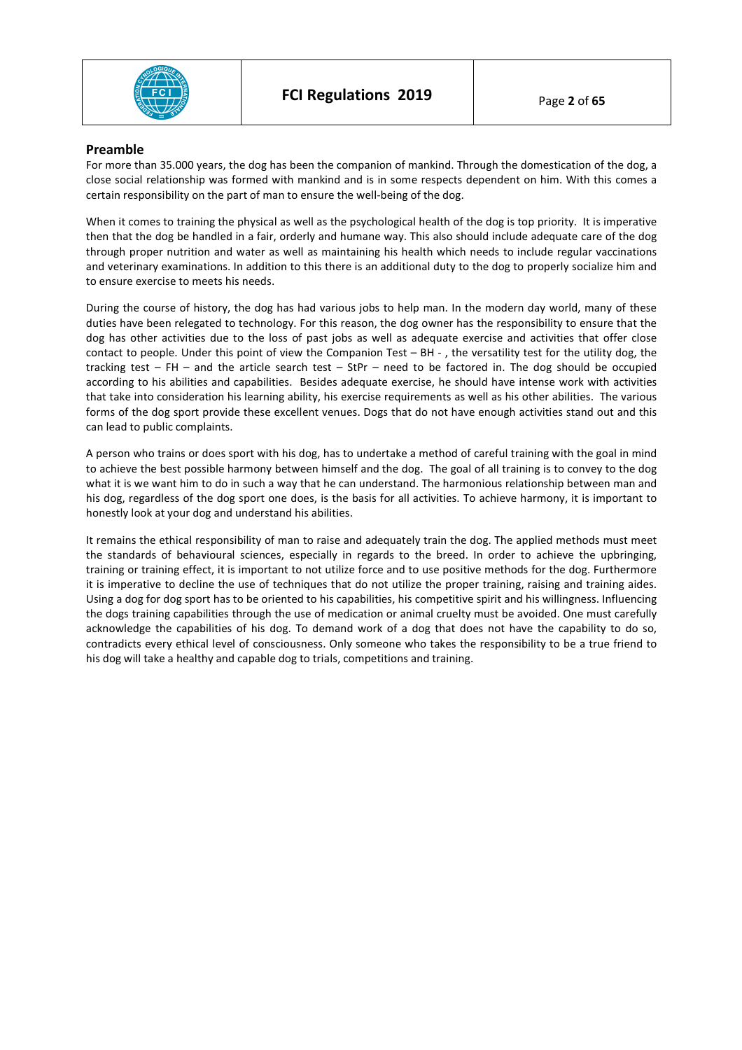## Preamble

For more than 35.000 years, the dog has been the companion of mankind. Through the domestication of the dog, a close social relationship was formed with mankind and is in some respects dependent on him. With this comes a certain responsibility on the part of man to ensure the well-being of the dog.

When it comes to training the physical as well as the psychological health of the dog is top priority. It is imperative then that the dog be handled in a fair, orderly and humane way. This also should include adequate care of the dog through proper nutrition and water as well as maintaining his health which needs to include regular vaccinations and veterinary examinations. In addition to this there is an additional duty to the dog to properly socialize him and to ensure exercise to meets his needs.

During the course of history, the dog has had various jobs to help man. In the modern day world, many of these duties have been relegated to technology. For this reason, the dog owner has the responsibility to ensure that the dog has other activities due to the loss of past jobs as well as adequate exercise and activities that offer close contact to people. Under this point of view the Companion Test – BH - , the versatility test for the utility dog, the tracking test – FH – and the article search test – StPr – need to be factored in. The dog should be occupied according to his abilities and capabilities. Besides adequate exercise, he should have intense work with activities that take into consideration his learning ability, his exercise requirements as well as his other abilities. The various forms of the dog sport provide these excellent venues. Dogs that do not have enough activities stand out and this can lead to public complaints.

A person who trains or does sport with his dog, has to undertake a method of careful training with the goal in mind to achieve the best possible harmony between himself and the dog. The goal of all training is to convey to the dog what it is we want him to do in such a way that he can understand. The harmonious relationship between man and his dog, regardless of the dog sport one does, is the basis for all activities. To achieve harmony, it is important to honestly look at your dog and understand his abilities.

It remains the ethical responsibility of man to raise and adequately train the dog. The applied methods must meet the standards of behavioural sciences, especially in regards to the breed. In order to achieve the upbringing, training or training effect, it is important to not utilize force and to use positive methods for the dog. Furthermore it is imperative to decline the use of techniques that do not utilize the proper training, raising and training aides. Using a dog for dog sport has to be oriented to his capabilities, his competitive spirit and his willingness. Influencing the dogs training capabilities through the use of medication or animal cruelty must be avoided. One must carefully acknowledge the capabilities of his dog. To demand work of a dog that does not have the capability to do so, contradicts every ethical level of consciousness. Only someone who takes the responsibility to be a true friend to his dog will take a healthy and capable dog to trials, competitions and training.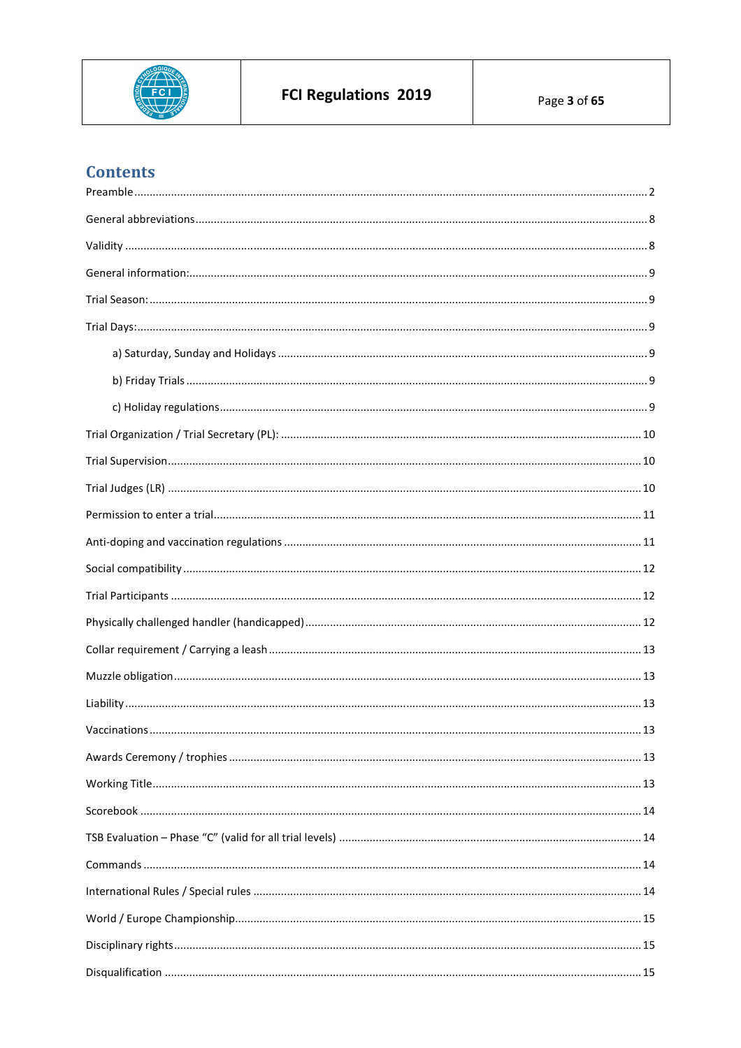# Contents

Preamble .......... 2

General abbreviations .......... 8

Validity .......... 8

General information: .......... 9

Trial Season: .......... 9

Trial Days: .......... 9

- a) Saturday, Sunday and Holidays .......... 9
- b) Friday Trials .......... 9
- c) Holiday regulations .......... 9

Trial Organization / Trial Secretary (PL): .......... 10

Trial Supervision .......... 10

Trial Judges (LR) .......... 10

Permission to enter a trial .......... 11

Anti-doping and vaccination regulations .......... 11

Social compatibility .......... 12

Trial Participants .......... 12

Physically challenged handler (handicapped) .......... 12

Collar requirement / Carrying a leash .......... 13

Muzzle obligation .......... 13

Liability .......... 13

Vaccinations .......... 13

Awards Ceremony / trophies .......... 13

Working Title .......... 13

Scorebook .......... 14

TSB Evaluation – Phase “C” (valid for all trial levels) .......... 14

Commands .......... 14

International Rules / Special rules .......... 14

World / Europe Championship .......... 15

Disciplinary rights .......... 15

Disqualification .......... 15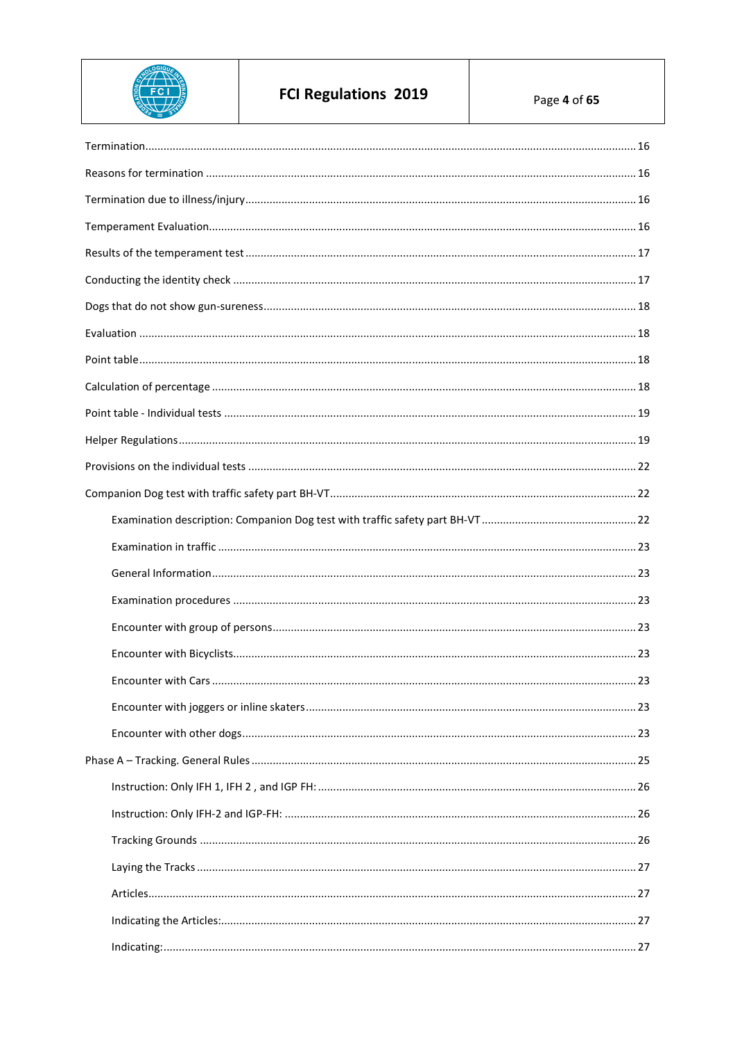Termination ... 16

Reasons for termination ... 16

Termination due to illness/injury ... 16

Temperament Evaluation ... 16

Results of the temperament test ... 17

Conducting the identity check ... 17

Dogs that do not show gun-sureness ... 18

Evaluation ... 18

Point table ... 18

Calculation of percentage ... 18

Point table - Individual tests ... 19

Helper Regulations ... 19

Provisions on the individual tests ... 22

Companion Dog test with traffic safety part BH-VT ... 22

- Examination description: Companion Dog test with traffic safety part BH-VT ... 22
- Examination in traffic ... 23
- General Information ... 23
- Examination procedures ... 23
- Encounter with group of persons ... 23
- Encounter with Bicyclists ... 23
- Encounter with Cars ... 23
- Encounter with joggers or inline skaters ... 23
- Encounter with other dogs ... 23

Phase A – Tracking. General Rules ... 25

- Instruction: Only IFH 1, IFH 2 , and IGP FH: ... 26
- Instruction: Only IFH-2 and IGP-FH: ... 26
- Tracking Grounds ... 26
- Laying the Tracks ... 27
- Articles ... 27
- Indicating the Articles: ... 27
- Indicating: ... 27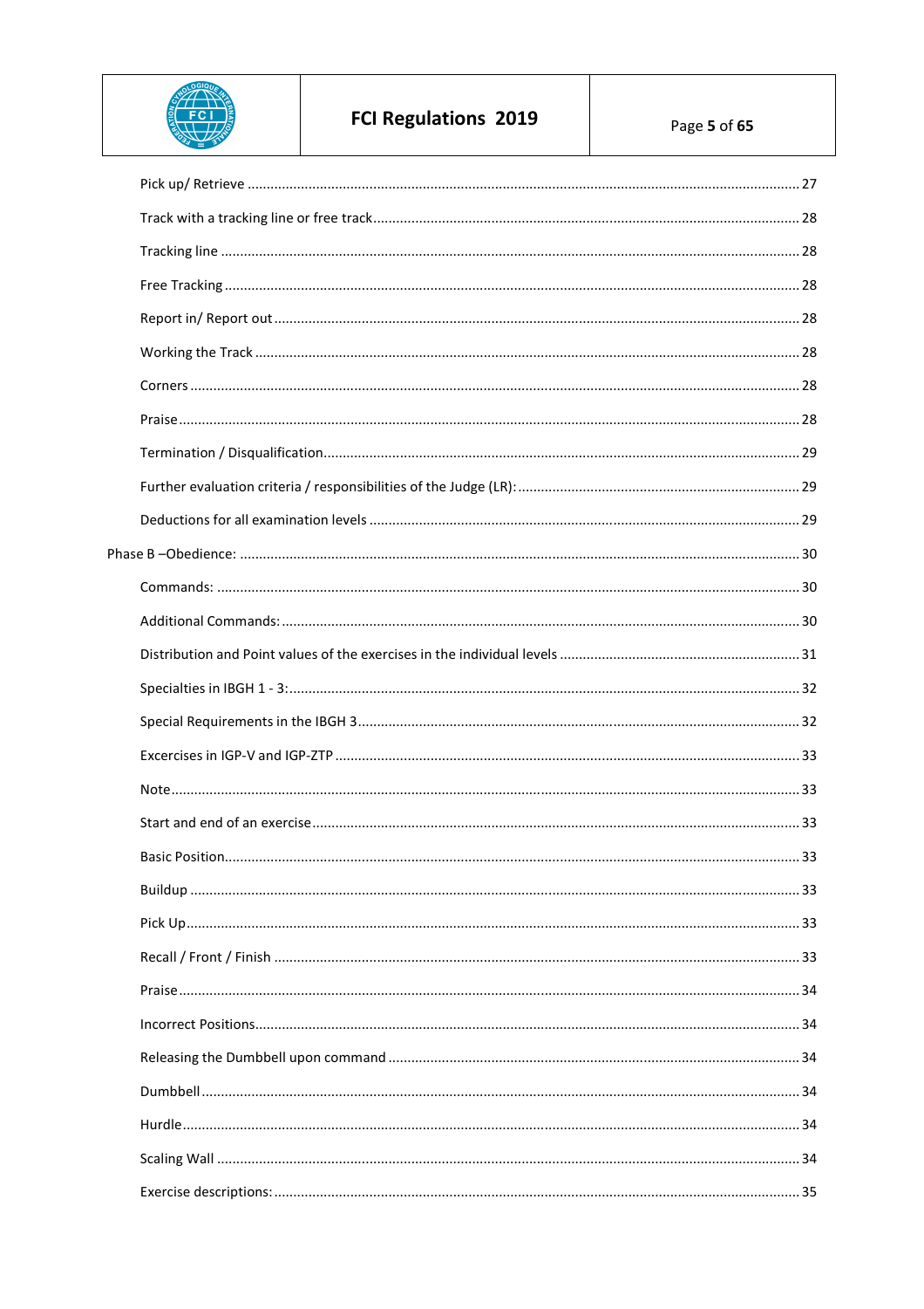Pick up/ Retrieve ........................................................................................................................................ 27

Track with a tracking line or free track ......................................................................................................... 28

Tracking line ................................................................................................................................................ 28

Free Tracking ............................................................................................................................................... 28

Report in/ Report out .................................................................................................................................. 28

Working the Track ....................................................................................................................................... 28

Corners ........................................................................................................................................................ 28

Praise ........................................................................................................................................................... 28

Termination / Disqualification ..................................................................................................................... 29

Further evaluation criteria / responsibilities of the Judge (LR): ................................................................... 29

Deductions for all examination levels ......................................................................................................... 29

Phase B –Obedience: ....................................................................................................................................... 30

Commands: .................................................................................................................................................. 30

Additional Commands: ................................................................................................................................. 30

Distribution and Point values of the exercises in the individual levels ....................................................... 31

Specialties in IBGH 1 - 3: .............................................................................................................................. 32

Special Requirements in the IBGH 3 ............................................................................................................ 32

Excercises in IGP-V and IGP-ZTP .................................................................................................................. 33

Note ............................................................................................................................................................. 33

Start and end of an exercise ........................................................................................................................ 33

Basic Position ............................................................................................................................................... 33

Buildup ........................................................................................................................................................ 33

Pick Up ......................................................................................................................................................... 33

Recall / Front / Finish .................................................................................................................................. 33

Praise ........................................................................................................................................................... 34

Incorrect Positions ....................................................................................................................................... 34

Releasing the Dumbbell upon command .................................................................................................... 34

Dumbbell ..................................................................................................................................................... 34

Hurdle .......................................................................................................................................................... 34

Scaling Wall ................................................................................................................................................. 34

Exercise descriptions: .................................................................................................................................. 35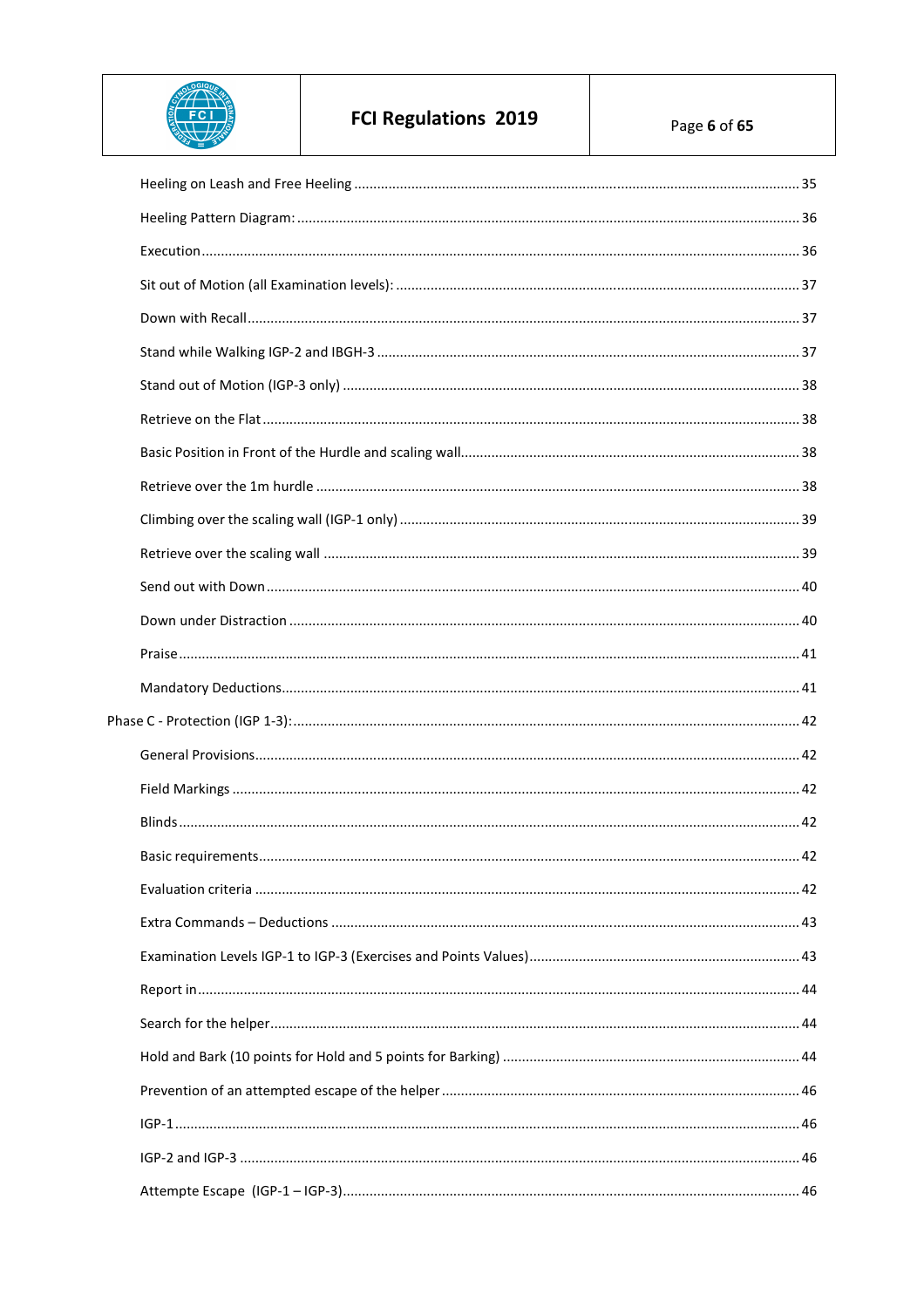Heeling on Leash and Free Heeling ........................................................................................................ 35

Heeling Pattern Diagram: ..................................................................................................................... 36

Execution ............................................................................................................................................. 36

Sit out of Motion (all Examination levels): ........................................................................................... 37

Down with Recall .................................................................................................................................. 37

Stand while Walking IGP-2 and IBGH-3 ................................................................................................ 37

Stand out of Motion (IGP-3 only) ......................................................................................................... 38

Retrieve on the Flat .............................................................................................................................. 38

Basic Position in Front of the Hurdle and scaling wall .......................................................................... 38

Retrieve over the 1m hurdle ................................................................................................................ 38

Climbing over the scaling wall (IGP-1 only) .......................................................................................... 39

Retrieve over the scaling wall .............................................................................................................. 39

Send out with Down ............................................................................................................................. 40

Down under Distraction ....................................................................................................................... 40

Praise .................................................................................................................................................... 41

Mandatory Deductions ......................................................................................................................... 41

Phase C - Protection (IGP 1-3): ................................................................................................................ 42

General Provisions ................................................................................................................................ 42

Field Markings ...................................................................................................................................... 42

Blinds .................................................................................................................................................... 42

Basic requirements ............................................................................................................................... 42

Evaluation criteria ................................................................................................................................ 42

Extra Commands – Deductions ............................................................................................................ 43

Examination Levels IGP-1 to IGP-3 (Exercises and Points Values) ........................................................ 43

Report in ............................................................................................................................................... 44

Search for the helper ............................................................................................................................ 44

Hold and Bark (10 points for Hold and 5 points for Barking) ................................................................ 44

Prevention of an attempted escape of the helper ............................................................................... 46

IGP-1 ..................................................................................................................................................... 46

IGP-2 and IGP-3 .................................................................................................................................... 46

Attempte Escape (IGP-1 – IGP-3) .......................................................................................................... 46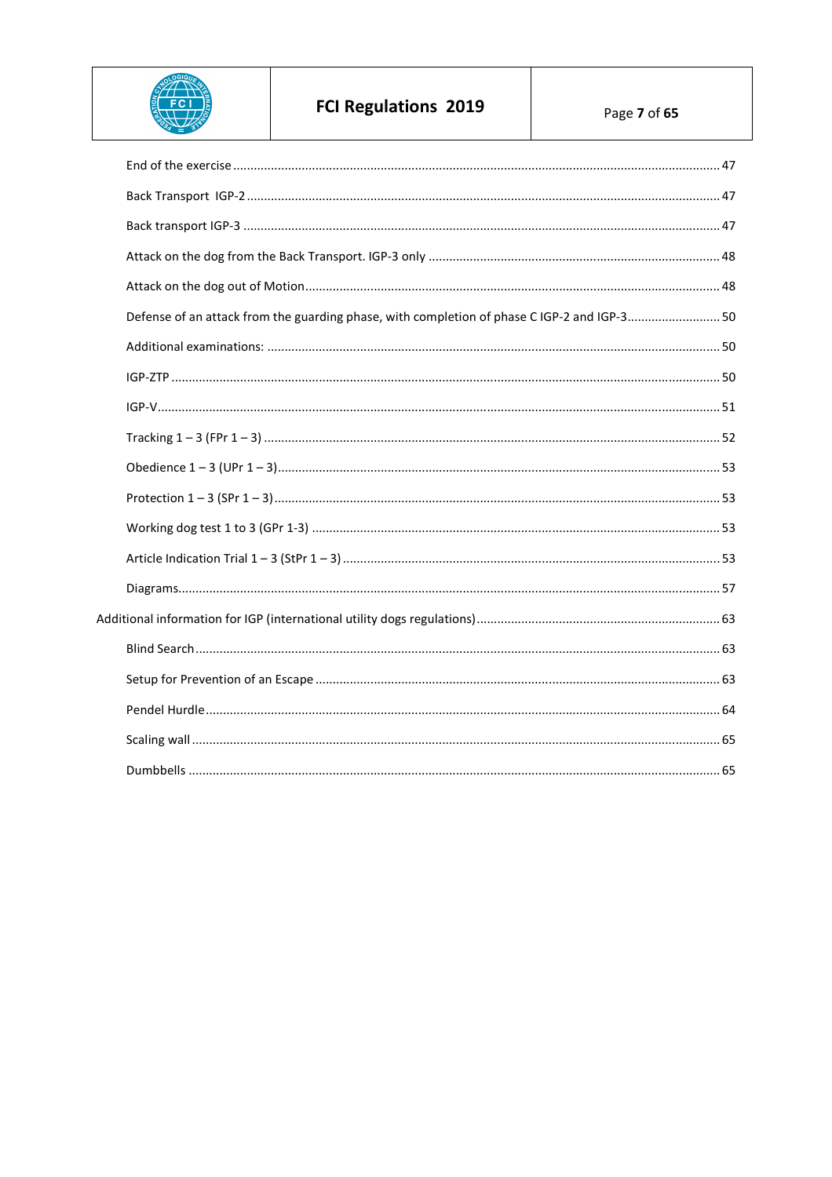- End of the exercise ... 47
- Back Transport IGP-2 ... 47
- Back transport IGP-3 ... 47
- Attack on the dog from the Back Transport. IGP-3 only ... 48
- Attack on the dog out of Motion ... 48
- Defense of an attack from the guarding phase, with completion of phase C IGP-2 and IGP-3 ... 50
- Additional examinations: ... 50
- IGP-ZTP ... 50
- IGP-V ... 51
- Tracking 1 – 3 (FPr 1 – 3) ... 52
- Obedience 1 – 3 (UPr 1 – 3) ... 53
- Protection 1 – 3 (SPr 1 – 3) ... 53
- Working dog test 1 to 3 (GPr 1-3) ... 53
- Article Indication Trial 1 – 3 (StPr 1 – 3) ... 53
- Diagrams ... 57

Additional information for IGP (international utility dogs regulations) ... 63

- Blind Search ... 63
- Setup for Prevention of an Escape ... 63
- Pendel Hurdle ... 64
- Scaling wall ... 65
- Dumbbells ... 65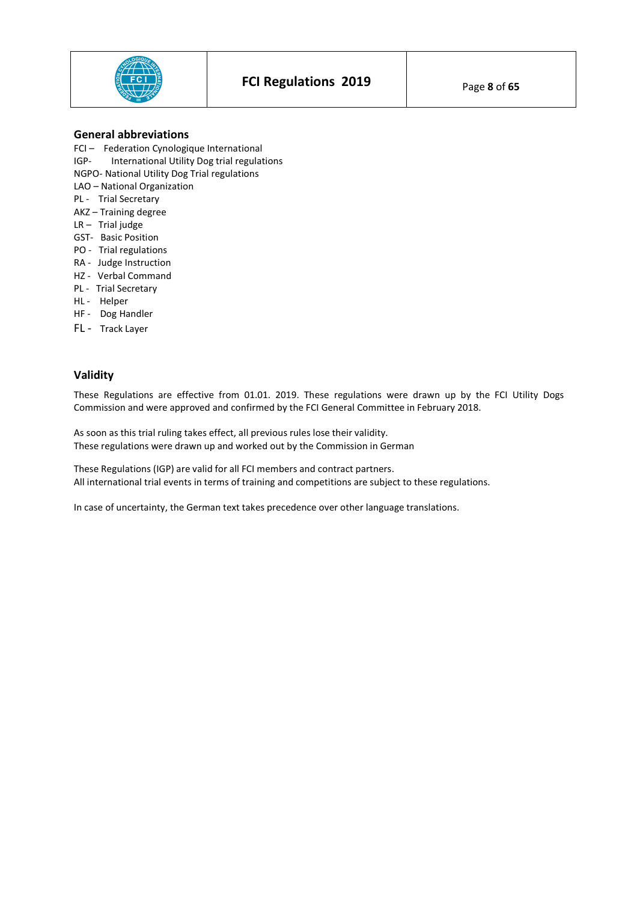## General abbreviations

FCI – Federation Cynologique International
IGP- International Utility Dog trial regulations
NGPO- National Utility Dog Trial regulations
LAO – National Organization
PL - Trial Secretary
AKZ – Training degree
LR – Trial judge
GST- Basic Position
PO - Trial regulations
RA - Judge Instruction
HZ - Verbal Command
PL - Trial Secretary
HL - Helper
HF - Dog Handler
FL - Track Layer

## Validity

These Regulations are effective from 01.01. 2019. These regulations were drawn up by the FCI Utility Dogs Commission and were approved and confirmed by the FCI General Committee in February 2018.

As soon as this trial ruling takes effect, all previous rules lose their validity.
These regulations were drawn up and worked out by the Commission in German

These Regulations (IGP) are valid for all FCI members and contract partners.
All international trial events in terms of training and competitions are subject to these regulations.

In case of uncertainty, the German text takes precedence over other language translations.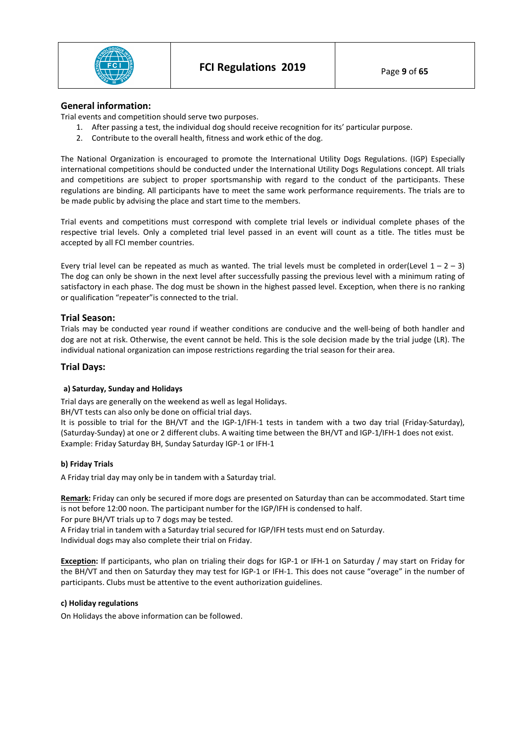## General information:

Trial events and competition should serve two purposes.

1. After passing a test, the individual dog should receive recognition for its' particular purpose.
2. Contribute to the overall health, fitness and work ethic of the dog.

The National Organization is encouraged to promote the International Utility Dogs Regulations. (IGP) Especially international competitions should be conducted under the International Utility Dogs Regulations concept. All trials and competitions are subject to proper sportsmanship with regard to the conduct of the participants. These regulations are binding. All participants have to meet the same work performance requirements. The trials are to be made public by advising the place and start time to the members.

Trial events and competitions must correspond with complete trial levels or individual complete phases of the respective trial levels. Only a completed trial level passed in an event will count as a title. The titles must be accepted by all FCI member countries.

Every trial level can be repeated as much as wanted. The trial levels must be completed in order(Level 1 – 2 – 3) The dog can only be shown in the next level after successfully passing the previous level with a minimum rating of satisfactory in each phase. The dog must be shown in the highest passed level. Exception, when there is no ranking or qualification "repeater"is connected to the trial.

## Trial Season:

Trials may be conducted year round if weather conditions are conducive and the well-being of both handler and dog are not at risk. Otherwise, the event cannot be held. This is the sole decision made by the trial judge (LR). The individual national organization can impose restrictions regarding the trial season for their area.

## Trial Days:

#### a) Saturday, Sunday and Holidays

Trial days are generally on the weekend as well as legal Holidays.
BH/VT tests can also only be done on official trial days.
It is possible to trial for the BH/VT and the IGP-1/IFH-1 tests in tandem with a two day trial (Friday-Saturday), (Saturday-Sunday) at one or 2 different clubs. A waiting time between the BH/VT and IGP-1/IFH-1 does not exist.
Example: Friday Saturday BH, Sunday Saturday IGP-1 or IFH-1

#### b) Friday Trials

A Friday trial day may only be in tandem with a Saturday trial.

**<u>Remark</u>:** Friday can only be secured if more dogs are presented on Saturday than can be accommodated. Start time is not before 12:00 noon. The participant number for the IGP/IFH is condensed to half.
For pure BH/VT trials up to 7 dogs may be tested.
A Friday trial in tandem with a Saturday trial secured for IGP/IFH tests must end on Saturday.
Individual dogs may also complete their trial on Friday.

**<u>Exception</u>:** If participants, who plan on trialing their dogs for IGP-1 or IFH-1 on Saturday / may start on Friday for the BH/VT and then on Saturday they may test for IGP-1 or IFH-1. This does not cause "overage" in the number of participants. Clubs must be attentive to the event authorization guidelines.

#### c) Holiday regulations

On Holidays the above information can be followed.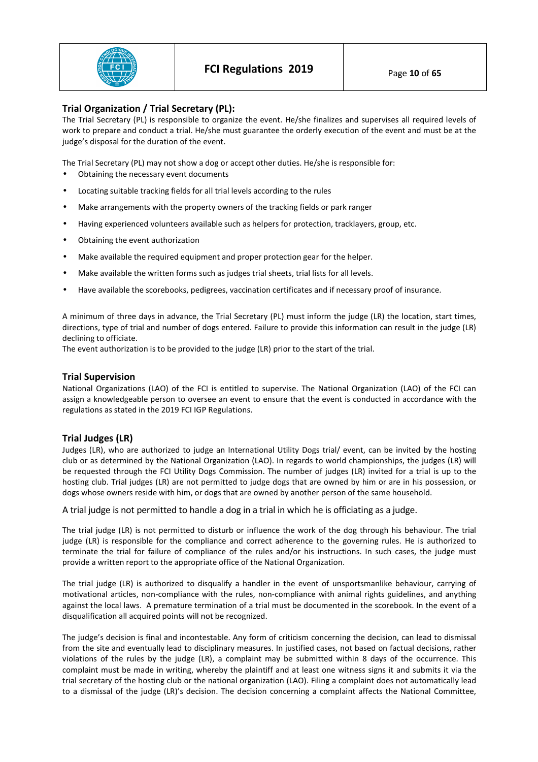## Trial Organization / Trial Secretary (PL):

The Trial Secretary (PL) is responsible to organize the event. He/she finalizes and supervises all required levels of work to prepare and conduct a trial. He/she must guarantee the orderly execution of the event and must be at the judge's disposal for the duration of the event.

The Trial Secretary (PL) may not show a dog or accept other duties. He/she is responsible for:

- Obtaining the necessary event documents
- Locating suitable tracking fields for all trial levels according to the rules
- Make arrangements with the property owners of the tracking fields or park ranger
- Having experienced volunteers available such as helpers for protection, tracklayers, group, etc.
- Obtaining the event authorization
- Make available the required equipment and proper protection gear for the helper.
- Make available the written forms such as judges trial sheets, trial lists for all levels.
- Have available the scorebooks, pedigrees, vaccination certificates and if necessary proof of insurance.

A minimum of three days in advance, the Trial Secretary (PL) must inform the judge (LR) the location, start times, directions, type of trial and number of dogs entered. Failure to provide this information can result in the judge (LR) declining to officiate.
The event authorization is to be provided to the judge (LR) prior to the start of the trial.

## Trial Supervision

National Organizations (LAO) of the FCI is entitled to supervise. The National Organization (LAO) of the FCI can assign a knowledgeable person to oversee an event to ensure that the event is conducted in accordance with the regulations as stated in the 2019 FCI IGP Regulations.

## Trial Judges (LR)

Judges (LR), who are authorized to judge an International Utility Dogs trial/ event, can be invited by the hosting club or as determined by the National Organization (LAO). In regards to world championships, the judges (LR) will be requested through the FCI Utility Dogs Commission. The number of judges (LR) invited for a trial is up to the hosting club. Trial judges (LR) are not permitted to judge dogs that are owned by him or are in his possession, or dogs whose owners reside with him, or dogs that are owned by another person of the same household.

A trial judge is not permitted to handle a dog in a trial in which he is officiating as a judge.

The trial judge (LR) is not permitted to disturb or influence the work of the dog through his behaviour. The trial judge (LR) is responsible for the compliance and correct adherence to the governing rules. He is authorized to terminate the trial for failure of compliance of the rules and/or his instructions. In such cases, the judge must provide a written report to the appropriate office of the National Organization.

The trial judge (LR) is authorized to disqualify a handler in the event of unsportsmanlike behaviour, carrying of motivational articles, non-compliance with the rules, non-compliance with animal rights guidelines, and anything against the local laws. A premature termination of a trial must be documented in the scorebook. In the event of a disqualification all acquired points will not be recognized.

The judge's decision is final and incontestable. Any form of criticism concerning the decision, can lead to dismissal from the site and eventually lead to disciplinary measures. In justified cases, not based on factual decisions, rather violations of the rules by the judge (LR), a complaint may be submitted within 8 days of the occurrence. This complaint must be made in writing, whereby the plaintiff and at least one witness signs it and submits it via the trial secretary of the hosting club or the national organization (LAO). Filing a complaint does not automatically lead to a dismissal of the judge (LR)'s decision. The decision concerning a complaint affects the National Committee,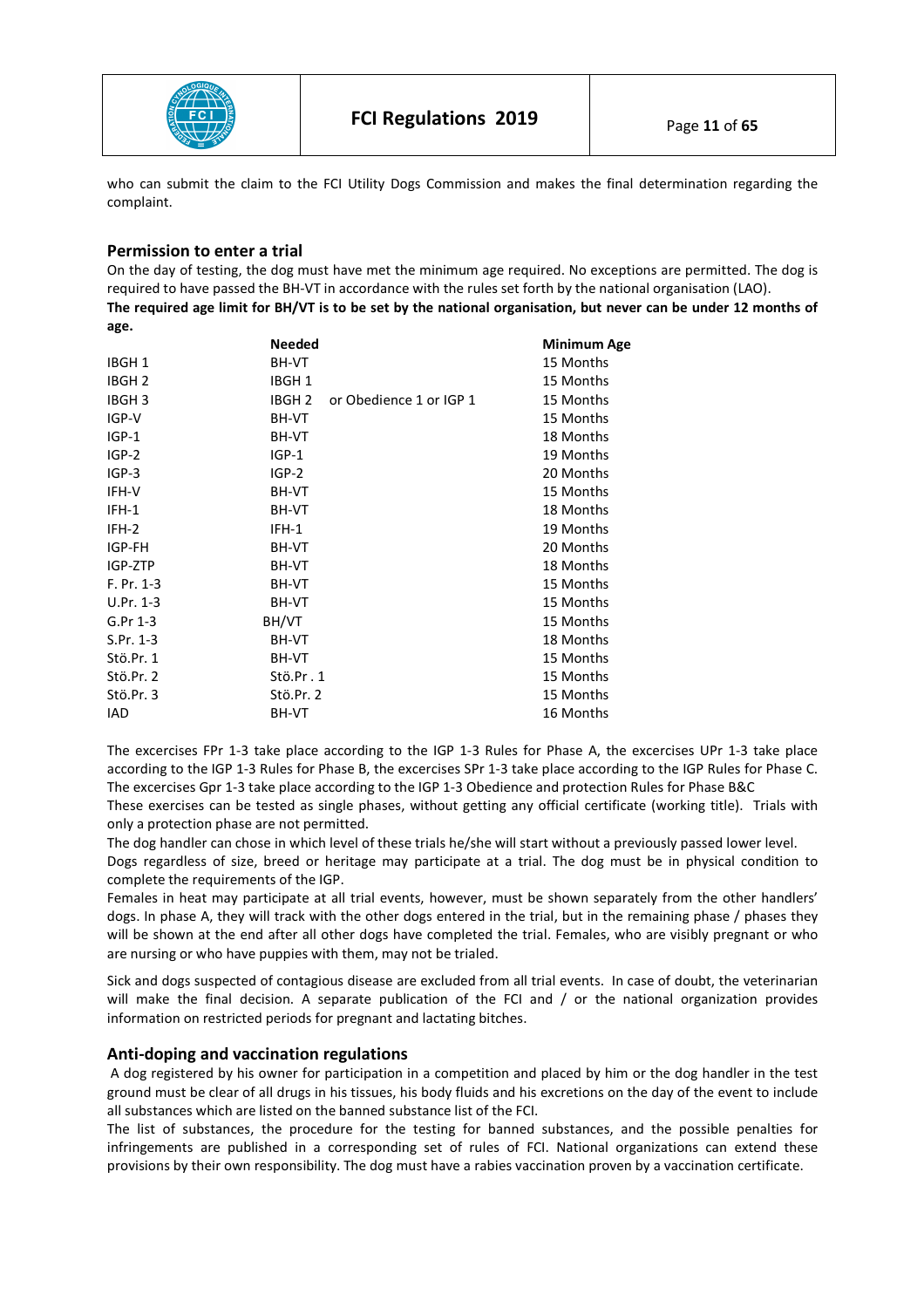who can submit the claim to the FCI Utility Dogs Commission and makes the final determination regarding the complaint.

## Permission to enter a trial

On the day of testing, the dog must have met the minimum age required. No exceptions are permitted. The dog is required to have passed the BH-VT in accordance with the rules set forth by the national organisation (LAO).

**The required age limit for BH/VT is to be set by the national organisation, but never can be under 12 months of age.**

| | Needed | Minimum Age |
|---|---|---|
| IBGH 1 | BH-VT | 15 Months |
| IBGH 2 | IBGH 1 | 15 Months |
| IBGH 3 | IBGH 2 or Obedience 1 or IGP 1 | 15 Months |
| IGP-V | BH-VT | 15 Months |
| IGP-1 | BH-VT | 18 Months |
| IGP-2 | IGP-1 | 19 Months |
| IGP-3 | IGP-2 | 20 Months |
| IFH-V | BH-VT | 15 Months |
| IFH-1 | BH-VT | 18 Months |
| IFH-2 | IFH-1 | 19 Months |
| IGP-FH | BH-VT | 20 Months |
| IGP-ZTP | BH-VT | 18 Months |
| F. Pr. 1-3 | BH-VT | 15 Months |
| U.Pr. 1-3 | BH-VT | 15 Months |
| G.Pr 1-3 | BH/VT | 15 Months |
| S.Pr. 1-3 | BH-VT | 18 Months |
| Stö.Pr. 1 | BH-VT | 15 Months |
| Stö.Pr. 2 | Stö.Pr . 1 | 15 Months |
| Stö.Pr. 3 | Stö.Pr. 2 | 15 Months |
| IAD | BH-VT | 16 Months |

The excercises FPr 1-3 take place according to the IGP 1-3 Rules for Phase A, the excercises UPr 1-3 take place according to the IGP 1-3 Rules for Phase B, the excercises SPr 1-3 take place according to the IGP Rules for Phase C. The excercises Gpr 1-3 take place according to the IGP 1-3 Obedience and protection Rules for Phase B&C

These exercises can be tested as single phases, without getting any official certificate (working title). Trials with only a protection phase are not permitted.

The dog handler can chose in which level of these trials he/she will start without a previously passed lower level.

Dogs regardless of size, breed or heritage may participate at a trial. The dog must be in physical condition to complete the requirements of the IGP.

Females in heat may participate at all trial events, however, must be shown separately from the other handlers' dogs. In phase A, they will track with the other dogs entered in the trial, but in the remaining phase / phases they will be shown at the end after all other dogs have completed the trial. Females, who are visibly pregnant or who are nursing or who have puppies with them, may not be trialed.

Sick and dogs suspected of contagious disease are excluded from all trial events. In case of doubt, the veterinarian will make the final decision. A separate publication of the FCI and / or the national organization provides information on restricted periods for pregnant and lactating bitches.

## Anti-doping and vaccination regulations

A dog registered by his owner for participation in a competition and placed by him or the dog handler in the test ground must be clear of all drugs in his tissues, his body fluids and his excretions on the day of the event to include all substances which are listed on the banned substance list of the FCI.

The list of substances, the procedure for the testing for banned substances, and the possible penalties for infringements are published in a corresponding set of rules of FCI. National organizations can extend these provisions by their own responsibility. The dog must have a rabies vaccination proven by a vaccination certificate.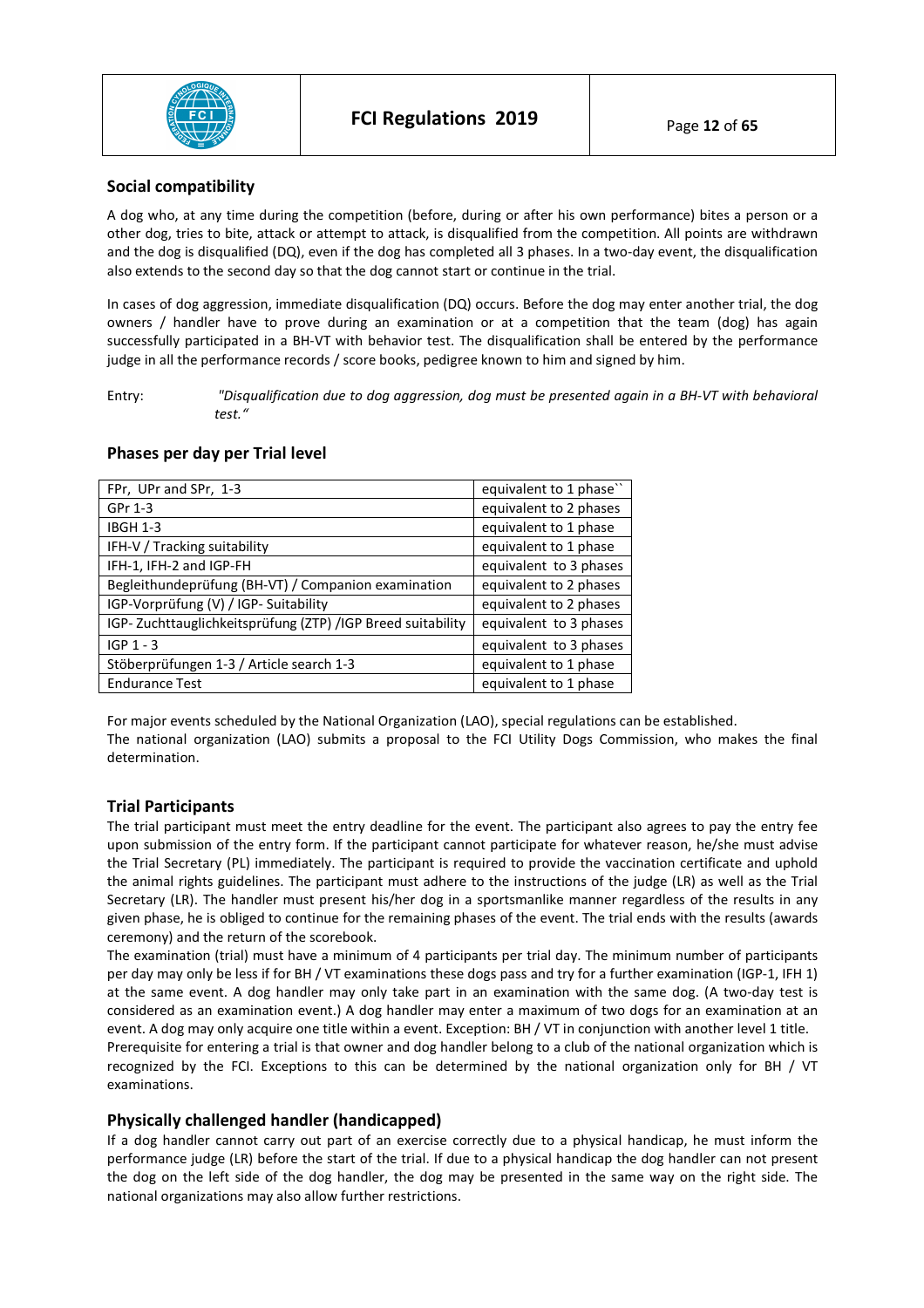## Social compatibility

A dog who, at any time during the competition (before, during or after his own performance) bites a person or a other dog, tries to bite, attack or attempt to attack, is disqualified from the competition. All points are withdrawn and the dog is disqualified (DQ), even if the dog has completed all 3 phases. In a two-day event, the disqualification also extends to the second day so that the dog cannot start or continue in the trial.

In cases of dog aggression, immediate disqualification (DQ) occurs. Before the dog may enter another trial, the dog owners / handler have to prove during an examination or at a competition that the team (dog) has again successfully participated in a BH-VT with behavior test. The disqualification shall be entered by the performance judge in all the performance records / score books, pedigree known to him and signed by him.

Entry: *"Disqualification due to dog aggression, dog must be presented again in a BH-VT with behavioral test."*

## Phases per day per Trial level

| | |
|---|---|
| FPr, UPr and SPr, 1-3 | equivalent to 1 phase`` |
| GPr 1-3 | equivalent to 2 phases |
| IBGH 1-3 | equivalent to 1 phase |
| IFH-V / Tracking suitability | equivalent to 1 phase |
| IFH-1, IFH-2 and IGP-FH | equivalent to 3 phases |
| Begleithundeprüfung (BH-VT) / Companion examination | equivalent to 2 phases |
| IGP-Vorprüfung (V) / IGP- Suitability | equivalent to 2 phases |
| IGP- Zuchttauglichkeitsprüfung (ZTP) /IGP Breed suitability | equivalent to 3 phases |
| IGP 1 - 3 | equivalent to 3 phases |
| Stöberprüfungen 1-3 / Article search 1-3 | equivalent to 1 phase |
| Endurance Test | equivalent to 1 phase |

For major events scheduled by the National Organization (LAO), special regulations can be established.
The national organization (LAO) submits a proposal to the FCI Utility Dogs Commission, who makes the final determination.

## Trial Participants

The trial participant must meet the entry deadline for the event. The participant also agrees to pay the entry fee upon submission of the entry form. If the participant cannot participate for whatever reason, he/she must advise the Trial Secretary (PL) immediately. The participant is required to provide the vaccination certificate and uphold the animal rights guidelines. The participant must adhere to the instructions of the judge (LR) as well as the Trial Secretary (LR). The handler must present his/her dog in a sportsmanlike manner regardless of the results in any given phase, he is obliged to continue for the remaining phases of the event. The trial ends with the results (awards ceremony) and the return of the scorebook.
The examination (trial) must have a minimum of 4 participants per trial day. The minimum number of participants per day may only be less if for BH / VT examinations these dogs pass and try for a further examination (IGP-1, IFH 1) at the same event. A dog handler may only take part in an examination with the same dog. (A two-day test is considered as an examination event.) A dog handler may enter a maximum of two dogs for an examination at an event. A dog may only acquire one title within a event. Exception: BH / VT in conjunction with another level 1 title.
Prerequisite for entering a trial is that owner and dog handler belong to a club of the national organization which is recognized by the FCI. Exceptions to this can be determined by the national organization only for BH / VT examinations.

## Physically challenged handler (handicapped)

If a dog handler cannot carry out part of an exercise correctly due to a physical handicap, he must inform the performance judge (LR) before the start of the trial. If due to a physical handicap the dog handler can not present the dog on the left side of the dog handler, the dog may be presented in the same way on the right side. The national organizations may also allow further restrictions.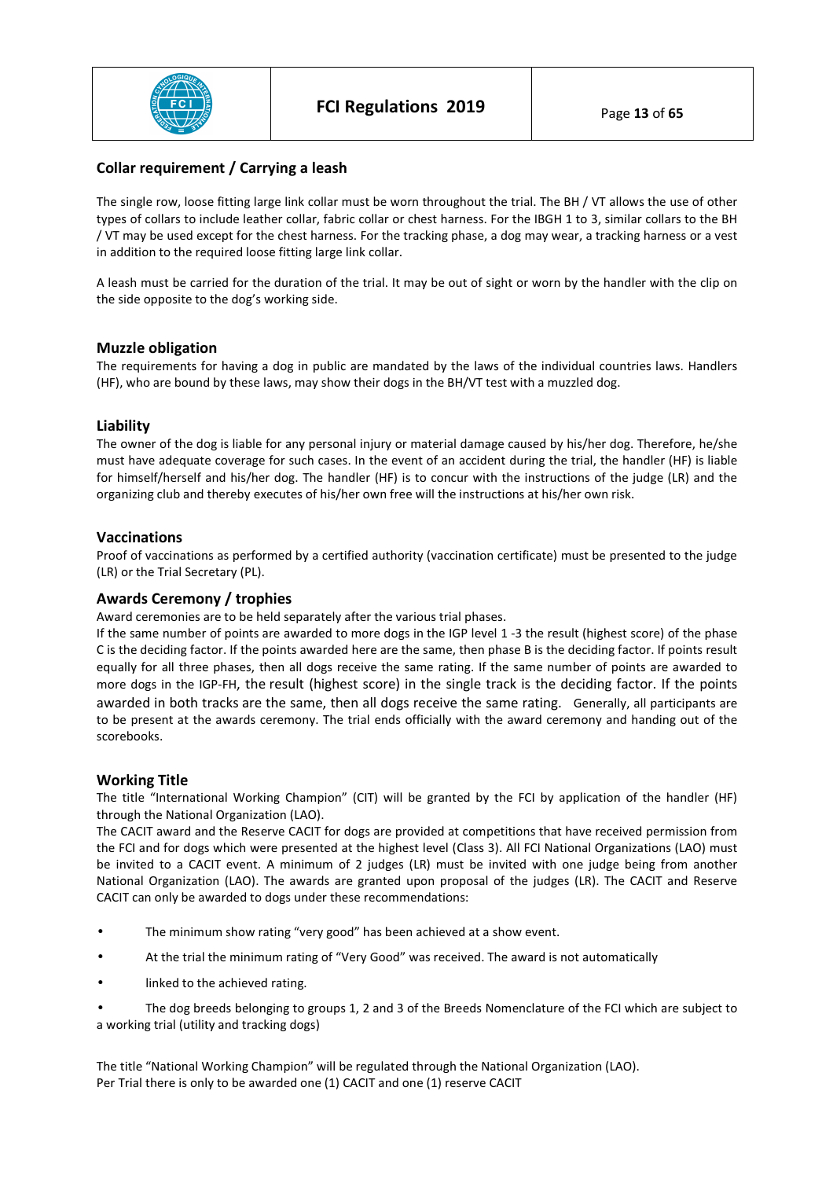## Collar requirement / Carrying a leash

The single row, loose fitting large link collar must be worn throughout the trial. The BH / VT allows the use of other types of collars to include leather collar, fabric collar or chest harness. For the IBGH 1 to 3, similar collars to the BH / VT may be used except for the chest harness. For the tracking phase, a dog may wear, a tracking harness or a vest in addition to the required loose fitting large link collar.

A leash must be carried for the duration of the trial. It may be out of sight or worn by the handler with the clip on the side opposite to the dog's working side.

## Muzzle obligation

The requirements for having a dog in public are mandated by the laws of the individual countries laws. Handlers (HF), who are bound by these laws, may show their dogs in the BH/VT test with a muzzled dog.

## Liability

The owner of the dog is liable for any personal injury or material damage caused by his/her dog. Therefore, he/she must have adequate coverage for such cases. In the event of an accident during the trial, the handler (HF) is liable for himself/herself and his/her dog. The handler (HF) is to concur with the instructions of the judge (LR) and the organizing club and thereby executes of his/her own free will the instructions at his/her own risk.

## Vaccinations

Proof of vaccinations as performed by a certified authority (vaccination certificate) must be presented to the judge (LR) or the Trial Secretary (PL).

## Awards Ceremony / trophies

Award ceremonies are to be held separately after the various trial phases.
If the same number of points are awarded to more dogs in the IGP level 1 -3 the result (highest score) of the phase C is the deciding factor. If the points awarded here are the same, then phase B is the deciding factor. If points result equally for all three phases, then all dogs receive the same rating. If the same number of points are awarded to more dogs in the IGP-FH, the result (highest score) in the single track is the deciding factor. If the points awarded in both tracks are the same, then all dogs receive the same rating. Generally, all participants are to be present at the awards ceremony. The trial ends officially with the award ceremony and handing out of the scorebooks.

## Working Title

The title "International Working Champion" (CIT) will be granted by the FCI by application of the handler (HF) through the National Organization (LAO).
The CACIT award and the Reserve CACIT for dogs are provided at competitions that have received permission from the FCI and for dogs which were presented at the highest level (Class 3). All FCI National Organizations (LAO) must be invited to a CACIT event. A minimum of 2 judges (LR) must be invited with one judge being from another National Organization (LAO). The awards are granted upon proposal of the judges (LR). The CACIT and Reserve CACIT can only be awarded to dogs under these recommendations:

- The minimum show rating "very good" has been achieved at a show event.
- At the trial the minimum rating of "Very Good" was received. The award is not automatically
- linked to the achieved rating.
- The dog breeds belonging to groups 1, 2 and 3 of the Breeds Nomenclature of the FCI which are subject to a working trial (utility and tracking dogs)

The title "National Working Champion" will be regulated through the National Organization (LAO).
Per Trial there is only to be awarded one (1) CACIT and one (1) reserve CACIT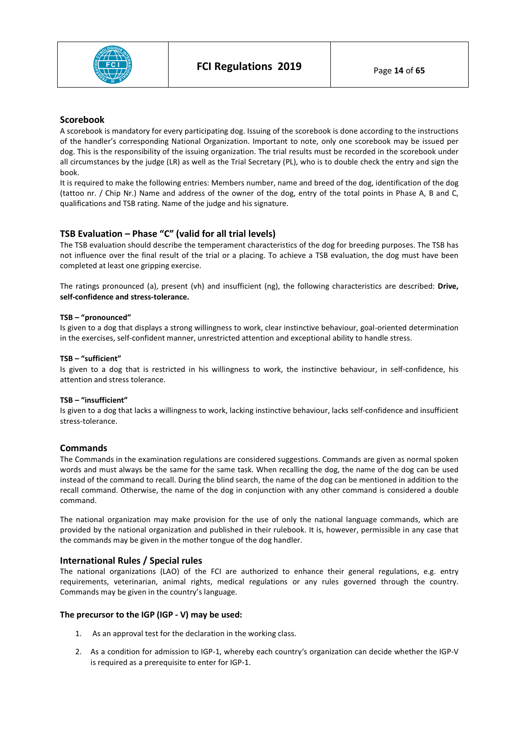## Scorebook

A scorebook is mandatory for every participating dog. Issuing of the scorebook is done according to the instructions of the handler's corresponding National Organization. Important to note, only one scorebook may be issued per dog. This is the responsibility of the issuing organization. The trial results must be recorded in the scorebook under all circumstances by the judge (LR) as well as the Trial Secretary (PL), who is to double check the entry and sign the book.

It is required to make the following entries: Members number, name and breed of the dog, identification of the dog (tattoo nr. / Chip Nr.) Name and address of the owner of the dog, entry of the total points in Phase A, B and C, qualifications and TSB rating. Name of the judge and his signature.

## TSB Evaluation – Phase "C" (valid for all trial levels)

The TSB evaluation should describe the temperament characteristics of the dog for breeding purposes. The TSB has not influence over the final result of the trial or a placing. To achieve a TSB evaluation, the dog must have been completed at least one gripping exercise.

The ratings pronounced (a), present (vh) and insufficient (ng), the following characteristics are described: **Drive, self-confidence and stress-tolerance.**

**TSB – "pronounced"**

Is given to a dog that displays a strong willingness to work, clear instinctive behaviour, goal-oriented determination in the exercises, self-confident manner, unrestricted attention and exceptional ability to handle stress.

**TSB – "sufficient"**

Is given to a dog that is restricted in his willingness to work, the instinctive behaviour, in self-confidence, his attention and stress tolerance.

**TSB – "insufficient"**

Is given to a dog that lacks a willingness to work, lacking instinctive behaviour, lacks self-confidence and insufficient stress-tolerance.

## Commands

The Commands in the examination regulations are considered suggestions. Commands are given as normal spoken words and must always be the same for the same task. When recalling the dog, the name of the dog can be used instead of the command to recall. During the blind search, the name of the dog can be mentioned in addition to the recall command. Otherwise, the name of the dog in conjunction with any other command is considered a double command.

The national organization may make provision for the use of only the national language commands, which are provided by the national organization and published in their rulebook. It is, however, permissible in any case that the commands may be given in the mother tongue of the dog handler.

## International Rules / Special rules

The national organizations (LAO) of the FCI are authorized to enhance their general regulations, e.g. entry requirements, veterinarian, animal rights, medical regulations or any rules governed through the country. Commands may be given in the country's language.

### The precursor to the IGP (IGP - V) may be used:

1. As an approval test for the declaration in the working class.
2. As a condition for admission to IGP-1, whereby each country's organization can decide whether the IGP-V is required as a prerequisite to enter for IGP-1.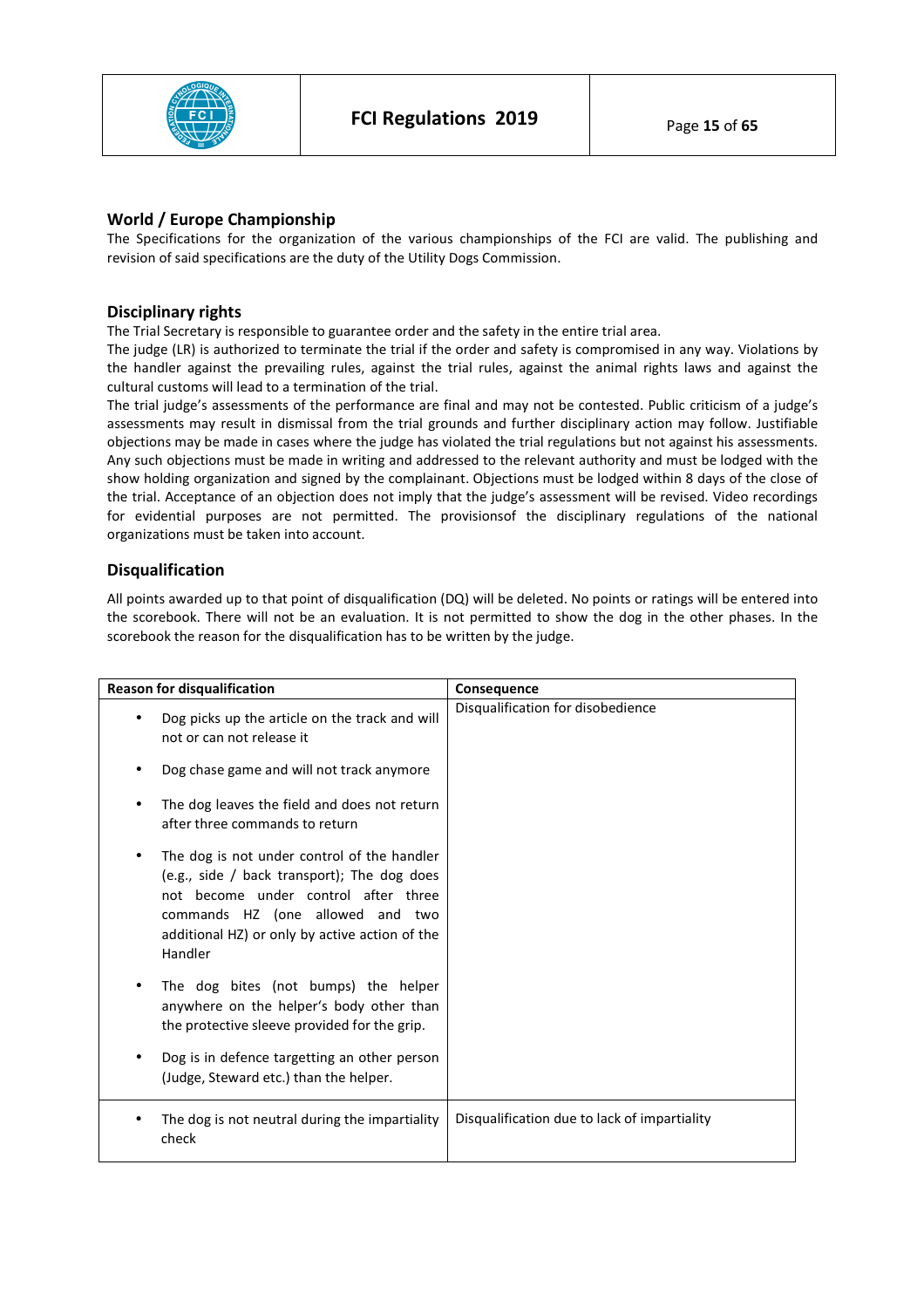## World / Europe Championship

The Specifications for the organization of the various championships of the FCI are valid. The publishing and revision of said specifications are the duty of the Utility Dogs Commission.

## Disciplinary rights

The Trial Secretary is responsible to guarantee order and the safety in the entire trial area.

The judge (LR) is authorized to terminate the trial if the order and safety is compromised in any way. Violations by the handler against the prevailing rules, against the trial rules, against the animal rights laws and against the cultural customs will lead to a termination of the trial.

The trial judge's assessments of the performance are final and may not be contested. Public criticism of a judge's assessments may result in dismissal from the trial grounds and further disciplinary action may follow. Justifiable objections may be made in cases where the judge has violated the trial regulations but not against his assessments. Any such objections must be made in writing and addressed to the relevant authority and must be lodged with the show holding organization and signed by the complainant. Objections must be lodged within 8 days of the close of the trial. Acceptance of an objection does not imply that the judge's assessment will be revised. Video recordings for evidential purposes are not permitted. The provisionsof the disciplinary regulations of the national organizations must be taken into account.

## Disqualification

All points awarded up to that point of disqualification (DQ) will be deleted. No points or ratings will be entered into the scorebook. There will not be an evaluation. It is not permitted to show the dog in the other phases. In the scorebook the reason for the disqualification has to be written by the judge.

| Reason for disqualification | Consequence |
|---|---|
| • Dog picks up the article on the track and will not or can not release it<br>• Dog chase game and will not track anymore<br>• The dog leaves the field and does not return after three commands to return<br>• The dog is not under control of the handler (e.g., side / back transport); The dog does not become under control after three commands HZ (one allowed and two additional HZ) or only by active action of the Handler<br>• The dog bites (not bumps) the helper anywhere on the helper's body other than the protective sleeve provided for the grip.<br>• Dog is in defence targetting an other person (Judge, Steward etc.) than the helper. | Disqualification for disobedience |
| • The dog is not neutral during the impartiality check | Disqualification due to lack of impartiality |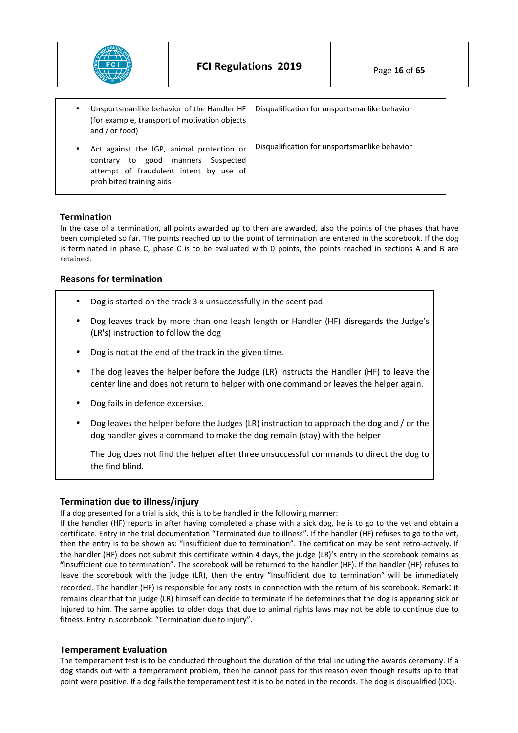| | |
|---|---|
| • Unsportsmanlike behavior of the Handler HF (for example, transport of motivation objects and / or food) | Disqualification for unsportsmanlike behavior |
| • Act against the IGP, animal protection or contrary to good manners Suspected attempt of fraudulent intent by use of prohibited training aids | Disqualification for unsportsmanlike behavior |

### Termination

In the case of a termination, all points awarded up to then are awarded, also the points of the phases that have been completed so far. The points reached up to the point of termination are entered in the scorebook. If the dog is terminated in phase C, phase C is to be evaluated with 0 points, the points reached in sections A and B are retained.

### Reasons for termination

- Dog is started on the track 3 x unsuccessfully in the scent pad
- Dog leaves track by more than one leash length or Handler (HF) disregards the Judge's (LR's) instruction to follow the dog
- Dog is not at the end of the track in the given time.
- The dog leaves the helper before the Judge (LR) instructs the Handler (HF) to leave the center line and does not return to helper with one command or leaves the helper again.
- Dog fails in defence excersise.
- Dog leaves the helper before the Judges (LR) instruction to approach the dog and / or the dog handler gives a command to make the dog remain (stay) with the helper

  The dog does not find the helper after three unsuccessful commands to direct the dog to the find blind.

### Termination due to illness/injury

If a dog presented for a trial is sick, this is to be handled in the following manner:
If the handler (HF) reports in after having completed a phase with a sick dog, he is to go to the vet and obtain a certificate. Entry in the trial documentation "Terminated due to illness". If the handler (HF) refuses to go to the vet, then the entry is to be shown as: "Insufficient due to termination". The certification may be sent retro-actively. If the handler (HF) does not submit this certificate within 4 days, the judge (LR)'s entry in the scorebook remains as "Insufficient due to termination". The scorebook will be returned to the handler (HF). If the handler (HF) refuses to leave the scorebook with the judge (LR), then the entry "Insufficient due to termination" will be immediately recorded. The handler (HF) is responsible for any costs in connection with the return of his scorebook. Remark: it remains clear that the judge (LR) himself can decide to terminate if he determines that the dog is appearing sick or injured to him. The same applies to older dogs that due to animal rights laws may not be able to continue due to fitness. Entry in scorebook: "Termination due to injury".

### Temperament Evaluation

The temperament test is to be conducted throughout the duration of the trial including the awards ceremony. If a dog stands out with a temperament problem, then he cannot pass for this reason even though results up to that point were positive. If a dog fails the temperament test it is to be noted in the records. The dog is disqualified (DQ).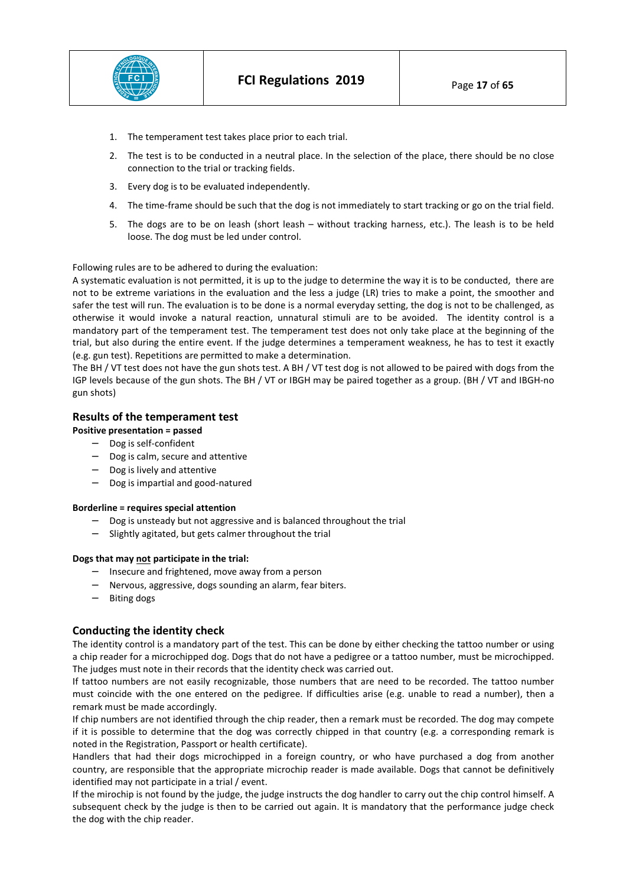1. The temperament test takes place prior to each trial.
2. The test is to be conducted in a neutral place. In the selection of the place, there should be no close connection to the trial or tracking fields.
3. Every dog is to be evaluated independently.
4. The time-frame should be such that the dog is not immediately to start tracking or go on the trial field.
5. The dogs are to be on leash (short leash – without tracking harness, etc.). The leash is to be held loose. The dog must be led under control.

Following rules are to be adhered to during the evaluation:
A systematic evaluation is not permitted, it is up to the judge to determine the way it is to be conducted, there are not to be extreme variations in the evaluation and the less a judge (LR) tries to make a point, the smoother and safer the test will run. The evaluation is to be done is a normal everyday setting, the dog is not to be challenged, as otherwise it would invoke a natural reaction, unnatural stimuli are to be avoided. The identity control is a mandatory part of the temperament test. The temperament test does not only take place at the beginning of the trial, but also during the entire event. If the judge determines a temperament weakness, he has to test it exactly (e.g. gun test). Repetitions are permitted to make a determination.
The BH / VT test does not have the gun shots test. A BH / VT test dog is not allowed to be paired with dogs from the IGP levels because of the gun shots. The BH / VT or IBGH may be paired together as a group. (BH / VT and IBGH-no gun shots)

## Results of the temperament test

**Positive presentation = passed**

- Dog is self-confident
- Dog is calm, secure and attentive
- Dog is lively and attentive
- Dog is impartial and good-natured

**Borderline = requires special attention**

- Dog is unsteady but not aggressive and is balanced throughout the trial
- Slightly agitated, but gets calmer throughout the trial

**Dogs that may not participate in the trial:**

- Insecure and frightened, move away from a person
- Nervous, aggressive, dogs sounding an alarm, fear biters.
- Biting dogs

## Conducting the identity check

The identity control is a mandatory part of the test. This can be done by either checking the tattoo number or using a chip reader for a microchipped dog. Dogs that do not have a pedigree or a tattoo number, must be microchipped. The judges must note in their records that the identity check was carried out.
If tattoo numbers are not easily recognizable, those numbers that are need to be recorded. The tattoo number must coincide with the one entered on the pedigree. If difficulties arise (e.g. unable to read a number), then a remark must be made accordingly.
If chip numbers are not identified through the chip reader, then a remark must be recorded. The dog may compete if it is possible to determine that the dog was correctly chipped in that country (e.g. a corresponding remark is noted in the Registration, Passport or health certificate).
Handlers that had their dogs microchipped in a foreign country, or who have purchased a dog from another country, are responsible that the appropriate microchip reader is made available. Dogs that cannot be definitively identified may not participate in a trial / event.
If the mirochip is not found by the judge, the judge instructs the dog handler to carry out the chip control himself. A subsequent check by the judge is then to be carried out again. It is mandatory that the performance judge check the dog with the chip reader.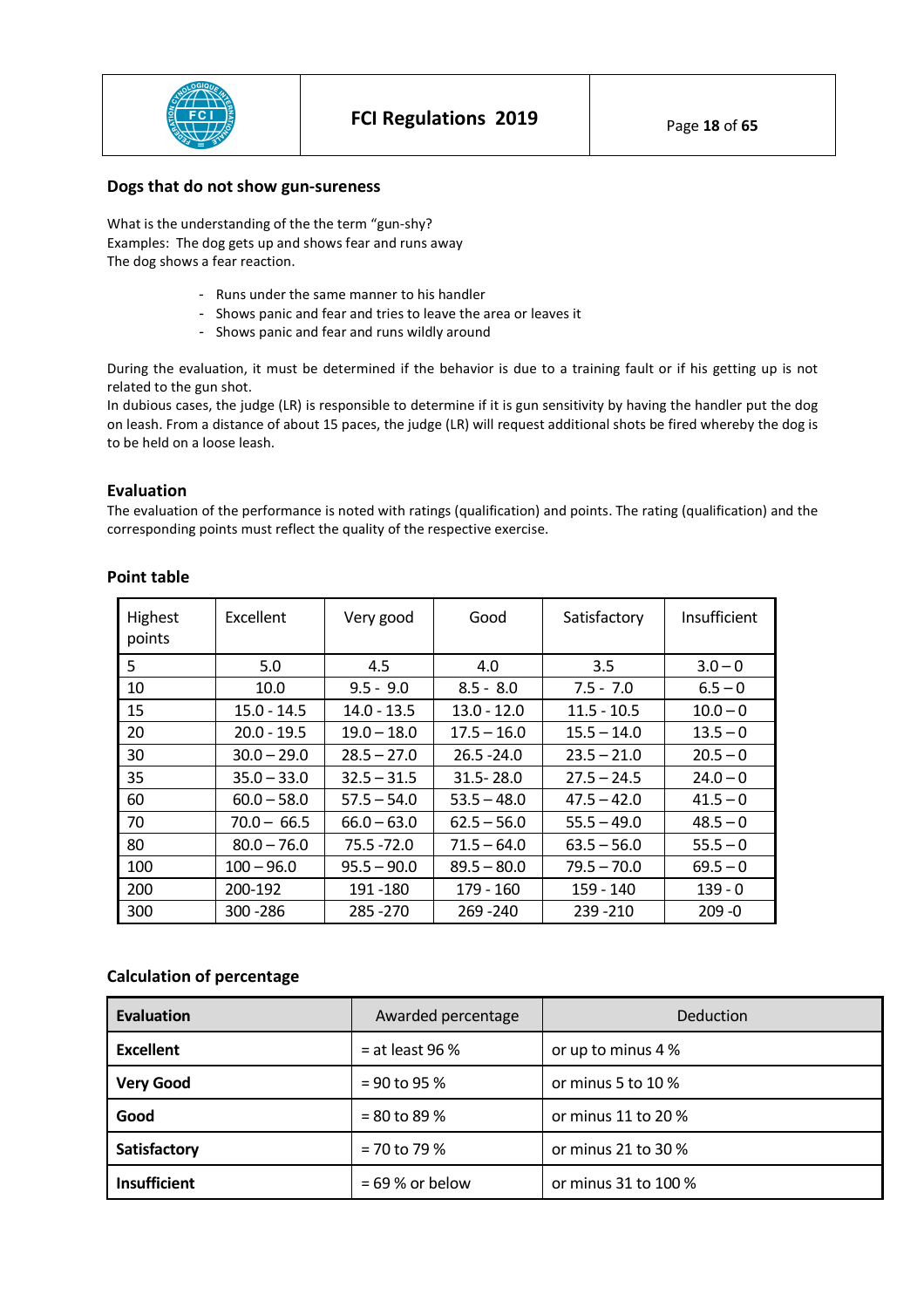### Dogs that do not show gun-sureness

What is the understanding of the the term "gun-shy?
Examples: The dog gets up and shows fear and runs away
The dog shows a fear reaction.

- Runs under the same manner to his handler
- Shows panic and fear and tries to leave the area or leaves it
- Shows panic and fear and runs wildly around

During the evaluation, it must be determined if the behavior is due to a training fault or if his getting up is not related to the gun shot.
In dubious cases, the judge (LR) is responsible to determine if it is gun sensitivity by having the handler put the dog on leash. From a distance of about 15 paces, the judge (LR) will request additional shots be fired whereby the dog is to be held on a loose leash.

### Evaluation

The evaluation of the performance is noted with ratings (qualification) and points. The rating (qualification) and the corresponding points must reflect the quality of the respective exercise.

### Point table

| Highest points | Excellent | Very good | Good | Satisfactory | Insufficient |
|---|---|---|---|---|---|
| 5 | 5.0 | 4.5 | 4.0 | 3.5 | 3.0 – 0 |
| 10 | 10.0 | 9.5 - 9.0 | 8.5 - 8.0 | 7.5 - 7.0 | 6.5 – 0 |
| 15 | 15.0 - 14.5 | 14.0 - 13.5 | 13.0 - 12.0 | 11.5 - 10.5 | 10.0 – 0 |
| 20 | 20.0 - 19.5 | 19.0 – 18.0 | 17.5 – 16.0 | 15.5 – 14.0 | 13.5 – 0 |
| 30 | 30.0 – 29.0 | 28.5 – 27.0 | 26.5 -24.0 | 23.5 – 21.0 | 20.5 – 0 |
| 35 | 35.0 – 33.0 | 32.5 – 31.5 | 31.5- 28.0 | 27.5 – 24.5 | 24.0 – 0 |
| 60 | 60.0 – 58.0 | 57.5 – 54.0 | 53.5 – 48.0 | 47.5 – 42.0 | 41.5 – 0 |
| 70 | 70.0 – 66.5 | 66.0 – 63.0 | 62.5 – 56.0 | 55.5 – 49.0 | 48.5 – 0 |
| 80 | 80.0 – 76.0 | 75.5 -72.0 | 71.5 – 64.0 | 63.5 – 56.0 | 55.5 – 0 |
| 100 | 100 – 96.0 | 95.5 – 90.0 | 89.5 – 80.0 | 79.5 – 70.0 | 69.5 – 0 |
| 200 | 200-192 | 191 -180 | 179 - 160 | 159 - 140 | 139 - 0 |
| 300 | 300 -286 | 285 -270 | 269 -240 | 239 -210 | 209 -0 |

### Calculation of percentage

| Evaluation | Awarded percentage | Deduction |
|---|---|---|
| **Excellent** | = at least 96 % | or up to minus 4 % |
| **Very Good** | = 90 to 95 % | or minus 5 to 10 % |
| **Good** | = 80 to 89 % | or minus 11 to 20 % |
| **Satisfactory** | = 70 to 79 % | or minus 21 to 30 % |
| **Insufficient** | = 69 % or below | or minus 31 to 100 % |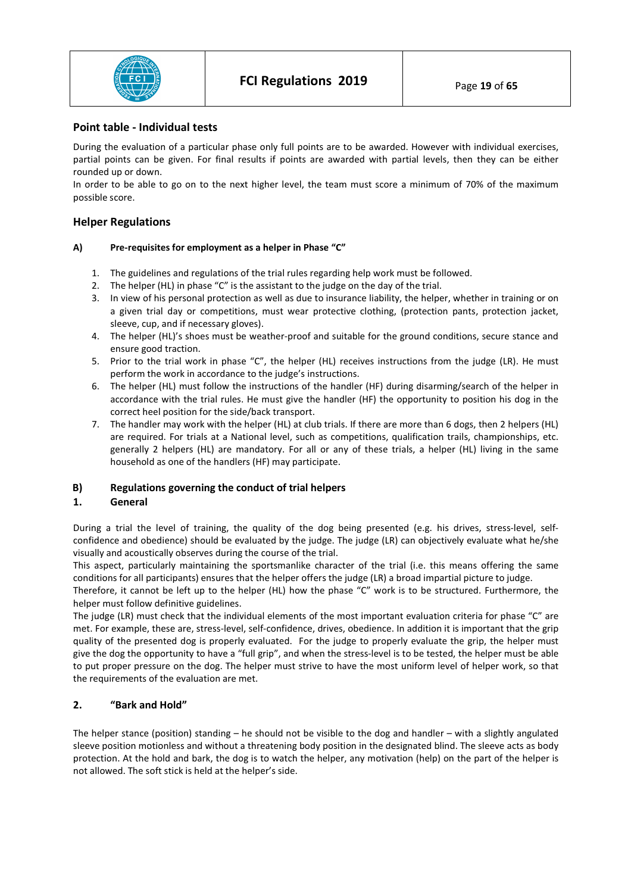## Point table - Individual tests

During the evaluation of a particular phase only full points are to be awarded. However with individual exercises, partial points can be given. For final results if points are awarded with partial levels, then they can be either rounded up or down.
In order to be able to go on to the next higher level, the team must score a minimum of 70% of the maximum possible score.

## Helper Regulations

#### A) Pre-requisites for employment as a helper in Phase "C"

1. The guidelines and regulations of the trial rules regarding help work must be followed.
2. The helper (HL) in phase "C" is the assistant to the judge on the day of the trial.
3. In view of his personal protection as well as due to insurance liability, the helper, whether in training or on a given trial day or competitions, must wear protective clothing, (protection pants, protection jacket, sleeve, cup, and if necessary gloves).
4. The helper (HL)'s shoes must be weather-proof and suitable for the ground conditions, secure stance and ensure good traction.
5. Prior to the trial work in phase "C", the helper (HL) receives instructions from the judge (LR). He must perform the work in accordance to the judge's instructions.
6. The helper (HL) must follow the instructions of the handler (HF) during disarming/search of the helper in accordance with the trial rules. He must give the handler (HF) the opportunity to position his dog in the correct heel position for the side/back transport.
7. The handler may work with the helper (HL) at club trials. If there are more than 6 dogs, then 2 helpers (HL) are required. For trials at a National level, such as competitions, qualification trails, championships, etc. generally 2 helpers (HL) are mandatory. For all or any of these trials, a helper (HL) living in the same household as one of the handlers (HF) may participate.

### B) Regulations governing the conduct of trial helpers

### 1. General

During a trial the level of training, the quality of the dog being presented (e.g. his drives, stress-level, self-confidence and obedience) should be evaluated by the judge. The judge (LR) can objectively evaluate what he/she visually and acoustically observes during the course of the trial.
This aspect, particularly maintaining the sportsmanlike character of the trial (i.e. this means offering the same conditions for all participants) ensures that the helper offers the judge (LR) a broad impartial picture to judge.
Therefore, it cannot be left up to the helper (HL) how the phase "C" work is to be structured. Furthermore, the helper must follow definitive guidelines.
The judge (LR) must check that the individual elements of the most important evaluation criteria for phase "C" are met. For example, these are, stress-level, self-confidence, drives, obedience. In addition it is important that the grip quality of the presented dog is properly evaluated. For the judge to properly evaluate the grip, the helper must give the dog the opportunity to have a "full grip", and when the stress-level is to be tested, the helper must be able to put proper pressure on the dog. The helper must strive to have the most uniform level of helper work, so that the requirements of the evaluation are met.

#### 2. "Bark and Hold"

The helper stance (position) standing – he should not be visible to the dog and handler – with a slightly angulated sleeve position motionless and without a threatening body position in the designated blind. The sleeve acts as body protection. At the hold and bark, the dog is to watch the helper, any motivation (help) on the part of the helper is not allowed. The soft stick is held at the helper's side.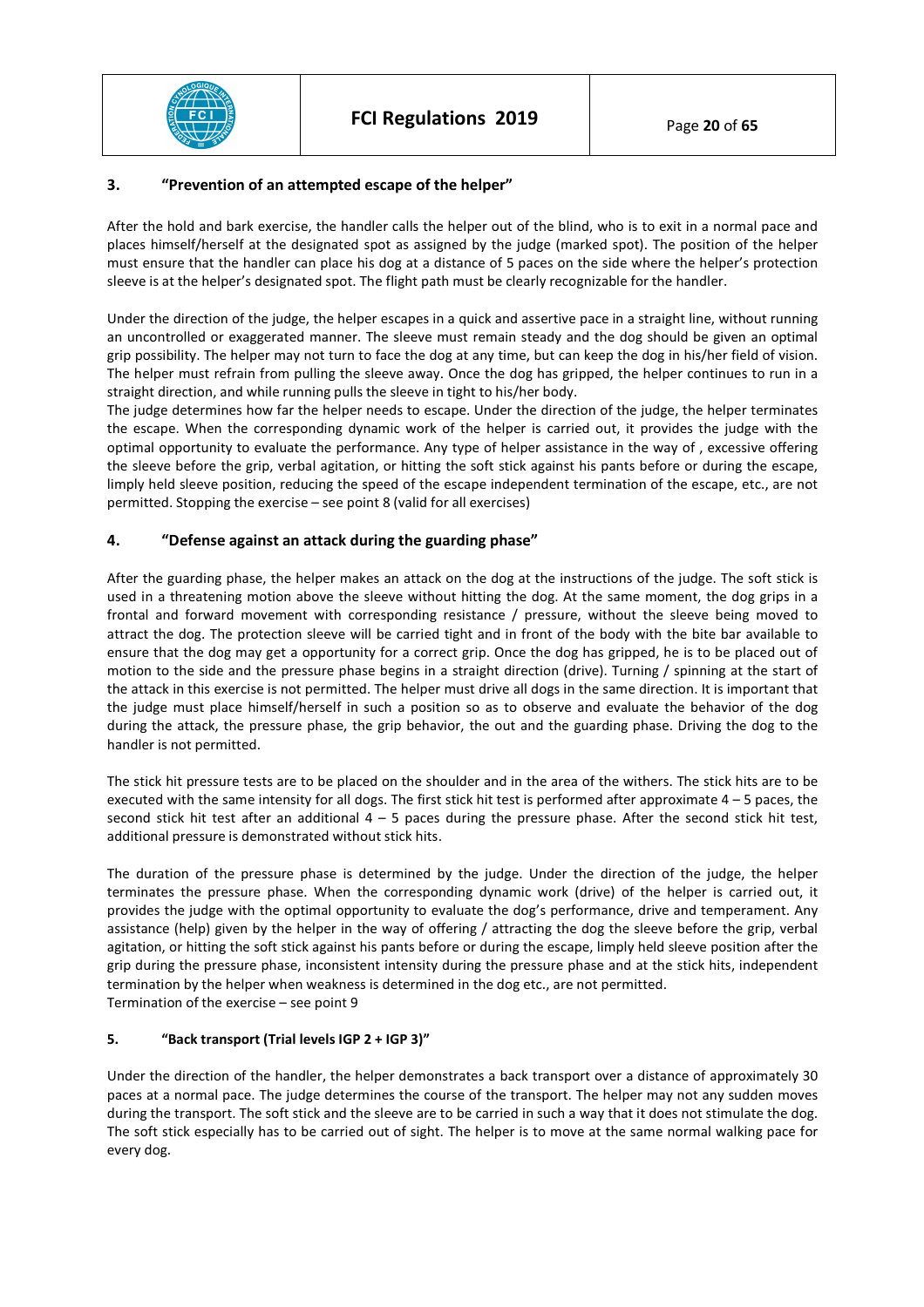### 3. "Prevention of an attempted escape of the helper"

After the hold and bark exercise, the handler calls the helper out of the blind, who is to exit in a normal pace and places himself/herself at the designated spot as assigned by the judge (marked spot). The position of the helper must ensure that the handler can place his dog at a distance of 5 paces on the side where the helper's protection sleeve is at the helper's designated spot. The flight path must be clearly recognizable for the handler.

Under the direction of the judge, the helper escapes in a quick and assertive pace in a straight line, without running an uncontrolled or exaggerated manner. The sleeve must remain steady and the dog should be given an optimal grip possibility. The helper may not turn to face the dog at any time, but can keep the dog in his/her field of vision. The helper must refrain from pulling the sleeve away. Once the dog has gripped, the helper continues to run in a straight direction, and while running pulls the sleeve in tight to his/her body.
The judge determines how far the helper needs to escape. Under the direction of the judge, the helper terminates the escape. When the corresponding dynamic work of the helper is carried out, it provides the judge with the optimal opportunity to evaluate the performance. Any type of helper assistance in the way of , excessive offering the sleeve before the grip, verbal agitation, or hitting the soft stick against his pants before or during the escape, limply held sleeve position, reducing the speed of the escape independent termination of the escape, etc., are not permitted. Stopping the exercise – see point 8 (valid for all exercises)

### 4. "Defense against an attack during the guarding phase"

After the guarding phase, the helper makes an attack on the dog at the instructions of the judge. The soft stick is used in a threatening motion above the sleeve without hitting the dog. At the same moment, the dog grips in a frontal and forward movement with corresponding resistance / pressure, without the sleeve being moved to attract the dog. The protection sleeve will be carried tight and in front of the body with the bite bar available to ensure that the dog may get a opportunity for a correct grip. Once the dog has gripped, he is to be placed out of motion to the side and the pressure phase begins in a straight direction (drive). Turning / spinning at the start of the attack in this exercise is not permitted. The helper must drive all dogs in the same direction. It is important that the judge must place himself/herself in such a position so as to observe and evaluate the behavior of the dog during the attack, the pressure phase, the grip behavior, the out and the guarding phase. Driving the dog to the handler is not permitted.

The stick hit pressure tests are to be placed on the shoulder and in the area of the withers. The stick hits are to be executed with the same intensity for all dogs. The first stick hit test is performed after approximate 4 – 5 paces, the second stick hit test after an additional 4 – 5 paces during the pressure phase. After the second stick hit test, additional pressure is demonstrated without stick hits.

The duration of the pressure phase is determined by the judge. Under the direction of the judge, the helper terminates the pressure phase. When the corresponding dynamic work (drive) of the helper is carried out, it provides the judge with the optimal opportunity to evaluate the dog's performance, drive and temperament. Any assistance (help) given by the helper in the way of offering / attracting the dog the sleeve before the grip, verbal agitation, or hitting the soft stick against his pants before or during the escape, limply held sleeve position after the grip during the pressure phase, inconsistent intensity during the pressure phase and at the stick hits, independent termination by the helper when weakness is determined in the dog etc., are not permitted.
Termination of the exercise – see point 9

### 5. "Back transport (Trial levels IGP 2 + IGP 3)"

Under the direction of the handler, the helper demonstrates a back transport over a distance of approximately 30 paces at a normal pace. The judge determines the course of the transport. The helper may not any sudden moves during the transport. The soft stick and the sleeve are to be carried in such a way that it does not stimulate the dog. The soft stick especially has to be carried out of sight. The helper is to move at the same normal walking pace for every dog.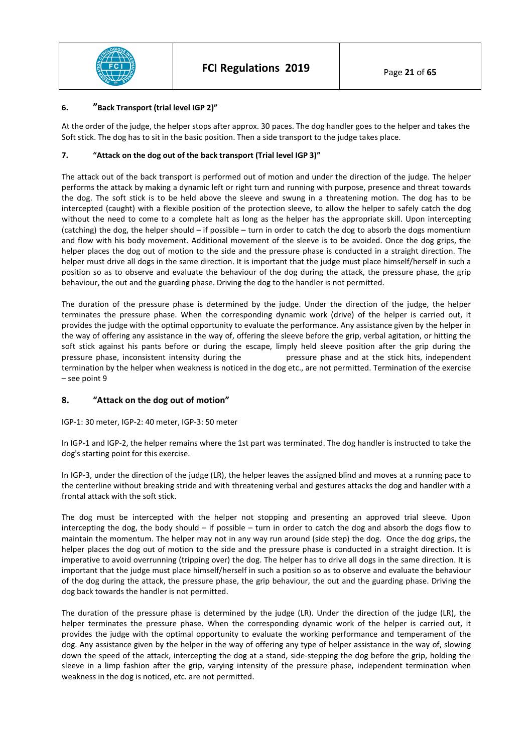### 6. "Back Transport (trial level IGP 2)"

At the order of the judge, the helper stops after approx. 30 paces. The dog handler goes to the helper and takes the Soft stick. The dog has to sit in the basic position. Then a side transport to the judge takes place.

### 7. "Attack on the dog out of the back transport (Trial level IGP 3)"

The attack out of the back transport is performed out of motion and under the direction of the judge. The helper performs the attack by making a dynamic left or right turn and running with purpose, presence and threat towards the dog. The soft stick is to be held above the sleeve and swung in a threatening motion. The dog has to be intercepted (caught) with a flexible position of the protection sleeve, to allow the helper to safely catch the dog without the need to come to a complete halt as long as the helper has the appropriate skill. Upon intercepting (catching) the dog, the helper should – if possible – turn in order to catch the dog to absorb the dogs momentium and flow with his body movement. Additional movement of the sleeve is to be avoided. Once the dog grips, the helper places the dog out of motion to the side and the pressure phase is conducted in a straight direction. The helper must drive all dogs in the same direction. It is important that the judge must place himself/herself in such a position so as to observe and evaluate the behaviour of the dog during the attack, the pressure phase, the grip behaviour, the out and the guarding phase. Driving the dog to the handler is not permitted.

The duration of the pressure phase is determined by the judge. Under the direction of the judge, the helper terminates the pressure phase. When the corresponding dynamic work (drive) of the helper is carried out, it provides the judge with the optimal opportunity to evaluate the performance. Any assistance given by the helper in the way of offering any assistance in the way of, offering the sleeve before the grip, verbal agitation, or hitting the soft stick against his pants before or during the escape, limply held sleeve position after the grip during the pressure phase, inconsistent intensity during the pressure phase and at the stick hits, independent termination by the helper when weakness is noticed in the dog etc., are not permitted. Termination of the exercise – see point 9

### 8. "Attack on the dog out of motion"

IGP-1: 30 meter, IGP-2: 40 meter, IGP-3: 50 meter

In IGP-1 and IGP-2, the helper remains where the 1st part was terminated. The dog handler is instructed to take the dog's starting point for this exercise.

In IGP-3, under the direction of the judge (LR), the helper leaves the assigned blind and moves at a running pace to the centerline without breaking stride and with threatening verbal and gestures attacks the dog and handler with a frontal attack with the soft stick.

The dog must be intercepted with the helper not stopping and presenting an approved trial sleeve. Upon intercepting the dog, the body should – if possible – turn in order to catch the dog and absorb the dogs flow to maintain the momentum. The helper may not in any way run around (side step) the dog. Once the dog grips, the helper places the dog out of motion to the side and the pressure phase is conducted in a straight direction. It is imperative to avoid overrunning (tripping over) the dog. The helper has to drive all dogs in the same direction. It is important that the judge must place himself/herself in such a position so as to observe and evaluate the behaviour of the dog during the attack, the pressure phase, the grip behaviour, the out and the guarding phase. Driving the dog back towards the handler is not permitted.

The duration of the pressure phase is determined by the judge (LR). Under the direction of the judge (LR), the helper terminates the pressure phase. When the corresponding dynamic work of the helper is carried out, it provides the judge with the optimal opportunity to evaluate the working performance and temperament of the dog. Any assistance given by the helper in the way of offering any type of helper assistance in the way of, slowing down the speed of the attack, intercepting the dog at a stand, side-stepping the dog before the grip, holding the sleeve in a limp fashion after the grip, varying intensity of the pressure phase, independent termination when weakness in the dog is noticed, etc. are not permitted.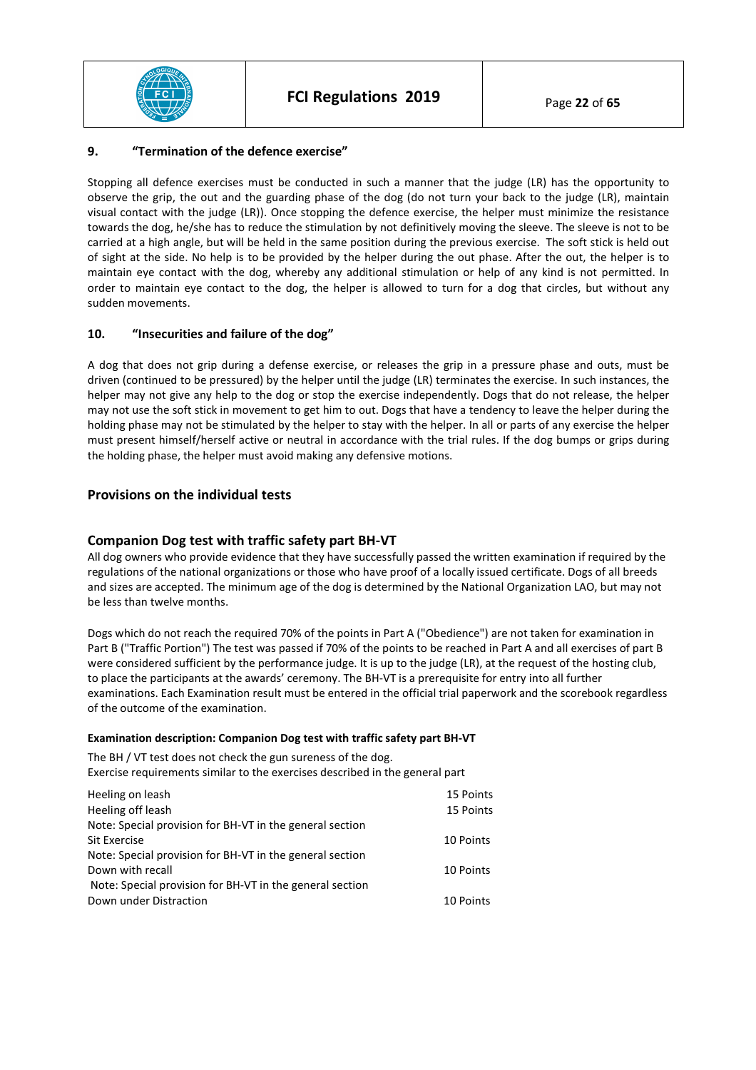### 9. "Termination of the defence exercise"

Stopping all defence exercises must be conducted in such a manner that the judge (LR) has the opportunity to observe the grip, the out and the guarding phase of the dog (do not turn your back to the judge (LR), maintain visual contact with the judge (LR)). Once stopping the defence exercise, the helper must minimize the resistance towards the dog, he/she has to reduce the stimulation by not definitively moving the sleeve. The sleeve is not to be carried at a high angle, but will be held in the same position during the previous exercise. The soft stick is held out of sight at the side. No help is to be provided by the helper during the out phase. After the out, the helper is to maintain eye contact with the dog, whereby any additional stimulation or help of any kind is not permitted. In order to maintain eye contact to the dog, the helper is allowed to turn for a dog that circles, but without any sudden movements.

### 10. "Insecurities and failure of the dog"

A dog that does not grip during a defense exercise, or releases the grip in a pressure phase and outs, must be driven (continued to be pressured) by the helper until the judge (LR) terminates the exercise. In such instances, the helper may not give any help to the dog or stop the exercise independently. Dogs that do not release, the helper may not use the soft stick in movement to get him to out. Dogs that have a tendency to leave the helper during the holding phase may not be stimulated by the helper to stay with the helper. In all or parts of any exercise the helper must present himself/herself active or neutral in accordance with the trial rules. If the dog bumps or grips during the holding phase, the helper must avoid making any defensive motions.

## Provisions on the individual tests

## Companion Dog test with traffic safety part BH-VT

All dog owners who provide evidence that they have successfully passed the written examination if required by the regulations of the national organizations or those who have proof of a locally issued certificate. Dogs of all breeds and sizes are accepted. The minimum age of the dog is determined by the National Organization LAO, but may not be less than twelve months.

Dogs which do not reach the required 70% of the points in Part A ("Obedience") are not taken for examination in Part B ("Traffic Portion") The test was passed if 70% of the points to be reached in Part A and all exercises of part B were considered sufficient by the performance judge. It is up to the judge (LR), at the request of the hosting club, to place the participants at the awards' ceremony. The BH-VT is a prerequisite for entry into all further examinations. Each Examination result must be entered in the official trial paperwork and the scorebook regardless of the outcome of the examination.

#### Examination description: Companion Dog test with traffic safety part BH-VT

The BH / VT test does not check the gun sureness of the dog.
Exercise requirements similar to the exercises described in the general part

| | |
|---|---|
| Heeling on leash | 15 Points |
| Heeling off leash | 15 Points |
| Note: Special provision for BH-VT in the general section | |
| Sit Exercise | 10 Points |
| Note: Special provision for BH-VT in the general section | |
| Down with recall | 10 Points |
| Note: Special provision for BH-VT in the general section | |
| Down under Distraction | 10 Points |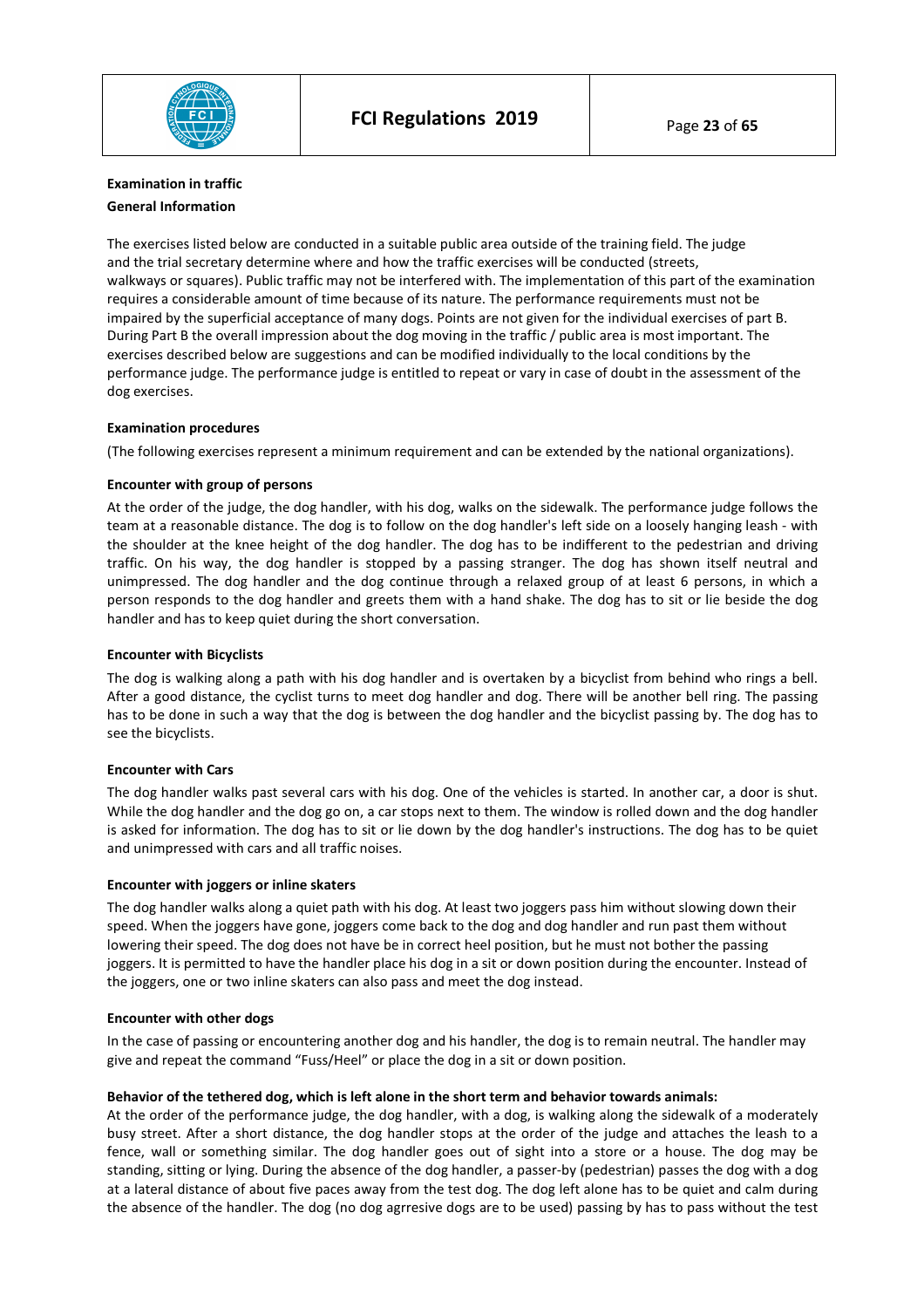**Examination in traffic**

**General Information**

The exercises listed below are conducted in a suitable public area outside of the training field. The judge and the trial secretary determine where and how the traffic exercises will be conducted (streets, walkways or squares). Public traffic may not be interfered with. The implementation of this part of the examination requires a considerable amount of time because of its nature. The performance requirements must not be impaired by the superficial acceptance of many dogs. Points are not given for the individual exercises of part B. During Part B the overall impression about the dog moving in the traffic / public area is most important. The exercises described below are suggestions and can be modified individually to the local conditions by the performance judge. The performance judge is entitled to repeat or vary in case of doubt in the assessment of the dog exercises.

**Examination procedures**

(The following exercises represent a minimum requirement and can be extended by the national organizations).

**Encounter with group of persons**

At the order of the judge, the dog handler, with his dog, walks on the sidewalk. The performance judge follows the team at a reasonable distance. The dog is to follow on the dog handler's left side on a loosely hanging leash - with the shoulder at the knee height of the dog handler. The dog has to be indifferent to the pedestrian and driving traffic. On his way, the dog handler is stopped by a passing stranger. The dog has shown itself neutral and unimpressed. The dog handler and the dog continue through a relaxed group of at least 6 persons, in which a person responds to the dog handler and greets them with a hand shake. The dog has to sit or lie beside the dog handler and has to keep quiet during the short conversation.

**Encounter with Bicyclists**

The dog is walking along a path with his dog handler and is overtaken by a bicyclist from behind who rings a bell. After a good distance, the cyclist turns to meet dog handler and dog. There will be another bell ring. The passing has to be done in such a way that the dog is between the dog handler and the bicyclist passing by. The dog has to see the bicyclists.

**Encounter with Cars**

The dog handler walks past several cars with his dog. One of the vehicles is started. In another car, a door is shut. While the dog handler and the dog go on, a car stops next to them. The window is rolled down and the dog handler is asked for information. The dog has to sit or lie down by the dog handler's instructions. The dog has to be quiet and unimpressed with cars and all traffic noises.

**Encounter with joggers or inline skaters**

The dog handler walks along a quiet path with his dog. At least two joggers pass him without slowing down their speed. When the joggers have gone, joggers come back to the dog and dog handler and run past them without lowering their speed. The dog does not have be in correct heel position, but he must not bother the passing joggers. It is permitted to have the handler place his dog in a sit or down position during the encounter. Instead of the joggers, one or two inline skaters can also pass and meet the dog instead.

**Encounter with other dogs**

In the case of passing or encountering another dog and his handler, the dog is to remain neutral. The handler may give and repeat the command “Fuss/Heel” or place the dog in a sit or down position.

**Behavior of the tethered dog, which is left alone in the short term and behavior towards animals:**

At the order of the performance judge, the dog handler, with a dog, is walking along the sidewalk of a moderately busy street. After a short distance, the dog handler stops at the order of the judge and attaches the leash to a fence, wall or something similar. The dog handler goes out of sight into a store or a house. The dog may be standing, sitting or lying. During the absence of the dog handler, a passer-by (pedestrian) passes the dog with a dog at a lateral distance of about five paces away from the test dog. The dog left alone has to be quiet and calm during the absence of the handler. The dog (no dog agrresive dogs are to be used) passing by has to pass without the test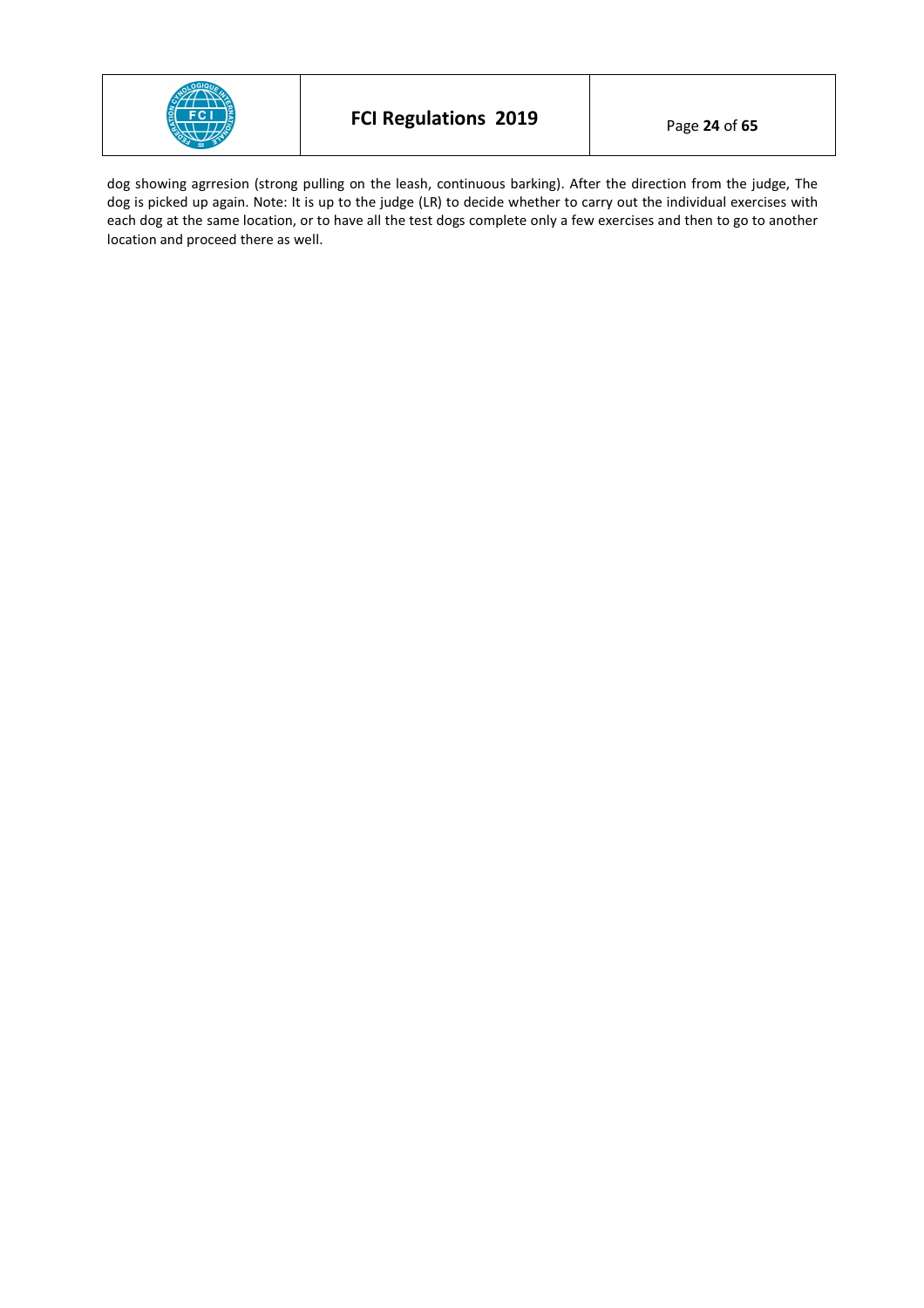dog showing agrresion (strong pulling on the leash, continuous barking). After the direction from the judge, The dog is picked up again. Note: It is up to the judge (LR) to decide whether to carry out the individual exercises with each dog at the same location, or to have all the test dogs complete only a few exercises and then to go to another location and proceed there as well.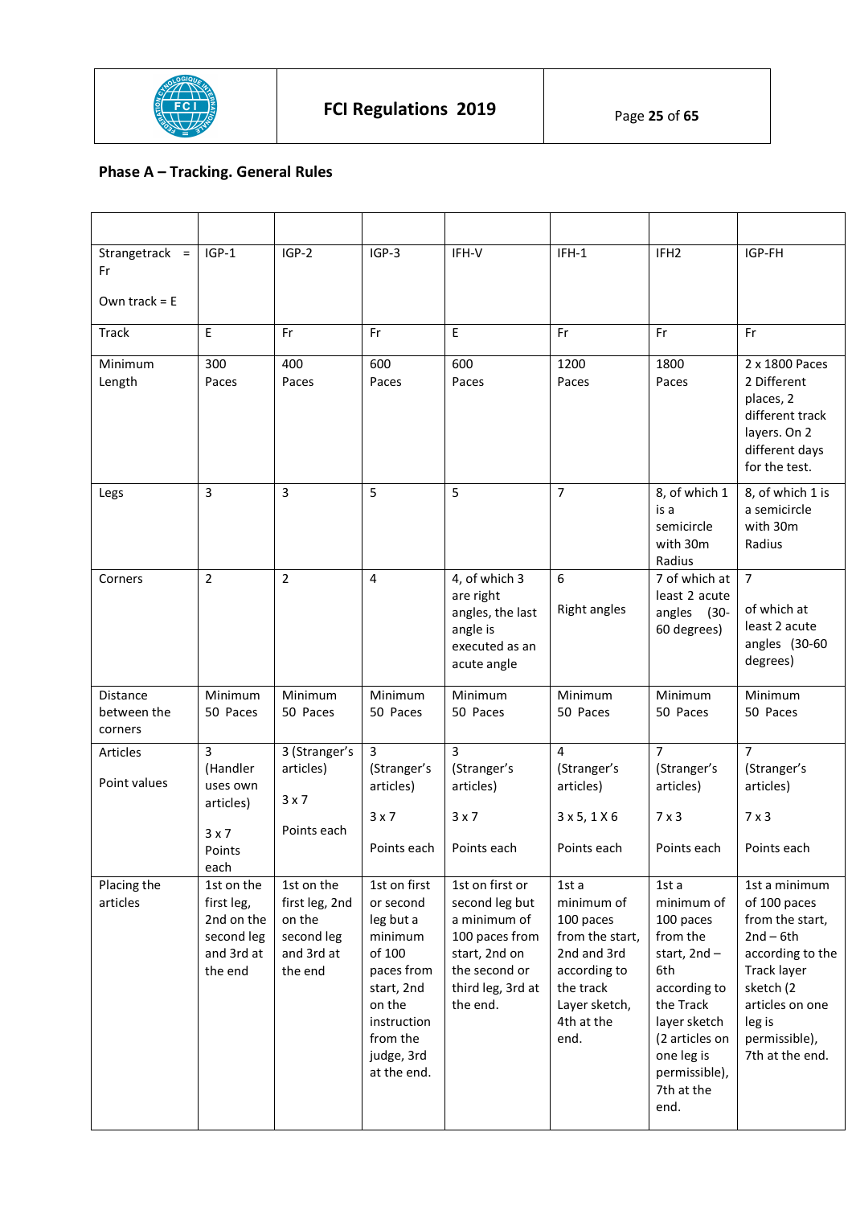## Phase A – Tracking. General Rules

| | | | | | | | |
|---|---|---|---|---|---|---|---|
| Strangetrack = Fr<br><br>Own track = E | IGP-1 | IGP-2 | IGP-3 | IFH-V | IFH-1 | IFH2 | IGP-FH |
| Track | E | Fr | Fr | E | Fr | Fr | Fr |
| Minimum Length | 300 Paces | 400 Paces | 600 Paces | 600 Paces | 1200 Paces | 1800 Paces | 2 x 1800 Paces 2 Different places, 2 different track layers. On 2 different days for the test. |
| Legs | 3 | 3 | 5 | 5 | 7 | 8, of which 1 is a semicircle with 30m Radius | 8, of which 1 is a semicircle with 30m Radius |
| Corners | 2 | 2 | 4 | 4, of which 3 are right angles, the last angle is executed as an acute angle | 6<br><br>Right angles | 7 of which at least 2 acute angles (30-60 degrees) | 7<br><br>of which at least 2 acute angles (30-60 degrees) |
| Distance between the corners | Minimum 50 Paces | Minimum 50 Paces | Minimum 50 Paces | Minimum 50 Paces | Minimum 50 Paces | Minimum 50 Paces | Minimum 50 Paces |
| Articles<br><br>Point values | 3 (Handler uses own articles)<br><br>3 x 7 Points each | 3 (Stranger's articles)<br><br>3 x 7<br><br>Points each | 3 (Stranger's articles)<br><br>3 x 7<br><br>Points each | 3 (Stranger's articles)<br><br>3 x 7<br><br>Points each | 4 (Stranger's articles)<br><br>3 x 5, 1 X 6<br><br>Points each | 7 (Stranger's articles)<br><br>7 x 3<br><br>Points each | 7 (Stranger's articles)<br><br>7 x 3<br><br>Points each |
| Placing the articles | 1st on the first leg, 2nd on the second leg and 3rd at the end | 1st on the first leg, 2nd on the second leg and 3rd at the end | 1st on first or second leg but a minimum of 100 paces from start, 2nd on the instruction from the judge, 3rd at the end. | 1st on first or second leg but a minimum of 100 paces from start, 2nd on the second or third leg, 3rd at the end. | 1st a minimum of 100 paces from the start, 2nd and 3rd according to the track Layer sketch, 4th at the end. | 1st a minimum of 100 paces from the start, 2nd – 6th according to the Track layer sketch (2 articles on one leg is permissible), 7th at the end. | 1st a minimum of 100 paces from the start, 2nd – 6th according to the Track layer sketch (2 articles on one leg is permissible), 7th at the end. |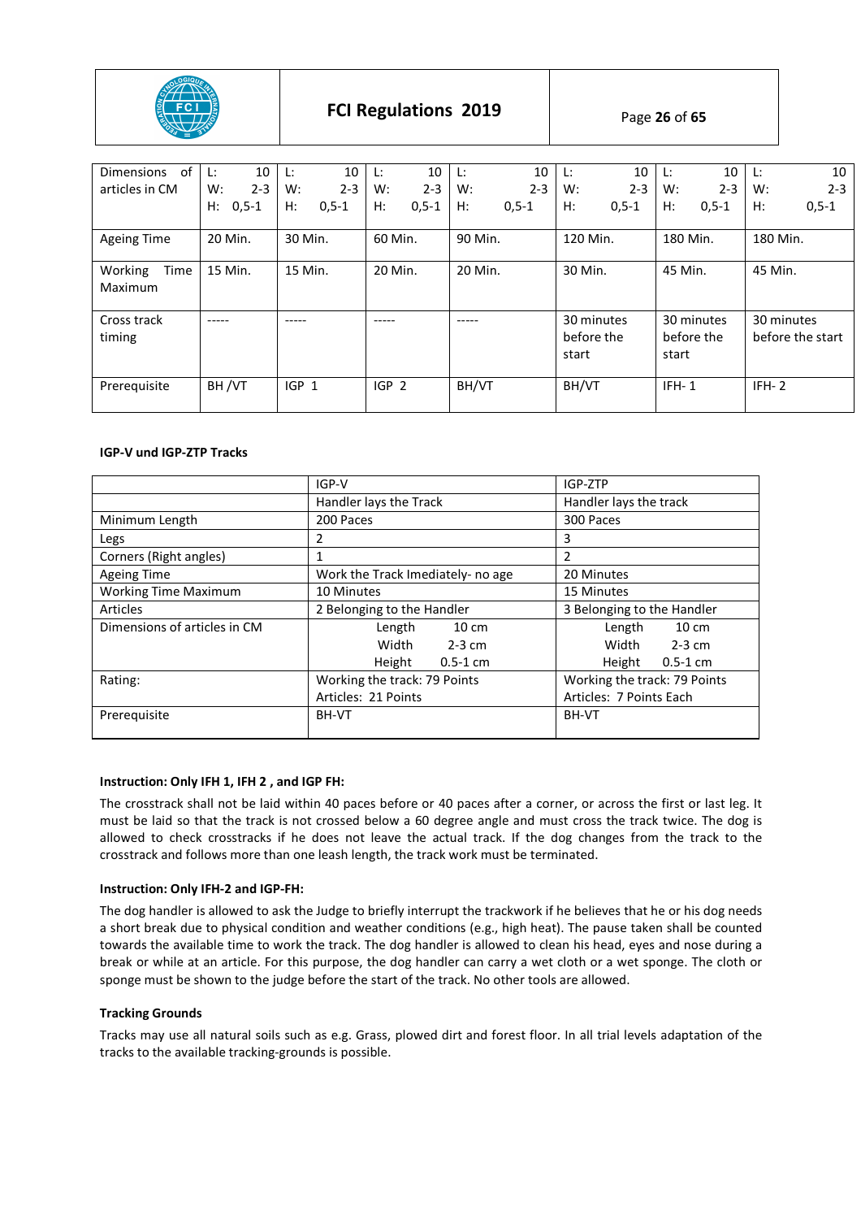| Dimensions of articles in CM | L: 10 W: 2-3 H: 0,5-1 | L: 10 W: 2-3 H: 0,5-1 | L: 10 W: 2-3 H: 0,5-1 | L: 10 W: 2-3 H: 0,5-1 | L: 10 W: 2-3 H: 0,5-1 | L: 10 W: 2-3 H: 0,5-1 | L: 10 W: 2-3 H: 0,5-1 |
|---|---|---|---|---|---|---|---|
| Ageing Time | 20 Min. | 30 Min. | 60 Min. | 90 Min. | 120 Min. | 180 Min. | 180 Min. |
| Working Time Maximum | 15 Min. | 15 Min. | 20 Min. | 20 Min. | 30 Min. | 45 Min. | 45 Min. |
| Cross track timing | ----- | ----- | ----- | ----- | 30 minutes before the start | 30 minutes before the start | 30 minutes before the start |
| Prerequisite | BH /VT | IGP 1 | IGP 2 | BH/VT | BH/VT | IFH- 1 | IFH- 2 |

**IGP-V und IGP-ZTP Tracks**

| | IGP-V | IGP-ZTP |
|---|---|---|
| | Handler lays the Track | Handler lays the track |
| Minimum Length | 200 Paces | 300 Paces |
| Legs | 2 | 3 |
| Corners (Right angles) | 1 | 2 |
| Ageing Time | Work the Track Imediately- no age | 20 Minutes |
| Working Time Maximum | 10 Minutes | 15 Minutes |
| Articles | 2 Belonging to the Handler | 3 Belonging to the Handler |
| Dimensions of articles in CM | Length 10 cm<br>Width 2-3 cm<br>Height 0.5-1 cm | Length 10 cm<br>Width 2-3 cm<br>Height 0.5-1 cm |
| Rating: | Working the track: 79 Points<br>Articles: 21 Points | Working the track: 79 Points<br>Articles: 7 Points Each |
| Prerequisite | BH-VT | BH-VT |

**Instruction: Only IFH 1, IFH 2 , and IGP FH:**

The crosstrack shall not be laid within 40 paces before or 40 paces after a corner, or across the first or last leg. It must be laid so that the track is not crossed below a 60 degree angle and must cross the track twice. The dog is allowed to check crosstracks if he does not leave the actual track. If the dog changes from the track to the crosstrack and follows more than one leash length, the track work must be terminated.

**Instruction: Only IFH-2 and IGP-FH:**

The dog handler is allowed to ask the Judge to briefly interrupt the trackwork if he believes that he or his dog needs a short break due to physical condition and weather conditions (e.g., high heat). The pause taken shall be counted towards the available time to work the track. The dog handler is allowed to clean his head, eyes and nose during a break or while at an article. For this purpose, the dog handler can carry a wet cloth or a wet sponge. The cloth or sponge must be shown to the judge before the start of the track. No other tools are allowed.

**Tracking Grounds**

Tracks may use all natural soils such as e.g. Grass, plowed dirt and forest floor. In all trial levels adaptation of the tracks to the available tracking-grounds is possible.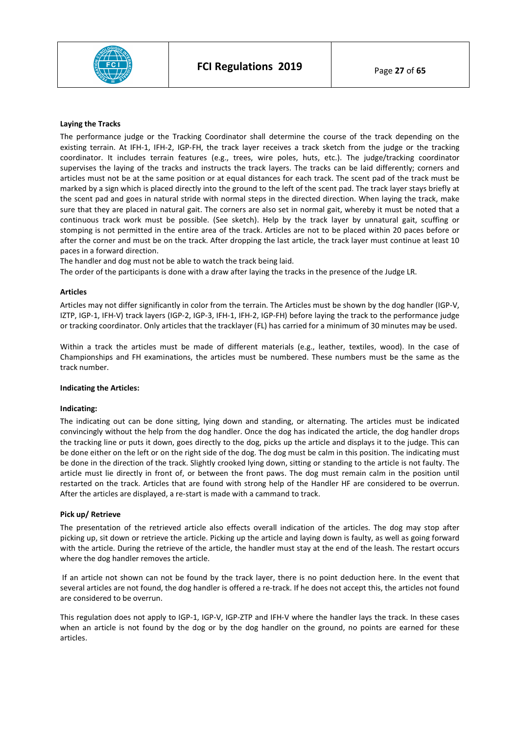**Laying the Tracks**

The performance judge or the Tracking Coordinator shall determine the course of the track depending on the existing terrain. At IFH-1, IFH-2, IGP-FH, the track layer receives a track sketch from the judge or the tracking coordinator. It includes terrain features (e.g., trees, wire poles, huts, etc.). The judge/tracking coordinator supervises the laying of the tracks and instructs the track layers. The tracks can be laid differently; corners and articles must not be at the same position or at equal distances for each track. The scent pad of the track must be marked by a sign which is placed directly into the ground to the left of the scent pad. The track layer stays briefly at the scent pad and goes in natural stride with normal steps in the directed direction. When laying the track, make sure that they are placed in natural gait. The corners are also set in normal gait, whereby it must be noted that a continuous track work must be possible. (See sketch). Help by the track layer by unnatural gait, scuffing or stomping is not permitted in the entire area of the track. Articles are not to be placed within 20 paces before or after the corner and must be on the track. After dropping the last article, the track layer must continue at least 10 paces in a forward direction.

The handler and dog must not be able to watch the track being laid.

The order of the participants is done with a draw after laying the tracks in the presence of the Judge LR.

**Articles**

Articles may not differ significantly in color from the terrain. The Articles must be shown by the dog handler (IGP-V, IZTP, IGP-1, IFH-V) track layers (IGP-2, IGP-3, IFH-1, IFH-2, IGP-FH) before laying the track to the performance judge or tracking coordinator. Only articles that the tracklayer (FL) has carried for a minimum of 30 minutes may be used.

Within a track the articles must be made of different materials (e.g., leather, textiles, wood). In the case of Championships and FH examinations, the articles must be numbered. These numbers must be the same as the track number.

**Indicating the Articles:**

**Indicating:**

The indicating out can be done sitting, lying down and standing, or alternating. The articles must be indicated convincingly without the help from the dog handler. Once the dog has indicated the article, the dog handler drops the tracking line or puts it down, goes directly to the dog, picks up the article and displays it to the judge. This can be done either on the left or on the right side of the dog. The dog must be calm in this position. The indicating must be done in the direction of the track. Slightly crooked lying down, sitting or standing to the article is not faulty. The article must lie directly in front of, or between the front paws. The dog must remain calm in the position until restarted on the track. Articles that are found with strong help of the Handler HF are considered to be overrun. After the articles are displayed, a re-start is made with a cammand to track.

**Pick up/ Retrieve**

The presentation of the retrieved article also effects overall indication of the articles. The dog may stop after picking up, sit down or retrieve the article. Picking up the article and laying down is faulty, as well as going forward with the article. During the retrieve of the article, the handler must stay at the end of the leash. The restart occurs where the dog handler removes the article.

If an article not shown can not be found by the track layer, there is no point deduction here. In the event that several articles are not found, the dog handler is offered a re-track. If he does not accept this, the articles not found are considered to be overrun.

This regulation does not apply to IGP-1, IGP-V, IGP-ZTP and IFH-V where the handler lays the track. In these cases when an article is not found by the dog or by the dog handler on the ground, no points are earned for these articles.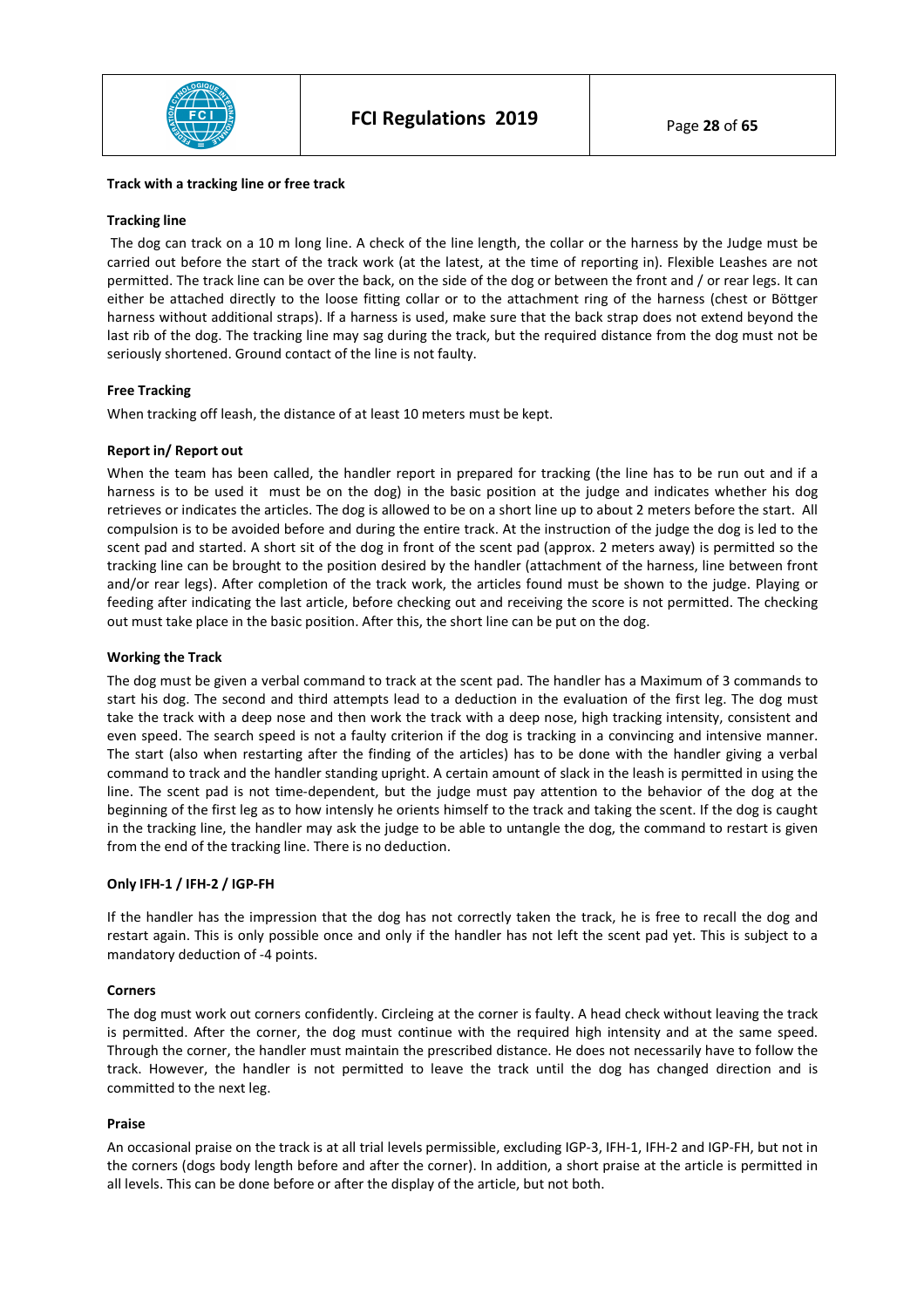**Track with a tracking line or free track**

**Tracking line**

The dog can track on a 10 m long line. A check of the line length, the collar or the harness by the Judge must be carried out before the start of the track work (at the latest, at the time of reporting in). Flexible Leashes are not permitted. The track line can be over the back, on the side of the dog or between the front and / or rear legs. It can either be attached directly to the loose fitting collar or to the attachment ring of the harness (chest or Böttger harness without additional straps). If a harness is used, make sure that the back strap does not extend beyond the last rib of the dog. The tracking line may sag during the track, but the required distance from the dog must not be seriously shortened. Ground contact of the line is not faulty.

**Free Tracking**

When tracking off leash, the distance of at least 10 meters must be kept.

**Report in/ Report out**

When the team has been called, the handler report in prepared for tracking (the line has to be run out and if a harness is to be used it must be on the dog) in the basic position at the judge and indicates whether his dog retrieves or indicates the articles. The dog is allowed to be on a short line up to about 2 meters before the start. All compulsion is to be avoided before and during the entire track. At the instruction of the judge the dog is led to the scent pad and started. A short sit of the dog in front of the scent pad (approx. 2 meters away) is permitted so the tracking line can be brought to the position desired by the handler (attachment of the harness, line between front and/or rear legs). After completion of the track work, the articles found must be shown to the judge. Playing or feeding after indicating the last article, before checking out and receiving the score is not permitted. The checking out must take place in the basic position. After this, the short line can be put on the dog.

**Working the Track**

The dog must be given a verbal command to track at the scent pad. The handler has a Maximum of 3 commands to start his dog. The second and third attempts lead to a deduction in the evaluation of the first leg. The dog must take the track with a deep nose and then work the track with a deep nose, high tracking intensity, consistent and even speed. The search speed is not a faulty criterion if the dog is tracking in a convincing and intensive manner. The start (also when restarting after the finding of the articles) has to be done with the handler giving a verbal command to track and the handler standing upright. A certain amount of slack in the leash is permitted in using the line. The scent pad is not time-dependent, but the judge must pay attention to the behavior of the dog at the beginning of the first leg as to how intensly he orients himself to the track and taking the scent. If the dog is caught in the tracking line, the handler may ask the judge to be able to untangle the dog, the command to restart is given from the end of the tracking line. There is no deduction.

**Only IFH-1 / IFH-2 / IGP-FH**

If the handler has the impression that the dog has not correctly taken the track, he is free to recall the dog and restart again. This is only possible once and only if the handler has not left the scent pad yet. This is subject to a mandatory deduction of -4 points.

**Corners**

The dog must work out corners confidently. Circleing at the corner is faulty. A head check without leaving the track is permitted. After the corner, the dog must continue with the required high intensity and at the same speed. Through the corner, the handler must maintain the prescribed distance. He does not necessarily have to follow the track. However, the handler is not permitted to leave the track until the dog has changed direction and is committed to the next leg.

**Praise**

An occasional praise on the track is at all trial levels permissible, excluding IGP-3, IFH-1, IFH-2 and IGP-FH, but not in the corners (dogs body length before and after the corner). In addition, a short praise at the article is permitted in all levels. This can be done before or after the display of the article, but not both.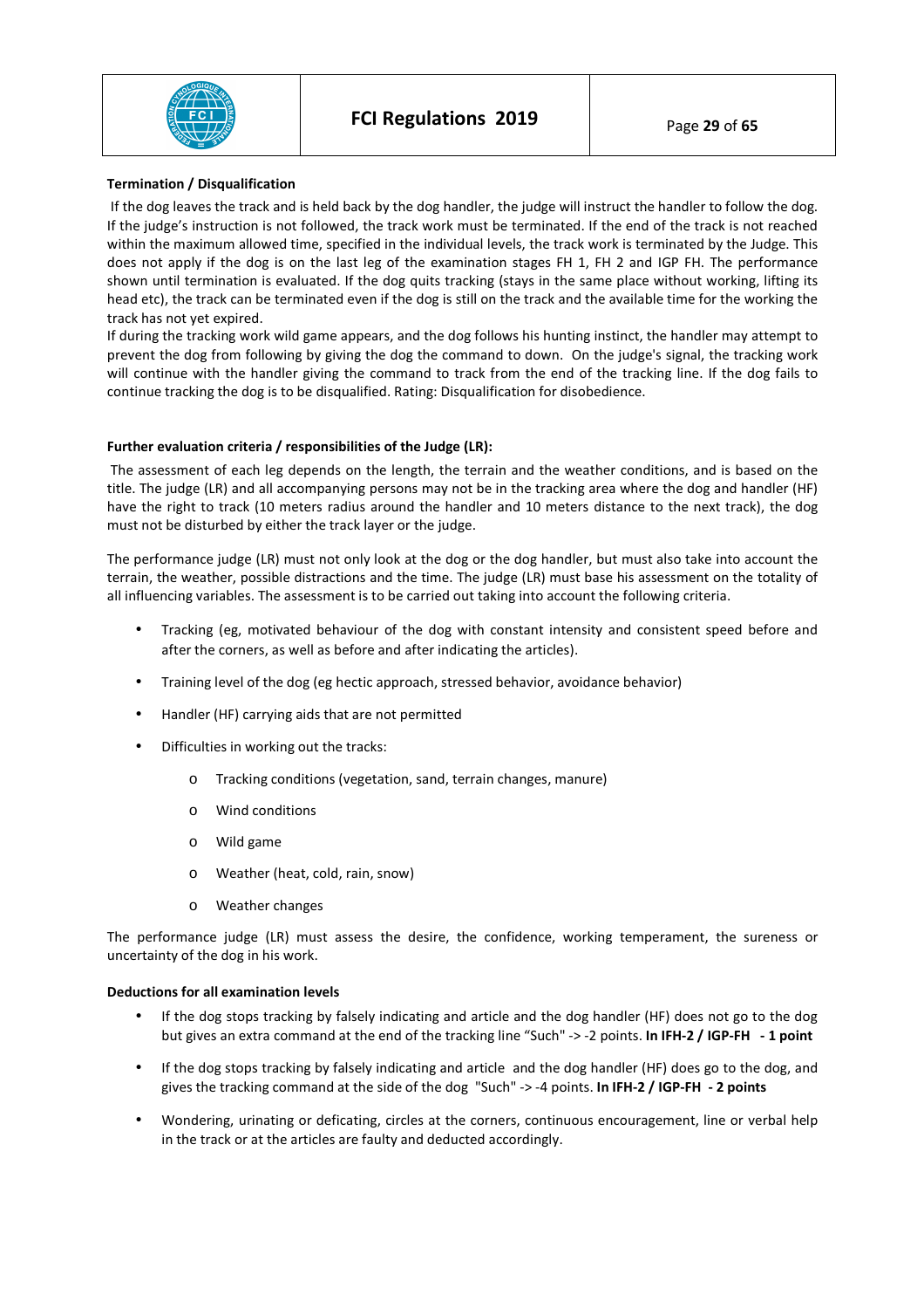**Termination / Disqualification**

If the dog leaves the track and is held back by the dog handler, the judge will instruct the handler to follow the dog. If the judge's instruction is not followed, the track work must be terminated. If the end of the track is not reached within the maximum allowed time, specified in the individual levels, the track work is terminated by the Judge. This does not apply if the dog is on the last leg of the examination stages FH 1, FH 2 and IGP FH. The performance shown until termination is evaluated. If the dog quits tracking (stays in the same place without working, lifting its head etc), the track can be terminated even if the dog is still on the track and the available time for the working the track has not yet expired.

If during the tracking work wild game appears, and the dog follows his hunting instinct, the handler may attempt to prevent the dog from following by giving the dog the command to down. On the judge's signal, the tracking work will continue with the handler giving the command to track from the end of the tracking line. If the dog fails to continue tracking the dog is to be disqualified. Rating: Disqualification for disobedience.

**Further evaluation criteria / responsibilities of the Judge (LR):**

The assessment of each leg depends on the length, the terrain and the weather conditions, and is based on the title. The judge (LR) and all accompanying persons may not be in the tracking area where the dog and handler (HF) have the right to track (10 meters radius around the handler and 10 meters distance to the next track), the dog must not be disturbed by either the track layer or the judge.

The performance judge (LR) must not only look at the dog or the dog handler, but must also take into account the terrain, the weather, possible distractions and the time. The judge (LR) must base his assessment on the totality of all influencing variables. The assessment is to be carried out taking into account the following criteria.

- Tracking (eg, motivated behaviour of the dog with constant intensity and consistent speed before and after the corners, as well as before and after indicating the articles).
- Training level of the dog (eg hectic approach, stressed behavior, avoidance behavior)
- Handler (HF) carrying aids that are not permitted
- Difficulties in working out the tracks:
  - Tracking conditions (vegetation, sand, terrain changes, manure)
  - Wind conditions
  - Wild game
  - Weather (heat, cold, rain, snow)
  - Weather changes

The performance judge (LR) must assess the desire, the confidence, working temperament, the sureness or uncertainty of the dog in his work.

**Deductions for all examination levels**

- If the dog stops tracking by falsely indicating and article and the dog handler (HF) does not go to the dog but gives an extra command at the end of the tracking line "Such" -> -2 points. **In IFH-2 / IGP-FH - 1 point**
- If the dog stops tracking by falsely indicating and article and the dog handler (HF) does go to the dog, and gives the tracking command at the side of the dog "Such" -> -4 points. **In IFH-2 / IGP-FH - 2 points**
- Wondering, urinating or deficating, circles at the corners, continuous encouragement, line or verbal help in the track or at the articles are faulty and deducted accordingly.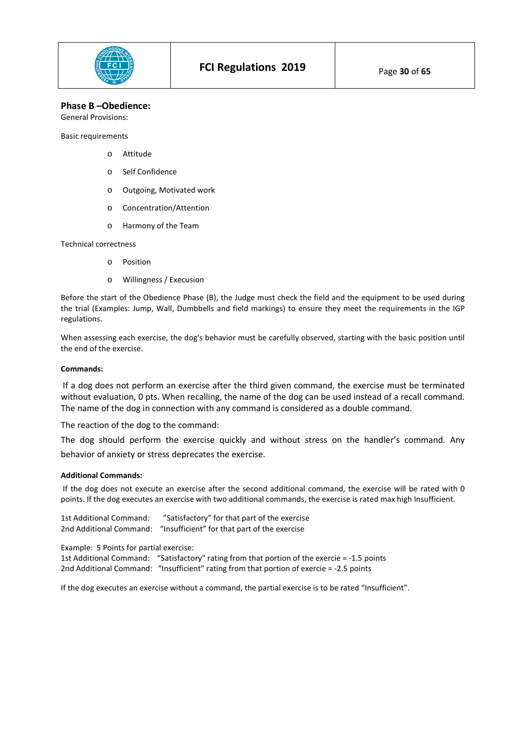## Phase B –Obedience:

General Provisions:

Basic requirements

- Attitude
- Self Confidence
- Outgoing, Motivated work
- Concentration/Attention
- Harmony of the Team

Technical correctness

- Position
- Willingness / Execusion

Before the start of the Obedience Phase (B), the Judge must check the field and the equipment to be used during the trial (Examples: Jump, Wall, Dumbbells and field markings) to ensure they meet the requirements in the IGP regulations.

When assessing each exercise, the dog's behavior must be carefully observed, starting with the basic position until the end of the exercise.

**Commands:**

If a dog does not perform an exercise after the third given command, the exercise must be terminated without evaluation, 0 pts. When recalling, the name of the dog can be used instead of a recall command. The name of the dog in connection with any command is considered as a double command.

The reaction of the dog to the command:

The dog should perform the exercise quickly and without stress on the handler's command. Any behavior of anxiety or stress deprecates the exercise.

**Additional Commands:**

If the dog does not execute an exercise after the second additional command, the exercise will be rated with 0 points. If the dog executes an exercise with two additional commands, the exercise is rated max high Insufficient.

1st Additional Command: "Satisfactory" for that part of the exercise
2nd Additional Command: "Insufficient" for that part of the exercise

Example: 5 Points for partial exercise:
1st Additional Command: "Satisfactory" rating from that portion of the exercie = -1.5 points
2nd Additional Command: "Insufficient" rating from that portion of exercie = -2.5 points

If the dog executes an exercise without a command, the partial exercise is to be rated "Insufficient".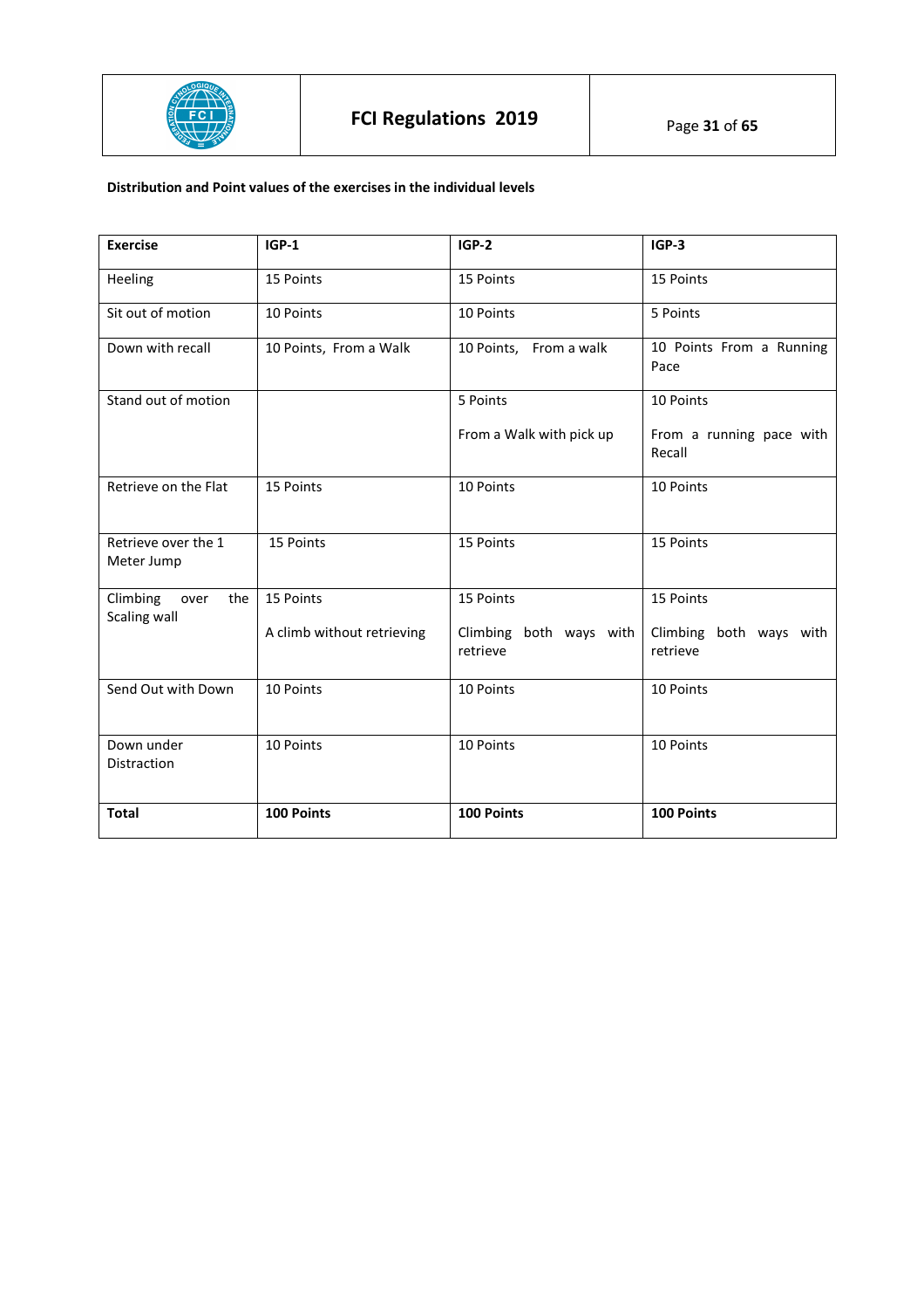**Distribution and Point values of the exercises in the individual levels**

| Exercise | IGP-1 | IGP-2 | IGP-3 |
|---|---|---|---|
| Heeling | 15 Points | 15 Points | 15 Points |
| Sit out of motion | 10 Points | 10 Points | 5 Points |
| Down with recall | 10 Points, From a Walk | 10 Points, From a walk | 10 Points From a Running Pace |
| Stand out of motion | | 5 Points<br><br>From a Walk with pick up | 10 Points<br><br>From a running pace with Recall |
| Retrieve on the Flat | 15 Points | 10 Points | 10 Points |
| Retrieve over the 1 Meter Jump | 15 Points | 15 Points | 15 Points |
| Climbing over the Scaling wall | 15 Points<br><br>A climb without retrieving | 15 Points<br><br>Climbing both ways with retrieve | 15 Points<br><br>Climbing both ways with retrieve |
| Send Out with Down | 10 Points | 10 Points | 10 Points |
| Down under Distraction | 10 Points | 10 Points | 10 Points |
| **Total** | **100 Points** | **100 Points** | **100 Points** |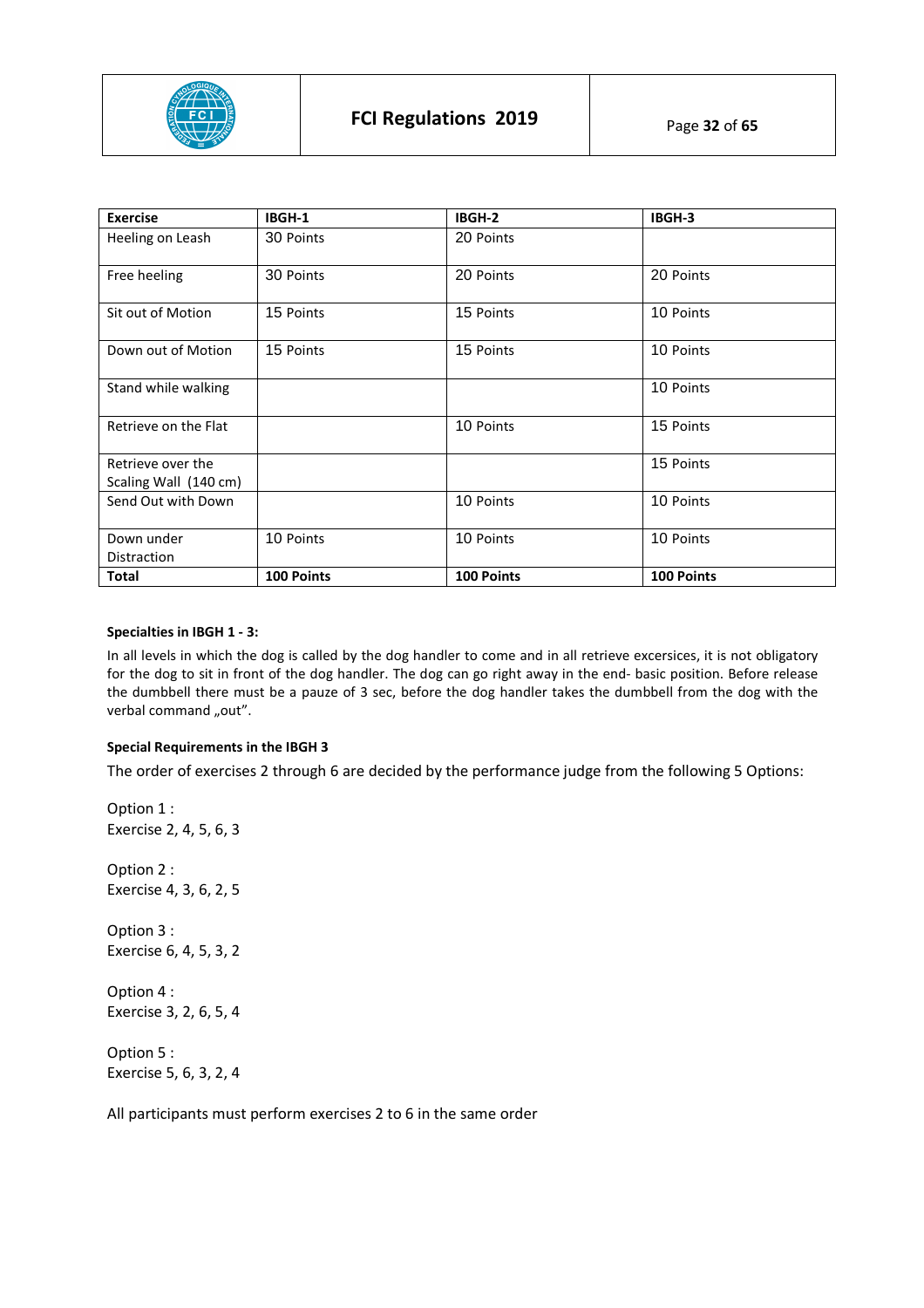| Exercise | IBGH-1 | IBGH-2 | IBGH-3 |
|---|---|---|---|
| Heeling on Leash | 30 Points | 20 Points | |
| Free heeling | 30 Points | 20 Points | 20 Points |
| Sit out of Motion | 15 Points | 15 Points | 10 Points |
| Down out of Motion | 15 Points | 15 Points | 10 Points |
| Stand while walking | | | 10 Points |
| Retrieve on the Flat | | 10 Points | 15 Points |
| Retrieve over the Scaling Wall (140 cm) | | | 15 Points |
| Send Out with Down | | 10 Points | 10 Points |
| Down under Distraction | 10 Points | 10 Points | 10 Points |
| **Total** | **100 Points** | **100 Points** | **100 Points** |

**Specialties in IBGH 1 - 3:**

In all levels in which the dog is called by the dog handler to come and in all retrieve excercises, it is not obligatory for the dog to sit in front of the dog handler. The dog can go right away in the end- basic position. Before release the dumbbell there must be a pauze of 3 sec, before the dog handler takes the dumbbell from the dog with the verbal command „out".

**Special Requirements in the IBGH 3**

The order of exercises 2 through 6 are decided by the performance judge from the following 5 Options:

Option 1 :
Exercise 2, 4, 5, 6, 3

Option 2 :
Exercise 4, 3, 6, 2, 5

Option 3 :
Exercise 6, 4, 5, 3, 2

Option 4 :
Exercise 3, 2, 6, 5, 4

Option 5 :
Exercise 5, 6, 3, 2, 4

All participants must perform exercises 2 to 6 in the same order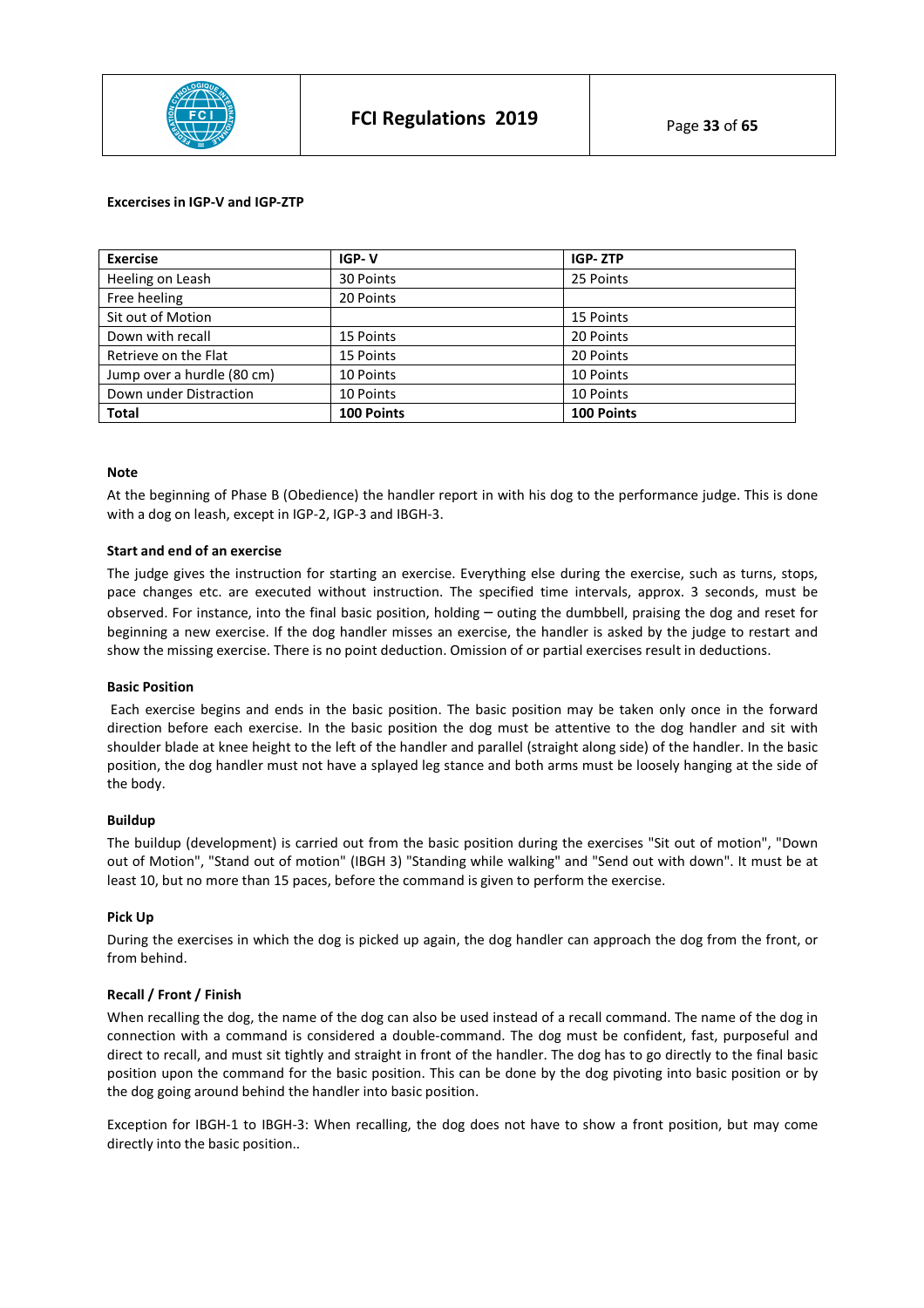**Excercises in IGP-V and IGP-ZTP**

| Exercise | IGP- V | IGP- ZTP |
|---|---|---|
| Heeling on Leash | 30 Points | 25 Points |
| Free heeling | 20 Points | |
| Sit out of Motion | | 15 Points |
| Down with recall | 15 Points | 20 Points |
| Retrieve on the Flat | 15 Points | 20 Points |
| Jump over a hurdle (80 cm) | 10 Points | 10 Points |
| Down under Distraction | 10 Points | 10 Points |
| **Total** | **100 Points** | **100 Points** |

**Note**

At the beginning of Phase B (Obedience) the handler report in with his dog to the performance judge. This is done with a dog on leash, except in IGP-2, IGP-3 and IBGH-3.

**Start and end of an exercise**

The judge gives the instruction for starting an exercise. Everything else during the exercise, such as turns, stops, pace changes etc. are executed without instruction. The specified time intervals, approx. 3 seconds, must be observed. For instance, into the final basic position, holding – outing the dumbbell, praising the dog and reset for beginning a new exercise. If the dog handler misses an exercise, the handler is asked by the judge to restart and show the missing exercise. There is no point deduction. Omission of or partial exercises result in deductions.

**Basic Position**

Each exercise begins and ends in the basic position. The basic position may be taken only once in the forward direction before each exercise. In the basic position the dog must be attentive to the dog handler and sit with shoulder blade at knee height to the left of the handler and parallel (straight along side) of the handler. In the basic position, the dog handler must not have a splayed leg stance and both arms must be loosely hanging at the side of the body.

**Buildup**

The buildup (development) is carried out from the basic position during the exercises "Sit out of motion", "Down out of Motion", "Stand out of motion" (IBGH 3) "Standing while walking" and "Send out with down". It must be at least 10, but no more than 15 paces, before the command is given to perform the exercise.

**Pick Up**

During the exercises in which the dog is picked up again, the dog handler can approach the dog from the front, or from behind.

**Recall / Front / Finish**

When recalling the dog, the name of the dog can also be used instead of a recall command. The name of the dog in connection with a command is considered a double-command. The dog must be confident, fast, purposeful and direct to recall, and must sit tightly and straight in front of the handler. The dog has to go directly to the final basic position upon the command for the basic position. This can be done by the dog pivoting into basic position or by the dog going around behind the handler into basic position.

Exception for IBGH-1 to IBGH-3: When recalling, the dog does not have to show a front position, but may come directly into the basic position..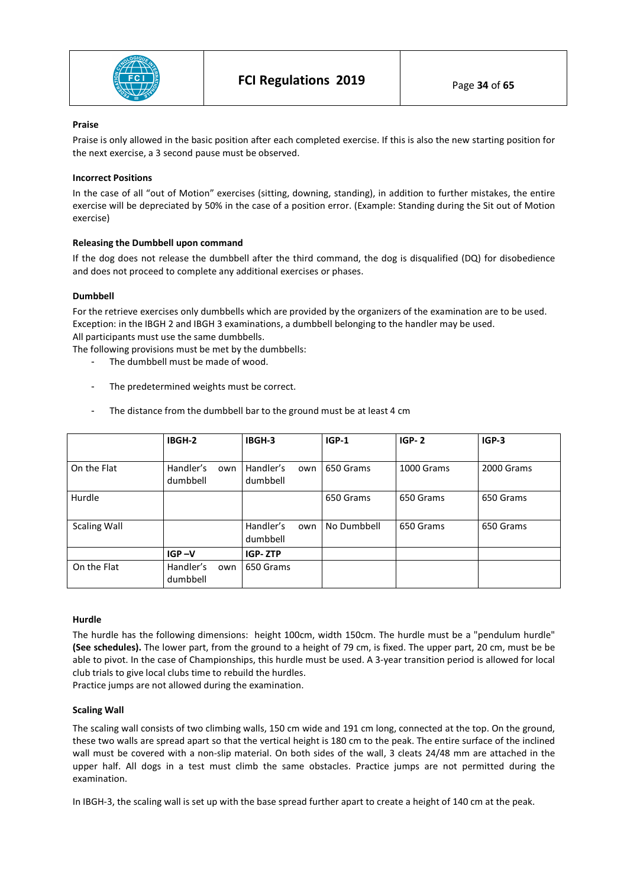### Praise

Praise is only allowed in the basic position after each completed exercise. If this is also the new starting position for the next exercise, a 3 second pause must be observed.

### Incorrect Positions

In the case of all "out of Motion" exercises (sitting, downing, standing), in addition to further mistakes, the entire exercise will be depreciated by 50% in the case of a position error. (Example: Standing during the Sit out of Motion exercise)

### Releasing the Dumbbell upon command

If the dog does not release the dumbbell after the third command, the dog is disqualified (DQ) for disobedience and does not proceed to complete any additional exercises or phases.

### Dumbbell

For the retrieve exercises only dumbbells which are provided by the organizers of the examination are to be used.
Exception: in the IBGH 2 and IBGH 3 examinations, a dumbbell belonging to the handler may be used.
All participants must use the same dumbbells.
The following provisions must be met by the dumbbells:

- The dumbbell must be made of wood.
- The predetermined weights must be correct.
- The distance from the dumbbell bar to the ground must be at least 4 cm

| | IBGH-2 | IBGH-3 | IGP-1 | IGP- 2 | IGP-3 |
|---|---|---|---|---|---|
| On the Flat | Handler's own dumbbell | Handler's own dumbbell | 650 Grams | 1000 Grams | 2000 Grams |
| Hurdle | | | 650 Grams | 650 Grams | 650 Grams |
| Scaling Wall | | Handler's own dumbbell | No Dumbbell | 650 Grams | 650 Grams |
| | **IGP –V** | **IGP- ZTP** | | | |
| On the Flat | Handler's own dumbbell | 650 Grams | | | |

### Hurdle

The hurdle has the following dimensions: height 100cm, width 150cm. The hurdle must be a "pendulum hurdle" **(See schedules).** The lower part, from the ground to a height of 79 cm, is fixed. The upper part, 20 cm, must be able to pivot. In the case of Championships, this hurdle must be used. A 3-year transition period is allowed for local club trials to give local clubs time to rebuild the hurdles.
Practice jumps are not allowed during the examination.

### Scaling Wall

The scaling wall consists of two climbing walls, 150 cm wide and 191 cm long, connected at the top. On the ground, these two walls are spread apart so that the vertical height is 180 cm to the peak. The entire surface of the inclined wall must be covered with a non-slip material. On both sides of the wall, 3 cleats 24/48 mm are attached in the upper half. All dogs in a test must climb the same obstacles. Practice jumps are not permitted during the examination.

In IBGH-3, the scaling wall is set up with the base spread further apart to create a height of 140 cm at the peak.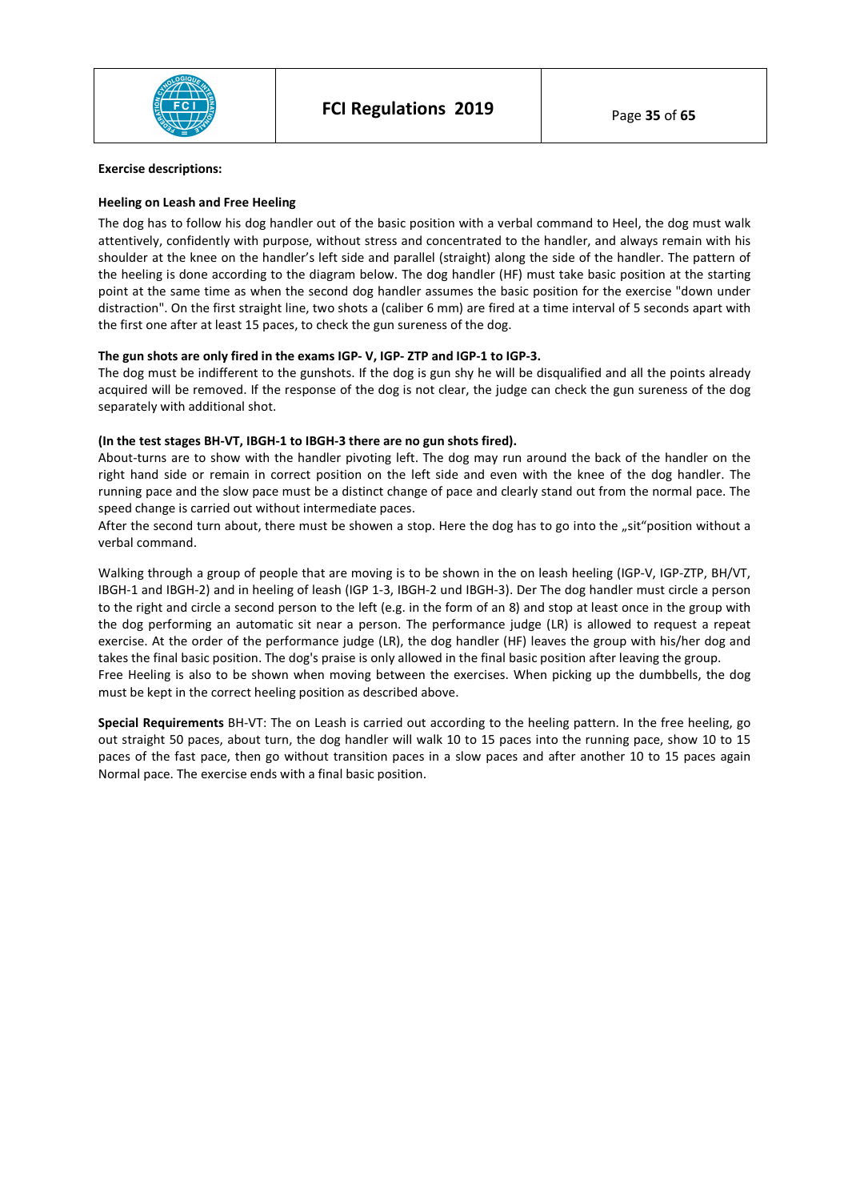**Exercise descriptions:**

**Heeling on Leash and Free Heeling**

The dog has to follow his dog handler out of the basic position with a verbal command to Heel, the dog must walk attentively, confidently with purpose, without stress and concentrated to the handler, and always remain with his shoulder at the knee on the handler's left side and parallel (straight) along the side of the handler. The pattern of the heeling is done according to the diagram below. The dog handler (HF) must take basic position at the starting point at the same time as when the second dog handler assumes the basic position for the exercise "down under distraction". On the first straight line, two shots a (caliber 6 mm) are fired at a time interval of 5 seconds apart with the first one after at least 15 paces, to check the gun sureness of the dog.

**The gun shots are only fired in the exams IGP- V, IGP- ZTP and IGP-1 to IGP-3.**

The dog must be indifferent to the gunshots. If the dog is gun shy he will be disqualified and all the points already acquired will be removed. If the response of the dog is not clear, the judge can check the gun sureness of the dog separately with additional shot.

**(In the test stages BH-VT, IBGH-1 to IBGH-3 there are no gun shots fired).**

About-turns are to show with the handler pivoting left. The dog may run around the back of the handler on the right hand side or remain in correct position on the left side and even with the knee of the dog handler. The running pace and the slow pace must be a distinct change of pace and clearly stand out from the normal pace. The speed change is carried out without intermediate paces.

After the second turn about, there must be showen a stop. Here the dog has to go into the „sit"position without a verbal command.

Walking through a group of people that are moving is to be shown in the on leash heeling (IGP-V, IGP-ZTP, BH/VT, IBGH-1 and IBGH-2) and in heeling of leash (IGP 1-3, IBGH-2 und IBGH-3). Der The dog handler must circle a person to the right and circle a second person to the left (e.g. in the form of an 8) and stop at least once in the group with the dog performing an automatic sit near a person. The performance judge (LR) is allowed to request a repeat exercise. At the order of the performance judge (LR), the dog handler (HF) leaves the group with his/her dog and takes the final basic position. The dog's praise is only allowed in the final basic position after leaving the group.
Free Heeling is also to be shown when moving between the exercises. When picking up the dumbbells, the dog must be kept in the correct heeling position as described above.

**Special Requirements** BH-VT: The on Leash is carried out according to the heeling pattern. In the free heeling, go out straight 50 paces, about turn, the dog handler will walk 10 to 15 paces into the running pace, show 10 to 15 paces of the fast pace, then go without transition paces in a slow paces and after another 10 to 15 paces again Normal pace. The exercise ends with a final basic position.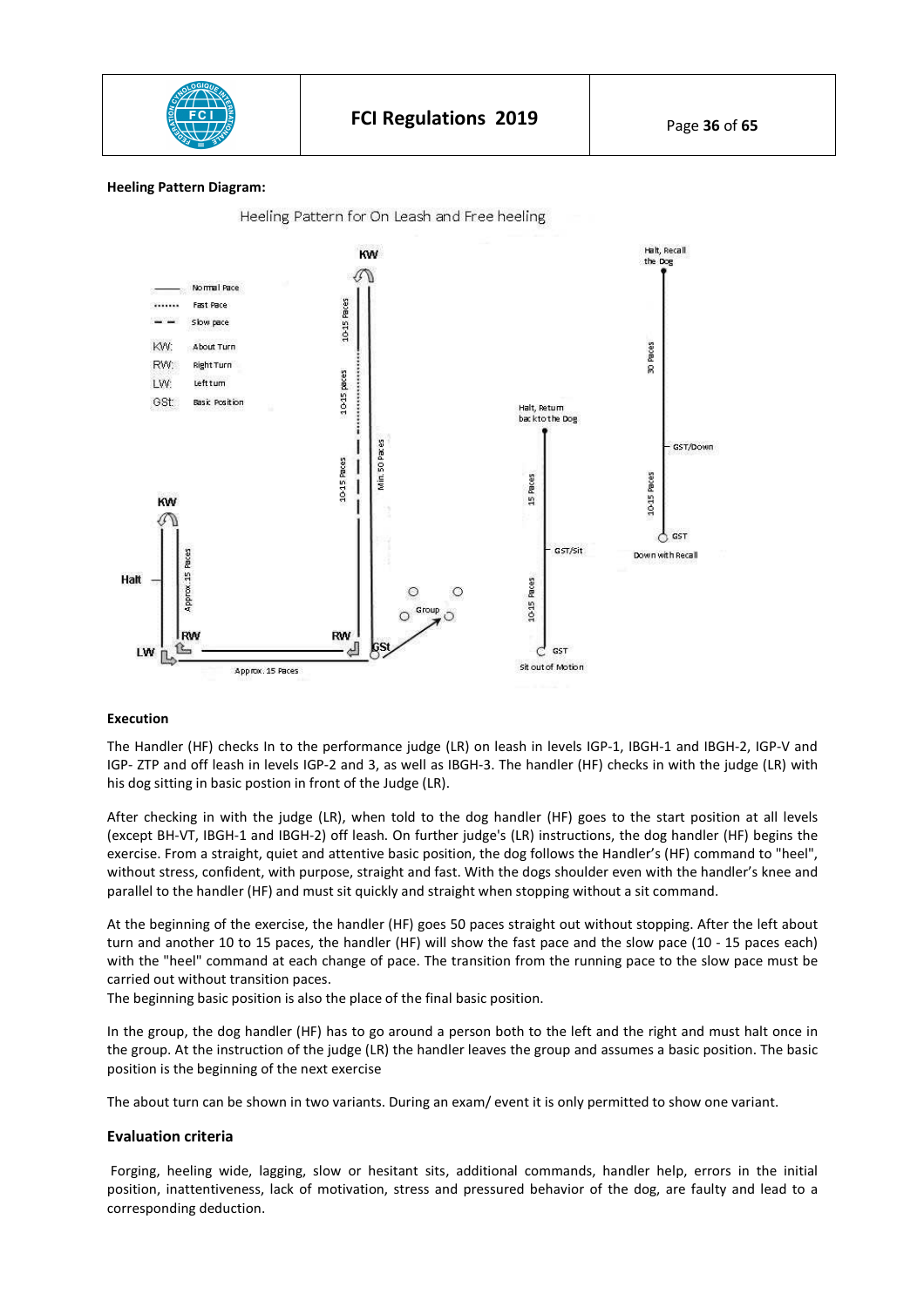**Heeling Pattern Diagram:**

Heeling Pattern for On Leash and Free heeling

**Execution**

The Handler (HF) checks In to the performance judge (LR) on leash in levels IGP-1, IBGH-1 and IBGH-2, IGP-V and IGP- ZTP and off leash in levels IGP-2 and 3, as well as IBGH-3. The handler (HF) checks in with the judge (LR) with his dog sitting in basic postion in front of the Judge (LR).

After checking in with the judge (LR), when told to the dog handler (HF) goes to the start position at all levels (except BH-VT, IBGH-1 and IBGH-2) off leash. On further judge's (LR) instructions, the dog handler (HF) begins the exercise. From a straight, quiet and attentive basic position, the dog follows the Handler's (HF) command to "heel", without stress, confident, with purpose, straight and fast. With the dogs shoulder even with the handler's knee and parallel to the handler (HF) and must sit quickly and straight when stopping without a sit command.

At the beginning of the exercise, the handler (HF) goes 50 paces straight out without stopping. After the left about turn and another 10 to 15 paces, the handler (HF) will show the fast pace and the slow pace (10 - 15 paces each) with the "heel" command at each change of pace. The transition from the running pace to the slow pace must be carried out without transition paces.
The beginning basic position is also the place of the final basic position.

In the group, the dog handler (HF) has to go around a person both to the left and the right and must halt once in the group. At the instruction of the judge (LR) the handler leaves the group and assumes a basic position. The basic position is the beginning of the next exercise

The about turn can be shown in two variants. During an exam/ event it is only permitted to show one variant.

## Evaluation criteria

Forging, heeling wide, lagging, slow or hesitant sits, additional commands, handler help, errors in the initial position, inattentiveness, lack of motivation, stress and pressured behavior of the dog, are faulty and lead to a corresponding deduction.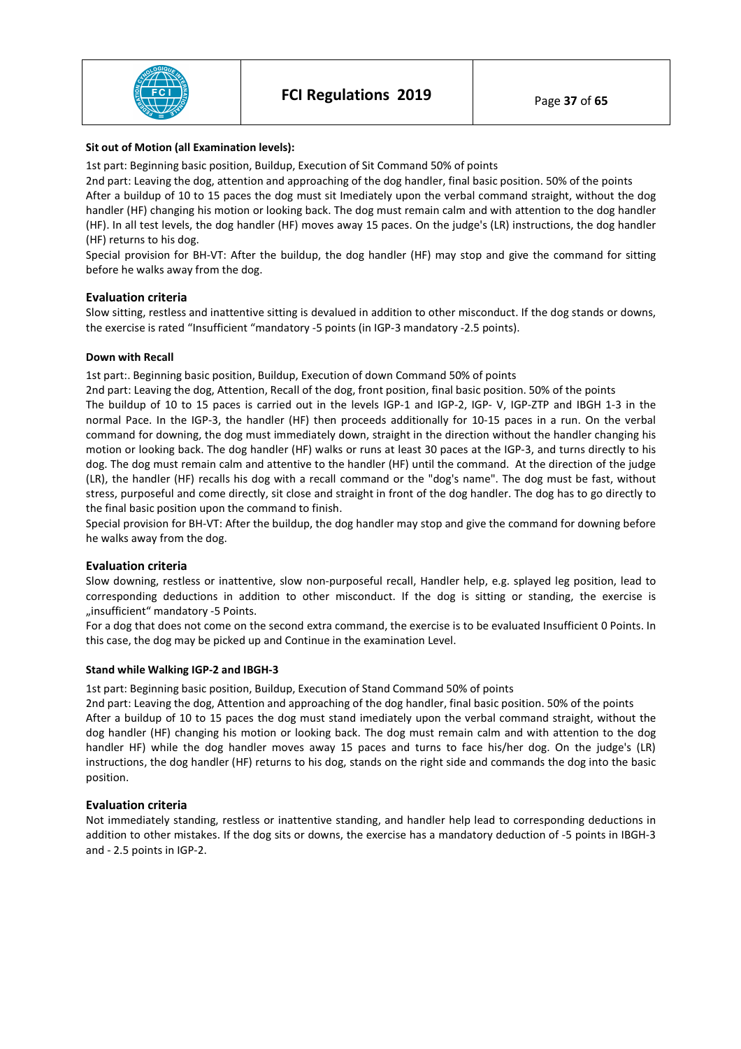**Sit out of Motion (all Examination levels):**

1st part: Beginning basic position, Buildup, Execution of Sit Command 50% of points
2nd part: Leaving the dog, attention and approaching of the dog handler, final basic position. 50% of the points
After a buildup of 10 to 15 paces the dog must sit Imediately upon the verbal command straight, without the dog handler (HF) changing his motion or looking back. The dog must remain calm and with attention to the dog handler (HF). In all test levels, the dog handler (HF) moves away 15 paces. On the judge's (LR) instructions, the dog handler (HF) returns to his dog.
Special provision for BH-VT: After the buildup, the dog handler (HF) may stop and give the command for sitting before he walks away from the dog.

## Evaluation criteria

Slow sitting, restless and inattentive sitting is devalued in addition to other misconduct. If the dog stands or downs, the exercise is rated "Insufficient "mandatory -5 points (in IGP-3 mandatory -2.5 points).

**Down with Recall**

1st part:. Beginning basic position, Buildup, Execution of down Command 50% of points
2nd part: Leaving the dog, Attention, Recall of the dog, front position, final basic position. 50% of the points
The buildup of 10 to 15 paces is carried out in the levels IGP-1 and IGP-2, IGP- V, IGP-ZTP and IBGH 1-3 in the normal Pace. In the IGP-3, the handler (HF) then proceeds additionally for 10-15 paces in a run. On the verbal command for downing, the dog must immediately down, straight in the direction without the handler changing his motion or looking back. The dog handler (HF) walks or runs at least 30 paces at the IGP-3, and turns directly to his dog. The dog must remain calm and attentive to the handler (HF) until the command. At the direction of the judge (LR), the handler (HF) recalls his dog with a recall command or the "dog's name". The dog must be fast, without stress, purposeful and come directly, sit close and straight in front of the dog handler. The dog has to go directly to the final basic position upon the command to finish.
Special provision for BH-VT: After the buildup, the dog handler may stop and give the command for downing before he walks away from the dog.

## Evaluation criteria

Slow downing, restless or inattentive, slow non-purposeful recall, Handler help, e.g. splayed leg position, lead to corresponding deductions in addition to other misconduct. If the dog is sitting or standing, the exercise is „insufficient" mandatory -5 Points.
For a dog that does not come on the second extra command, the exercise is to be evaluated Insufficient 0 Points. In this case, the dog may be picked up and Continue in the examination Level.

**Stand while Walking IGP-2 and IBGH-3**

1st part: Beginning basic position, Buildup, Execution of Stand Command 50% of points
2nd part: Leaving the dog, Attention and approaching of the dog handler, final basic position. 50% of the points
After a buildup of 10 to 15 paces the dog must stand imediately upon the verbal command straight, without the dog handler (HF) changing his motion or looking back. The dog must remain calm and with attention to the dog handler HF) while the dog handler moves away 15 paces and turns to face his/her dog. On the judge's (LR) instructions, the dog handler (HF) returns to his dog, stands on the right side and commands the dog into the basic position.

## Evaluation criteria

Not immediately standing, restless or inattentive standing, and handler help lead to corresponding deductions in addition to other mistakes. If the dog sits or downs, the exercise has a mandatory deduction of -5 points in IBGH-3 and - 2.5 points in IGP-2.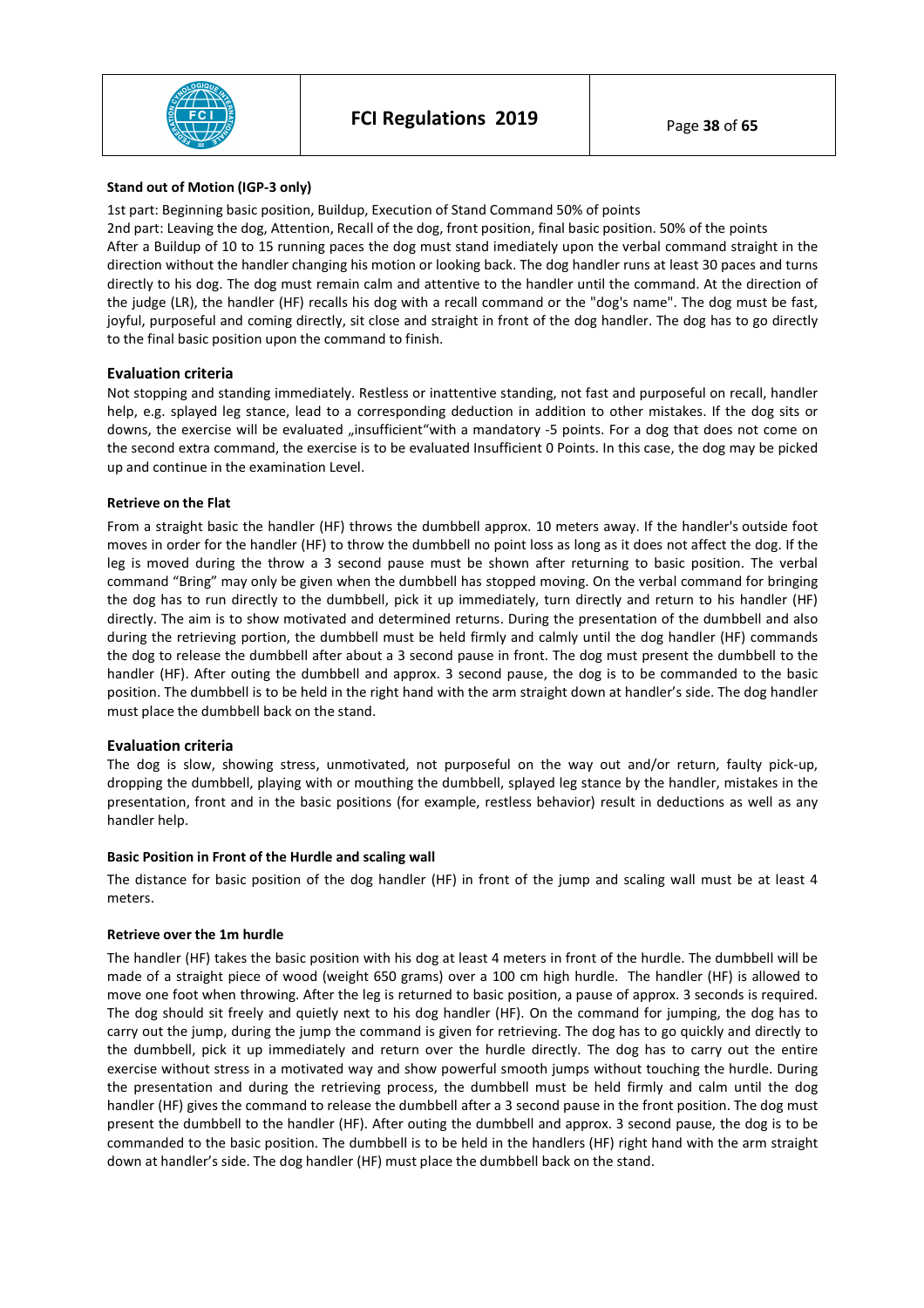**Stand out of Motion (IGP-3 only)**

1st part: Beginning basic position, Buildup, Execution of Stand Command 50% of points
2nd part: Leaving the dog, Attention, Recall of the dog, front position, final basic position. 50% of the points
After a Buildup of 10 to 15 running paces the dog must stand imediately upon the verbal command straight in the direction without the handler changing his motion or looking back. The dog handler runs at least 30 paces and turns directly to his dog. The dog must remain calm and attentive to the handler until the command. At the direction of the judge (LR), the handler (HF) recalls his dog with a recall command or the "dog's name". The dog must be fast, joyful, purposeful and coming directly, sit close and straight in front of the dog handler. The dog has to go directly to the final basic position upon the command to finish.

## Evaluation criteria

Not stopping and standing immediately. Restless or inattentive standing, not fast and purposeful on recall, handler help, e.g. splayed leg stance, lead to a corresponding deduction in addition to other mistakes. If the dog sits or downs, the exercise will be evaluated „insufficient"with a mandatory -5 points. For a dog that does not come on the second extra command, the exercise is to be evaluated Insufficient 0 Points. In this case, the dog may be picked up and continue in the examination Level.

**Retrieve on the Flat**

From a straight basic the handler (HF) throws the dumbbell approx. 10 meters away. If the handler's outside foot moves in order for the handler (HF) to throw the dumbbell no point loss as long as it does not affect the dog. If the leg is moved during the throw a 3 second pause must be shown after returning to basic position. The verbal command "Bring" may only be given when the dumbbell has stopped moving. On the verbal command for bringing the dog has to run directly to the dumbbell, pick it up immediately, turn directly and return to his handler (HF) directly. The aim is to show motivated and determined returns. During the presentation of the dumbbell and also during the retrieving portion, the dumbbell must be held firmly and calmly until the dog handler (HF) commands the dog to release the dumbbell after about a 3 second pause in front. The dog must present the dumbbell to the handler (HF). After outing the dumbbell and approx. 3 second pause, the dog is to be commanded to the basic position. The dumbbell is to be held in the right hand with the arm straight down at handler's side. The dog handler must place the dumbbell back on the stand.

## Evaluation criteria

The dog is slow, showing stress, unmotivated, not purposeful on the way out and/or return, faulty pick-up, dropping the dumbbell, playing with or mouthing the dumbbell, splayed leg stance by the handler, mistakes in the presentation, front and in the basic positions (for example, restless behavior) result in deductions as well as any handler help.

**Basic Position in Front of the Hurdle and scaling wall**

The distance for basic position of the dog handler (HF) in front of the jump and scaling wall must be at least 4 meters.

**Retrieve over the 1m hurdle**

The handler (HF) takes the basic position with his dog at least 4 meters in front of the hurdle. The dumbbell will be made of a straight piece of wood (weight 650 grams) over a 100 cm high hurdle. The handler (HF) is allowed to move one foot when throwing. After the leg is returned to basic position, a pause of approx. 3 seconds is required. The dog should sit freely and quietly next to his dog handler (HF). On the command for jumping, the dog has to carry out the jump, during the jump the command is given for retrieving. The dog has to go quickly and directly to the dumbbell, pick it up immediately and return over the hurdle directly. The dog has to carry out the entire exercise without stress in a motivated way and show powerful smooth jumps without touching the hurdle. During the presentation and during the retrieving process, the dumbbell must be held firmly and calm until the dog handler (HF) gives the command to release the dumbbell after a 3 second pause in the front position. The dog must present the dumbbell to the handler (HF). After outing the dumbbell and approx. 3 second pause, the dog is to be commanded to the basic position. The dumbbell is to be held in the handlers (HF) right hand with the arm straight down at handler's side. The dog handler (HF) must place the dumbbell back on the stand.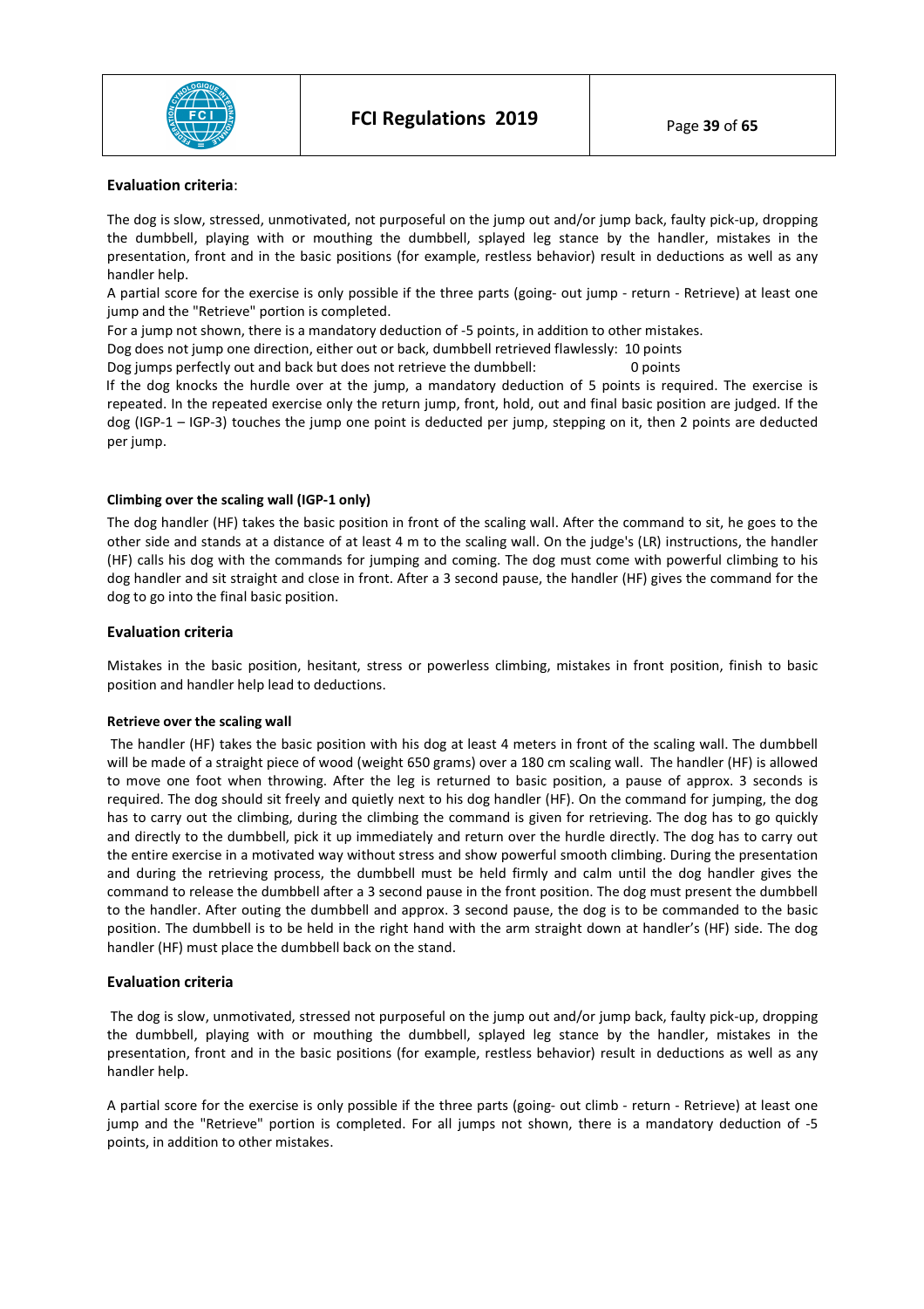**Evaluation criteria**:

The dog is slow, stressed, unmotivated, not purposeful on the jump out and/or jump back, faulty pick-up, dropping the dumbbell, playing with or mouthing the dumbbell, splayed leg stance by the handler, mistakes in the presentation, front and in the basic positions (for example, restless behavior) result in deductions as well as any handler help.

A partial score for the exercise is only possible if the three parts (going- out jump - return - Retrieve) at least one jump and the "Retrieve" portion is completed.

For a jump not shown, there is a mandatory deduction of -5 points, in addition to other mistakes.

Dog does not jump one direction, either out or back, dumbbell retrieved flawlessly: 10 points

Dog jumps perfectly out and back but does not retrieve the dumbbell: 0 points

If the dog knocks the hurdle over at the jump, a mandatory deduction of 5 points is required. The exercise is repeated. In the repeated exercise only the return jump, front, hold, out and final basic position are judged. If the dog (IGP-1 – IGP-3) touches the jump one point is deducted per jump, stepping on it, then 2 points are deducted per jump.

#### Climbing over the scaling wall (IGP-1 only)

The dog handler (HF) takes the basic position in front of the scaling wall. After the command to sit, he goes to the other side and stands at a distance of at least 4 m to the scaling wall. On the judge's (LR) instructions, the handler (HF) calls his dog with the commands for jumping and coming. The dog must come with powerful climbing to his dog handler and sit straight and close in front. After a 3 second pause, the handler (HF) gives the command for the dog to go into the final basic position.

### Evaluation criteria

Mistakes in the basic position, hesitant, stress or powerless climbing, mistakes in front position, finish to basic position and handler help lead to deductions.

#### Retrieve over the scaling wall

The handler (HF) takes the basic position with his dog at least 4 meters in front of the scaling wall. The dumbbell will be made of a straight piece of wood (weight 650 grams) over a 180 cm scaling wall. The handler (HF) is allowed to move one foot when throwing. After the leg is returned to basic position, a pause of approx. 3 seconds is required. The dog should sit freely and quietly next to his dog handler (HF). On the command for jumping, the dog has to carry out the climbing, during the climbing the command is given for retrieving. The dog has to go quickly and directly to the dumbbell, pick it up immediately and return over the hurdle directly. The dog has to carry out the entire exercise in a motivated way without stress and show powerful smooth climbing. During the presentation and during the retrieving process, the dumbbell must be held firmly and calm until the dog handler gives the command to release the dumbbell after a 3 second pause in the front position. The dog must present the dumbbell to the handler. After outing the dumbbell and approx. 3 second pause, the dog is to be commanded to the basic position. The dumbbell is to be held in the right hand with the arm straight down at handler's (HF) side. The dog handler (HF) must place the dumbbell back on the stand.

### Evaluation criteria

The dog is slow, unmotivated, stressed not purposeful on the jump out and/or jump back, faulty pick-up, dropping the dumbbell, playing with or mouthing the dumbbell, splayed leg stance by the handler, mistakes in the presentation, front and in the basic positions (for example, restless behavior) result in deductions as well as any handler help.

A partial score for the exercise is only possible if the three parts (going- out climb - return - Retrieve) at least one jump and the "Retrieve" portion is completed. For all jumps not shown, there is a mandatory deduction of -5 points, in addition to other mistakes.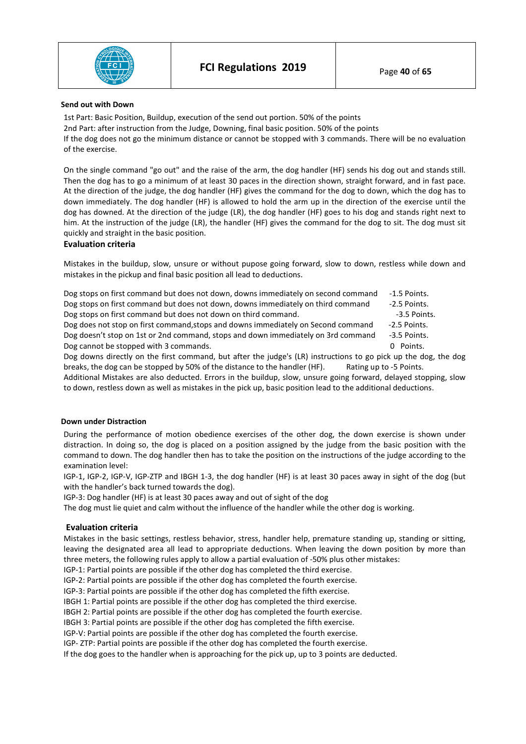**Send out with Down**

1st Part: Basic Position, Buildup, execution of the send out portion. 50% of the points
2nd Part: after instruction from the Judge, Downing, final basic position. 50% of the points
If the dog does not go the minimum distance or cannot be stopped with 3 commands. There will be no evaluation of the exercise.

On the single command "go out" and the raise of the arm, the dog handler (HF) sends his dog out and stands still. Then the dog has to go a minimum of at least 30 paces in the direction shown, straight forward, and in fast pace. At the direction of the judge, the dog handler (HF) gives the command for the dog to down, which the dog has to down immediately. The dog handler (HF) is allowed to hold the arm up in the direction of the exercise until the dog has downed. At the direction of the judge (LR), the dog handler (HF) goes to his dog and stands right next to him. At the instruction of the judge (LR), the handler (HF) gives the command for the dog to sit. The dog must sit quickly and straight in the basic position.

**Evaluation criteria**

Mistakes in the buildup, slow, unsure or without pupose going forward, slow to down, restless while down and mistakes in the pickup and final basic position all lead to deductions.

| | |
|---|---|
| Dog stops on first command but does not down, downs immediately on second command | -1.5 Points. |
| Dog stops on first command but does not down, downs immediately on third command | -2.5 Points. |
| Dog stops on first command but does not down on third command. | -3.5 Points. |
| Dog does not stop on first command,stops and downs immediately on Second command | -2.5 Points. |
| Dog doesn't stop on 1st or 2nd command, stops and down immediately on 3rd command | -3.5 Points. |
| Dog cannot be stopped with 3 commands. | 0 Points. |

Dog downs directly on the first command, but after the judge's (LR) instructions to go pick up the dog, the dog breaks, the dog can be stopped by 50% of the distance to the handler (HF). Rating up to -5 Points.
Additional Mistakes are also deducted. Errors in the buildup, slow, unsure going forward, delayed stopping, slow to down, restless down as well as mistakes in the pick up, basic position lead to the additional deductions.

**Down under Distraction**

During the performance of motion obedience exercises of the other dog, the down exercise is shown under distraction. In doing so, the dog is placed on a position assigned by the judge from the basic position with the command to down. The dog handler then has to take the position on the instructions of the judge according to the examination level:

IGP-1, IGP-2, IGP-V, IGP-ZTP and IBGH 1-3, the dog handler (HF) is at least 30 paces away in sight of the dog (but with the handler's back turned towards the dog).
IGP-3: Dog handler (HF) is at least 30 paces away and out of sight of the dog
The dog must lie quiet and calm without the influence of the handler while the other dog is working.

**Evaluation criteria**

Mistakes in the basic settings, restless behavior, stress, handler help, premature standing up, standing or sitting, leaving the designated area all lead to appropriate deductions. When leaving the down position by more than three meters, the following rules apply to allow a partial evaluation of -50% plus other mistakes:
IGP-1: Partial points are possible if the other dog has completed the third exercise.
IGP-2: Partial points are possible if the other dog has completed the fourth exercise.
IGP-3: Partial points are possible if the other dog has completed the fifth exercise.
IBGH 1: Partial points are possible if the other dog has completed the third exercise.
IBGH 2: Partial points are possible if the other dog has completed the fourth exercise.
IBGH 3: Partial points are possible if the other dog has completed the fifth exercise.
IGP-V: Partial points are possible if the other dog has completed the fourth exercise.
IGP- ZTP: Partial points are possible if the other dog has completed the fourth exercise.
If the dog goes to the handler when is approaching for the pick up, up to 3 points are deducted.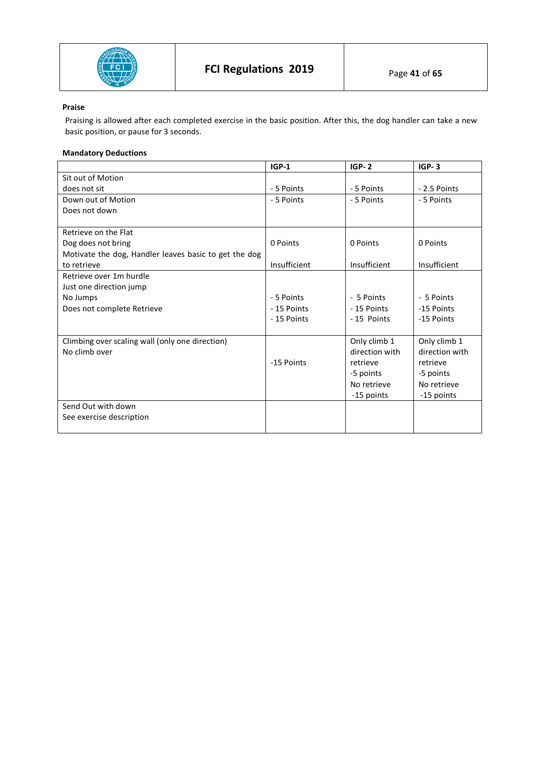**Praise**

Praising is allowed after each completed exercise in the basic position. After this, the dog handler can take a new basic position, or pause for 3 seconds.

**Mandatory Deductions**

| | IGP-1 | IGP- 2 | IGP- 3 |
|---|---|---|---|
| Sit out of Motion<br>does not sit | - 5 Points | - 5 Points | - 2.5 Points |
| Down out of Motion<br>Does not down | - 5 Points | - 5 Points | - 5 Points |
| Retrieve on the Flat<br>Dog does not bring<br>Motivate the dog, Handler leaves basic to get the dog to retrieve | 0 Points<br><br>Insufficient | 0 Points<br><br>Insufficient | 0 Points<br><br>Insufficient |
| Retrieve over 1m hurdle<br>Just one direction jump<br>No Jumps<br>Does not complete Retrieve | - 5 Points<br>- 15 Points<br>- 15 Points | - 5 Points<br>- 15 Points<br>- 15 Points | - 5 Points<br>-15 Points<br>-15 Points |
| Climbing over scaling wall (only one direction)<br>No climb over | -15 Points | Only climb 1 direction with retrieve<br>-5 points<br>No retrieve<br>-15 points | Only climb 1 direction with retrieve<br>-5 points<br>No retrieve<br>-15 points |
| Send Out with down<br>See exercise description | | | |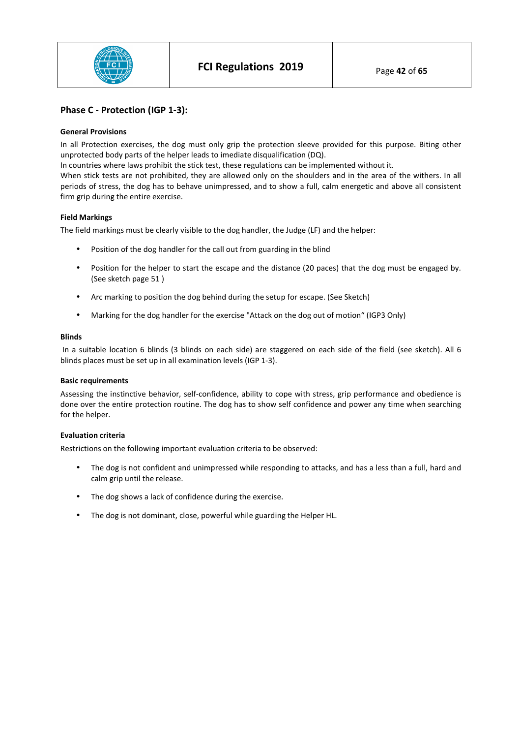## Phase C - Protection (IGP 1-3):

**General Provisions**

In all Protection exercises, the dog must only grip the protection sleeve provided for this purpose. Biting other unprotected body parts of the helper leads to imediate disqualification (DQ).
In countries where laws prohibit the stick test, these regulations can be implemented without it.
When stick tests are not prohibited, they are allowed only on the shoulders and in the area of the withers. In all periods of stress, the dog has to behave unimpressed, and to show a full, calm energetic and above all consistent firm grip during the entire exercise.

**Field Markings**

The field markings must be clearly visible to the dog handler, the Judge (LF) and the helper:

- Position of the dog handler for the call out from guarding in the blind
- Position for the helper to start the escape and the distance (20 paces) that the dog must be engaged by. (See sketch page 51 )
- Arc marking to position the dog behind during the setup for escape. (See Sketch)
- Marking for the dog handler for the exercise "Attack on the dog out of motion“ (IGP3 Only)

**Blinds**

In a suitable location 6 blinds (3 blinds on each side) are staggered on each side of the field (see sketch). All 6 blinds places must be set up in all examination levels (IGP 1-3).

**Basic requirements**

Assessing the instinctive behavior, self-confidence, ability to cope with stress, grip performance and obedience is done over the entire protection routine. The dog has to show self confidence and power any time when searching for the helper.

**Evaluation criteria**

Restrictions on the following important evaluation criteria to be observed:

- The dog is not confident and unimpressed while responding to attacks, and has a less than a full, hard and calm grip until the release.
- The dog shows a lack of confidence during the exercise.
- The dog is not dominant, close, powerful while guarding the Helper HL.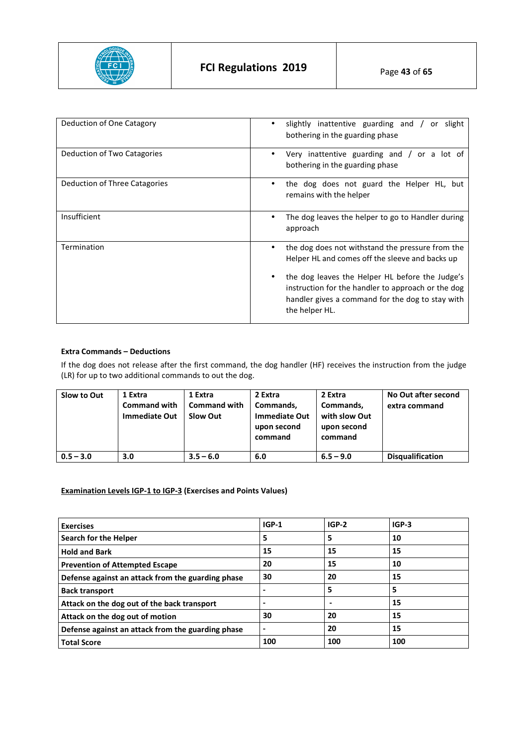| Deduction of One Catagory | • slightly inattentive guarding and / or slight bothering in the guarding phase |
|---|---|
| Deduction of Two Catagories | • Very inattentive guarding and / or a lot of bothering in the guarding phase |
| Deduction of Three Catagories | • the dog does not guard the Helper HL, but remains with the helper |
| Insufficient | • The dog leaves the helper to go to Handler during approach |
| Termination | • the dog does not withstand the pressure from the Helper HL and comes off the sleeve and backs up<br>• the dog leaves the Helper HL before the Judge's instruction for the handler to approach or the dog handler gives a command for the dog to stay with the helper HL. |

**Extra Commands – Deductions**

If the dog does not release after the first command, the dog handler (HF) receives the instruction from the judge (LR) for up to two additional commands to out the dog.

| Slow to Out | 1 Extra Command with Immediate Out | 1 Extra Command with Slow Out | 2 Extra Commands, Immediate Out upon second command | 2 Extra Commands, with slow Out upon second command | No Out after second extra command |
|---|---|---|---|---|---|
| **0.5 – 3.0** | **3.0** | **3.5 – 6.0** | **6.0** | **6.5 – 9.0** | **Disqualification** |

**<u>Examination Levels IGP-1 to IGP-3</u> (Exercises and Points Values)**

| Exercises | IGP-1 | IGP-2 | IGP-3 |
|---|---|---|---|
| **Search for the Helper** | **5** | **5** | **10** |
| **Hold and Bark** | **15** | **15** | **15** |
| **Prevention of Attempted Escape** | **20** | **15** | **10** |
| **Defense against an attack from the guarding phase** | **30** | **20** | **15** |
| **Back transport** | **-** | **5** | **5** |
| **Attack on the dog out of the back transport** | **-** | **-** | **15** |
| **Attack on the dog out of motion** | **30** | **20** | **15** |
| **Defense against an attack from the guarding phase** | **-** | **20** | **15** |
| **Total Score** | **100** | **100** | **100** |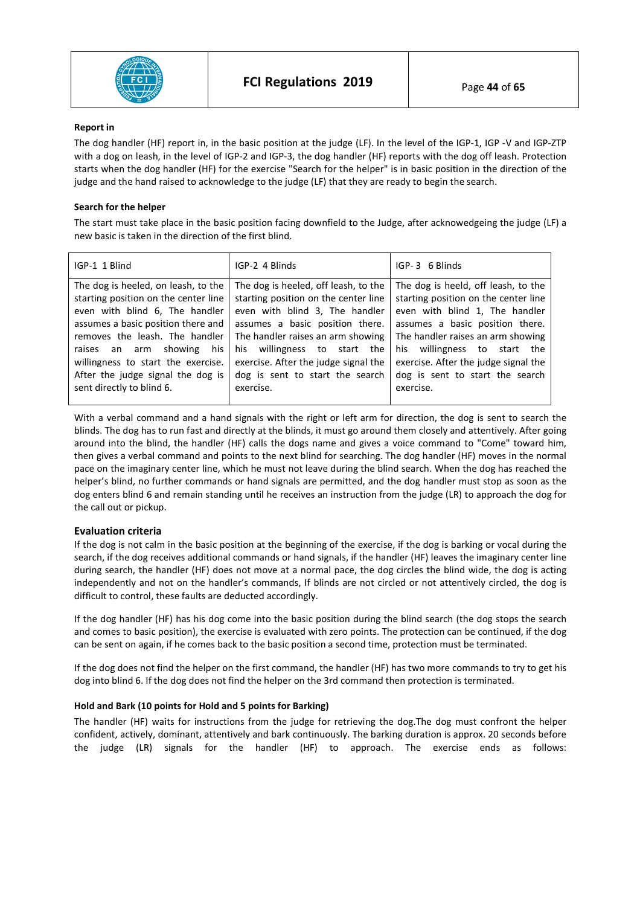**Report in**

The dog handler (HF) report in, in the basic position at the judge (LF). In the level of the IGP-1, IGP -V and IGP-ZTP with a dog on leash, in the level of IGP-2 and IGP-3, the dog handler (HF) reports with the dog off leash. Protection starts when the dog handler (HF) for the exercise "Search for the helper" is in basic position in the direction of the judge and the hand raised to acknowledge to the judge (LF) that they are ready to begin the search.

**Search for the helper**

The start must take place in the basic position facing downfield to the Judge, after acknowedgeing the judge (LF) a new basic is taken in the direction of the first blind.

| IGP-1 1 Blind | IGP-2 4 Blinds | IGP- 3 6 Blinds |
|---|---|---|
| The dog is heeled, on leash, to the starting position on the center line even with blind 6, The handler assumes a basic position there and removes the leash. The handler raises an arm showing his willingness to start the exercise. After the judge signal the dog is sent directly to blind 6. | The dog is heeled, off leash, to the starting position on the center line even with blind 3, The handler assumes a basic position there. The handler raises an arm showing his willingness to start the exercise. After the judge signal the dog is sent to start the search exercise. | The dog is heeld, off leash, to the starting position on the center line even with blind 1, The handler assumes a basic position there. The handler raises an arm showing his willingness to start the exercise. After the judge signal the dog is sent to start the search exercise. |

With a verbal command and a hand signals with the right or left arm for direction, the dog is sent to search the blinds. The dog has to run fast and directly at the blinds, it must go around them closely and attentively. After going around into the blind, the handler (HF) calls the dogs name and gives a voice command to "Come" toward him, then gives a verbal command and points to the next blind for searching. The dog handler (HF) moves in the normal pace on the imaginary center line, which he must not leave during the blind search. When the dog has reached the helper's blind, no further commands or hand signals are permitted, and the dog handler must stop as soon as the dog enters blind 6 and remain standing until he receives an instruction from the judge (LR) to approach the dog for the call out or pickup.

### Evaluation criteria

If the dog is not calm in the basic position at the beginning of the exercise, if the dog is barking or vocal during the search, if the dog receives additional commands or hand signals, if the handler (HF) leaves the imaginary center line during search, the handler (HF) does not move at a normal pace, the dog circles the blind wide, the dog is acting independently and not on the handler's commands, If blinds are not circled or not attentively circled, the dog is difficult to control, these faults are deducted accordingly.

If the dog handler (HF) has his dog come into the basic position during the blind search (the dog stops the search and comes to basic position), the exercise is evaluated with zero points. The protection can be continued, if the dog can be sent on again, if he comes back to the basic position a second time, protection must be terminated.

If the dog does not find the helper on the first command, the handler (HF) has two more commands to try to get his dog into blind 6. If the dog does not find the helper on the 3rd command then protection is terminated.

**Hold and Bark (10 points for Hold and 5 points for Barking)**

The handler (HF) waits for instructions from the judge for retrieving the dog.The dog must confront the helper confident, actively, dominant, attentively and bark continuously. The barking duration is approx. 20 seconds before the judge (LR) signals for the handler (HF) to approach. The exercise ends as follows: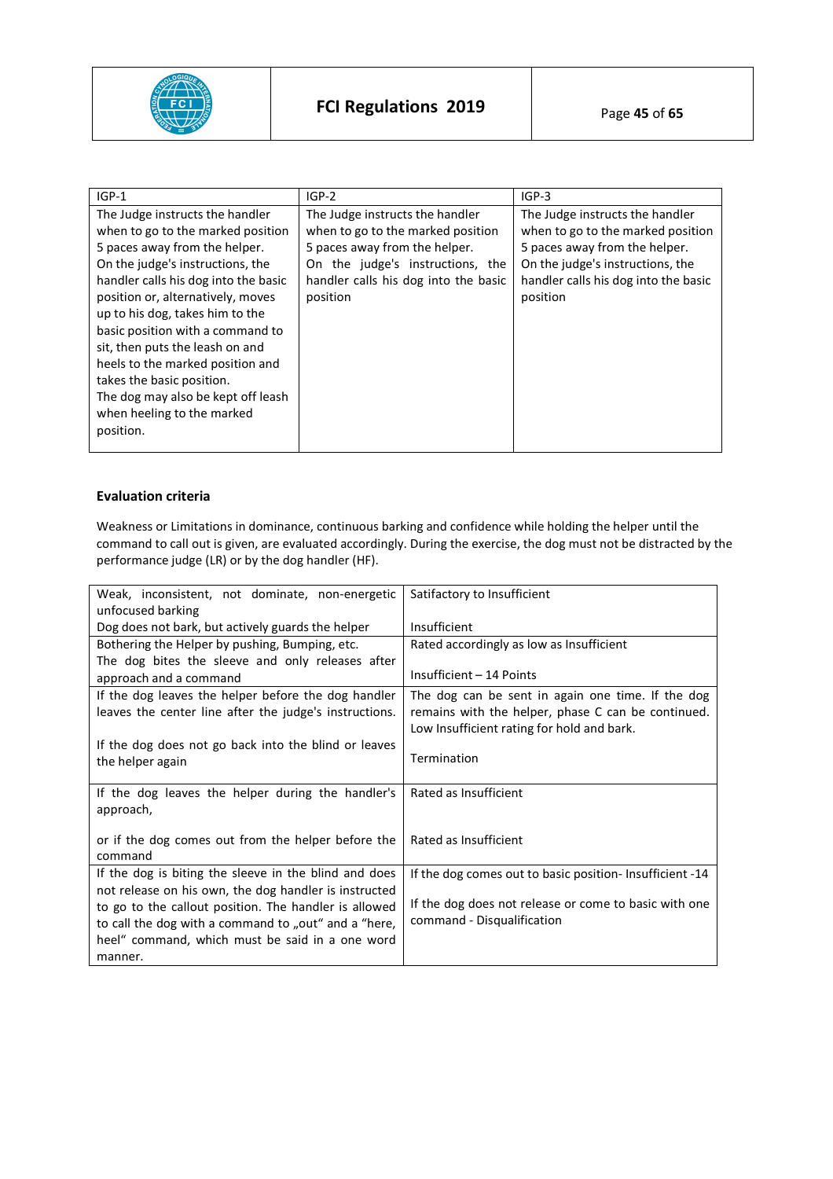| IGP-1 | IGP-2 | IGP-3 |
|---|---|---|
| The Judge instructs the handler when to go to the marked position 5 paces away from the helper. On the judge's instructions, the handler calls his dog into the basic position or, alternatively, moves up to his dog, takes him to the basic position with a command to sit, then puts the leash on and heels to the marked position and takes the basic position. The dog may also be kept off leash when heeling to the marked position. | The Judge instructs the handler when to go to the marked position 5 paces away from the helper. On the judge's instructions, the handler calls his dog into the basic position | The Judge instructs the handler when to go to the marked position 5 paces away from the helper. On the judge's instructions, the handler calls his dog into the basic position |

### Evaluation criteria

Weakness or Limitations in dominance, continuous barking and confidence while holding the helper until the command to call out is given, are evaluated accordingly. During the exercise, the dog must not be distracted by the performance judge (LR) or by the dog handler (HF).

| | |
|---|---|
| Weak, inconsistent, not dominate, non-energetic unfocused barking<br>Dog does not bark, but actively guards the helper | Satifactory to Insufficient<br><br>Insufficient |
| Bothering the Helper by pushing, Bumping, etc.<br>The dog bites the sleeve and only releases after approach and a command | Rated accordingly as low as Insufficient<br><br>Insufficient – 14 Points |
| If the dog leaves the helper before the dog handler leaves the center line after the judge's instructions.<br><br>If the dog does not go back into the blind or leaves the helper again | The dog can be sent in again one time. If the dog remains with the helper, phase C can be continued. Low Insufficient rating for hold and bark.<br><br>Termination |
| If the dog leaves the helper during the handler's approach,<br><br>or if the dog comes out from the helper before the command | Rated as Insufficient<br><br>Rated as Insufficient |
| If the dog is biting the sleeve in the blind and does not release on his own, the dog handler is instructed to go to the callout position. The handler is allowed to call the dog with a command to „out" and a "here, heel" command, which must be said in a one word manner. | If the dog comes out to basic position- Insufficient -14<br><br>If the dog does not release or come to basic with one command - Disqualification |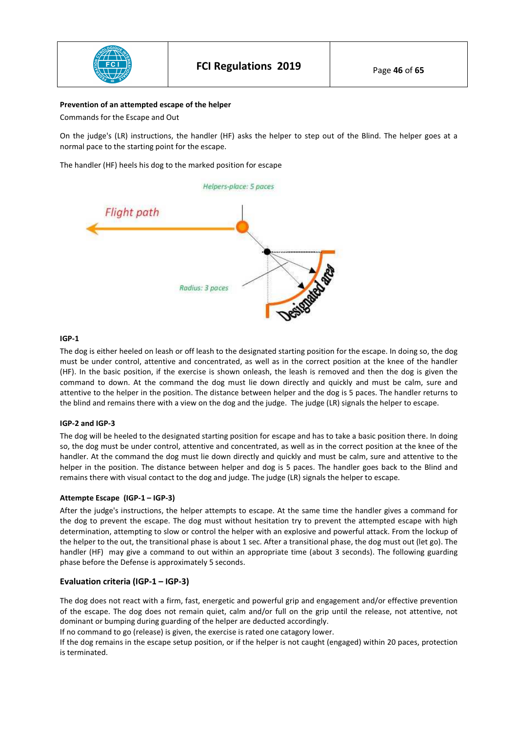**Prevention of an attempted escape of the helper**

Commands for the Escape and Out

On the judge's (LR) instructions, the handler (HF) asks the helper to step out of the Blind. The helper goes at a normal pace to the starting point for the escape.

The handler (HF) heels his dog to the marked position for escape

Helpers-place: 5 paces

Flight path

Radius: 3 paces

Designated area

**IGP-1**

The dog is either heeled on leash or off leash to the designated starting position for the escape. In doing so, the dog must be under control, attentive and concentrated, as well as in the correct position at the knee of the handler (HF). In the basic position, if the exercise is shown onleash, the leash is removed and then the dog is given the command to down. At the command the dog must lie down directly and quickly and must be calm, sure and attentive to the helper in the position. The distance between helper and the dog is 5 paces. The handler returns to the blind and remains there with a view on the dog and the judge. The judge (LR) signals the helper to escape.

**IGP-2 and IGP-3**

The dog will be heeled to the designated starting position for escape and has to take a basic position there. In doing so, the dog must be under control, attentive and concentrated, as well as in the correct position at the knee of the handler. At the command the dog must lie down directly and quickly and must be calm, sure and attentive to the helper in the position. The distance between helper and dog is 5 paces. The handler goes back to the Blind and remains there with visual contact to the dog and judge. The judge (LR) signals the helper to escape.

**Attempte Escape (IGP-1 – IGP-3)**

After the judge's instructions, the helper attempts to escape. At the same time the handler gives a command for the dog to prevent the escape. The dog must without hesitation try to prevent the attempted escape with high determination, attempting to slow or control the helper with an explosive and powerful attack. From the lockup of the helper to the out, the transitional phase is about 1 sec. After a transitional phase, the dog must out (let go). The handler (HF) may give a command to out within an appropriate time (about 3 seconds). The following guarding phase before the Defense is approximately 5 seconds.

## Evaluation criteria (IGP-1 – IGP-3)

The dog does not react with a firm, fast, energetic and powerful grip and engagement and/or effective prevention of the escape. The dog does not remain quiet, calm and/or full on the grip until the release, not attentive, not dominant or bumping during guarding of the helper are deducted accordingly.
If no command to go (release) is given, the exercise is rated one catagory lower.
If the dog remains in the escape setup position, or if the helper is not caught (engaged) within 20 paces, protection is terminated.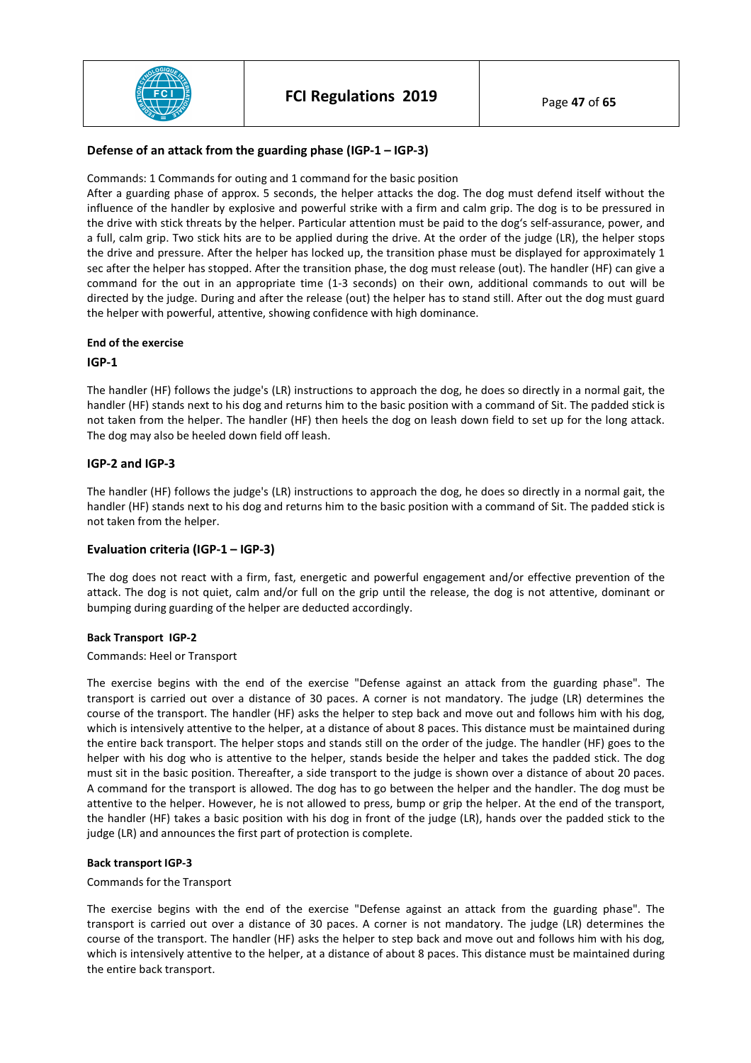## Defense of an attack from the guarding phase (IGP-1 – IGP-3)

Commands: 1 Commands for outing and 1 command for the basic position

After a guarding phase of approx. 5 seconds, the helper attacks the dog. The dog must defend itself without the influence of the handler by explosive and powerful strike with a firm and calm grip. The dog is to be pressured in the drive with stick threats by the helper. Particular attention must be paid to the dog's self-assurance, power, and a full, calm grip. Two stick hits are to be applied during the drive. At the order of the judge (LR), the helper stops the drive and pressure. After the helper has locked up, the transition phase must be displayed for approximately 1 sec after the helper has stopped. After the transition phase, the dog must release (out). The handler (HF) can give a command for the out in an appropriate time (1-3 seconds) on their own, additional commands to out will be directed by the judge. During and after the release (out) the helper has to stand still. After out the dog must guard the helper with powerful, attentive, showing confidence with high dominance.

#### End of the exercise

#### IGP-1

The handler (HF) follows the judge's (LR) instructions to approach the dog, he does so directly in a normal gait, the handler (HF) stands next to his dog and returns him to the basic position with a command of Sit. The padded stick is not taken from the helper. The handler (HF) then heels the dog on leash down field to set up for the long attack. The dog may also be heeled down field off leash.

### IGP-2 and IGP-3

The handler (HF) follows the judge's (LR) instructions to approach the dog, he does so directly in a normal gait, the handler (HF) stands next to his dog and returns him to the basic position with a command of Sit. The padded stick is not taken from the helper.

### Evaluation criteria (IGP-1 – IGP-3)

The dog does not react with a firm, fast, energetic and powerful engagement and/or effective prevention of the attack. The dog is not quiet, calm and/or full on the grip until the release, the dog is not attentive, dominant or bumping during guarding of the helper are deducted accordingly.

#### Back Transport IGP-2

Commands: Heel or Transport

The exercise begins with the end of the exercise "Defense against an attack from the guarding phase". The transport is carried out over a distance of 30 paces. A corner is not mandatory. The judge (LR) determines the course of the transport. The handler (HF) asks the helper to step back and move out and follows him with his dog, which is intensively attentive to the helper, at a distance of about 8 paces. This distance must be maintained during the entire back transport. The helper stops and stands still on the order of the judge. The handler (HF) goes to the helper with his dog who is attentive to the helper, stands beside the helper and takes the padded stick. The dog must sit in the basic position. Thereafter, a side transport to the judge is shown over a distance of about 20 paces. A command for the transport is allowed. The dog has to go between the helper and the handler. The dog must be attentive to the helper. However, he is not allowed to press, bump or grip the helper. At the end of the transport, the handler (HF) takes a basic position with his dog in front of the judge (LR), hands over the padded stick to the judge (LR) and announces the first part of protection is complete.

#### Back transport IGP-3

Commands for the Transport

The exercise begins with the end of the exercise "Defense against an attack from the guarding phase". The transport is carried out over a distance of 30 paces. A corner is not mandatory. The judge (LR) determines the course of the transport. The handler (HF) asks the helper to step back and move out and follows him with his dog, which is intensively attentive to the helper, at a distance of about 8 paces. This distance must be maintained during the entire back transport.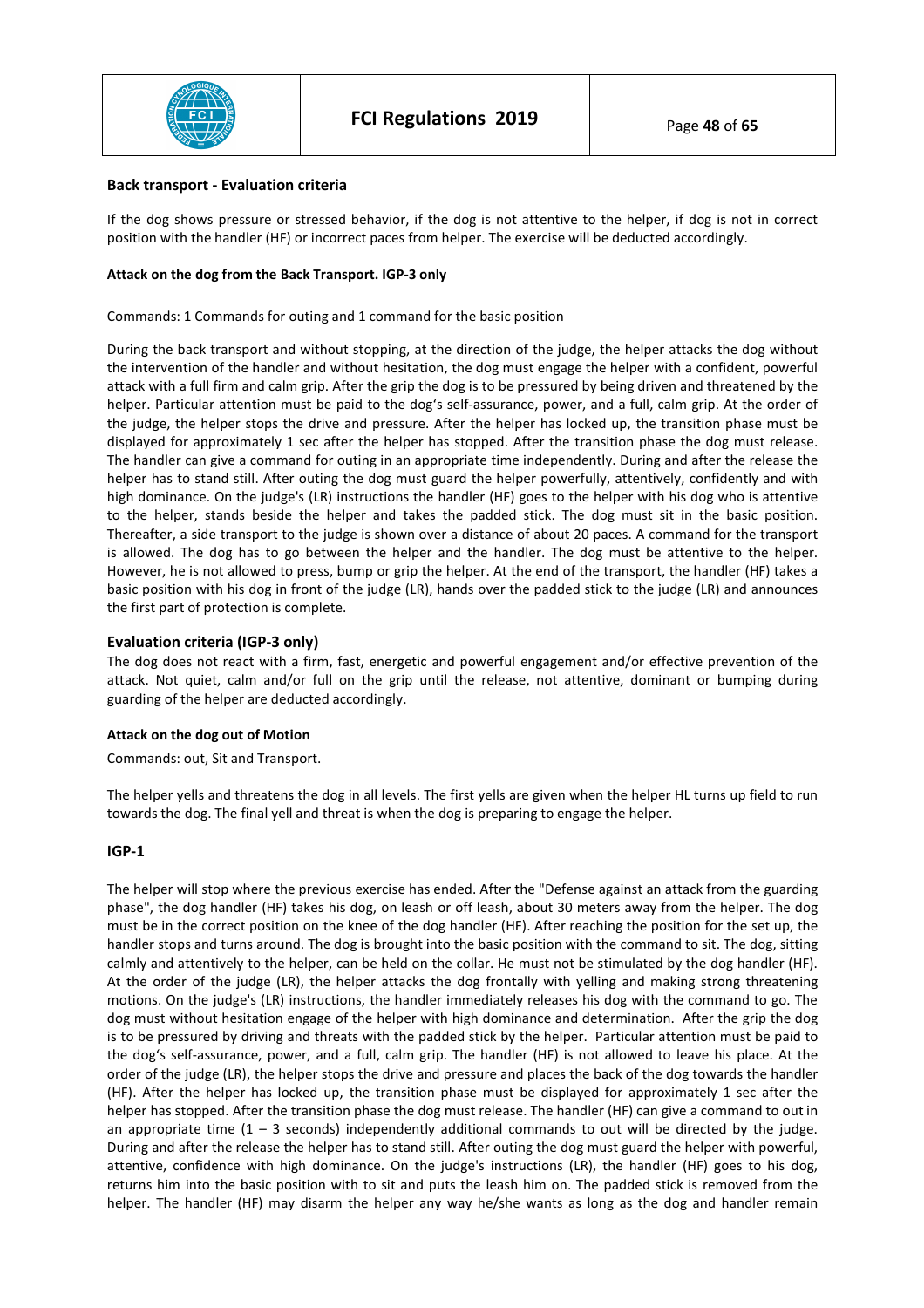**Back transport - Evaluation criteria**

If the dog shows pressure or stressed behavior, if the dog is not attentive to the helper, if dog is not in correct position with the handler (HF) or incorrect paces from helper. The exercise will be deducted accordingly.

**Attack on the dog from the Back Transport. IGP-3 only**

Commands: 1 Commands for outing and 1 command for the basic position

During the back transport and without stopping, at the direction of the judge, the helper attacks the dog without the intervention of the handler and without hesitation, the dog must engage the helper with a confident, powerful attack with a full firm and calm grip. After the grip the dog is to be pressured by being driven and threatened by the helper. Particular attention must be paid to the dog's self-assurance, power, and a full, calm grip. At the order of the judge, the helper stops the drive and pressure. After the helper has locked up, the transition phase must be displayed for approximately 1 sec after the helper has stopped. After the transition phase the dog must release. The handler can give a command for outing in an appropriate time independently. During and after the release the helper has to stand still. After outing the dog must guard the helper powerfully, attentively, confidently and with high dominance. On the judge's (LR) instructions the handler (HF) goes to the helper with his dog who is attentive to the helper, stands beside the helper and takes the padded stick. The dog must sit in the basic position. Thereafter, a side transport to the judge is shown over a distance of about 20 paces. A command for the transport is allowed. The dog has to go between the helper and the handler. The dog must be attentive to the helper. However, he is not allowed to press, bump or grip the helper. At the end of the transport, the handler (HF) takes a basic position with his dog in front of the judge (LR), hands over the padded stick to the judge (LR) and announces the first part of protection is complete.

### Evaluation criteria (IGP-3 only)

The dog does not react with a firm, fast, energetic and powerful engagement and/or effective prevention of the attack. Not quiet, calm and/or full on the grip until the release, not attentive, dominant or bumping during guarding of the helper are deducted accordingly.

**Attack on the dog out of Motion**

Commands: out, Sit and Transport.

The helper yells and threatens the dog in all levels. The first yells are given when the helper HL turns up field to run towards the dog. The final yell and threat is when the dog is preparing to engage the helper.

### IGP-1

The helper will stop where the previous exercise has ended. After the "Defense against an attack from the guarding phase", the dog handler (HF) takes his dog, on leash or off leash, about 30 meters away from the helper. The dog must be in the correct position on the knee of the dog handler (HF). After reaching the position for the set up, the handler stops and turns around. The dog is brought into the basic position with the command to sit. The dog, sitting calmly and attentively to the helper, can be held on the collar. He must not be stimulated by the dog handler (HF). At the order of the judge (LR), the helper attacks the dog frontally with yelling and making strong threatening motions. On the judge's (LR) instructions, the handler immediately releases his dog with the command to go. The dog must without hesitation engage of the helper with high dominance and determination. After the grip the dog is to be pressured by driving and threats with the padded stick by the helper. Particular attention must be paid to the dog's self-assurance, power, and a full, calm grip. The handler (HF) is not allowed to leave his place. At the order of the judge (LR), the helper stops the drive and pressure and places the back of the dog towards the handler (HF). After the helper has locked up, the transition phase must be displayed for approximately 1 sec after the helper has stopped. After the transition phase the dog must release. The handler (HF) can give a command to out in an appropriate time (1 – 3 seconds) independently additional commands to out will be directed by the judge. During and after the release the helper has to stand still. After outing the dog must guard the helper with powerful, attentive, confidence with high dominance. On the judge's instructions (LR), the handler (HF) goes to his dog, returns him into the basic position with to sit and puts the leash him on. The padded stick is removed from the helper. The handler (HF) may disarm the helper any way he/she wants as long as the dog and handler remain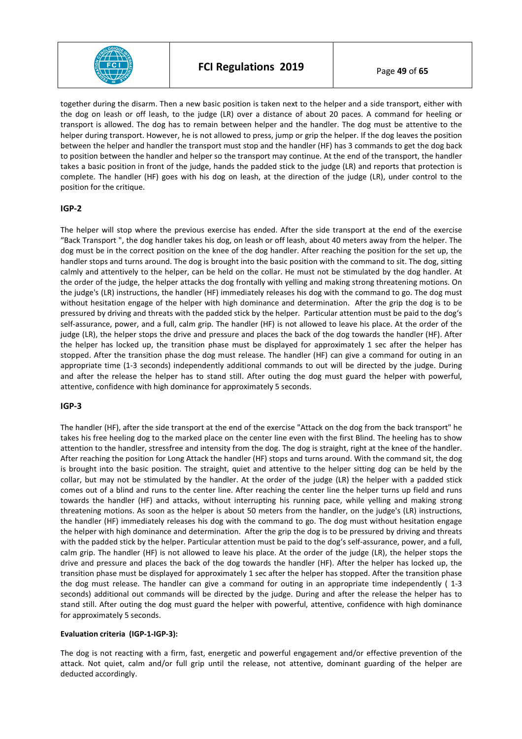together during the disarm. Then a new basic position is taken next to the helper and a side transport, either with the dog on leash or off leash, to the judge (LR) over a distance of about 20 paces. A command for heeling or transport is allowed. The dog has to remain between helper and the handler. The dog must be attentive to the helper during transport. However, he is not allowed to press, jump or grip the helper. If the dog leaves the position between the helper and handler the transport must stop and the handler (HF) has 3 commands to get the dog back to position between the handler and helper so the transport may continue. At the end of the transport, the handler takes a basic position in front of the judge, hands the padded stick to the judge (LR) and reports that protection is complete. The handler (HF) goes with his dog on leash, at the direction of the judge (LR), under control to the position for the critique.

**IGP-2**

The helper will stop where the previous exercise has ended. After the side transport at the end of the exercise "Back Transport ", the dog handler takes his dog, on leash or off leash, about 40 meters away from the helper. The dog must be in the correct position on the knee of the dog handler. After reaching the position for the set up, the handler stops and turns around. The dog is brought into the basic position with the command to sit. The dog, sitting calmly and attentively to the helper, can be held on the collar. He must not be stimulated by the dog handler. At the order of the judge, the helper attacks the dog frontally with yelling and making strong threatening motions. On the judge's (LR) instructions, the handler (HF) immediately releases his dog with the command to go. The dog must without hesitation engage of the helper with high dominance and determination. After the grip the dog is to be pressured by driving and threats with the padded stick by the helper. Particular attention must be paid to the dog's self-assurance, power, and a full, calm grip. The handler (HF) is not allowed to leave his place. At the order of the judge (LR), the helper stops the drive and pressure and places the back of the dog towards the handler (HF). After the helper has locked up, the transition phase must be displayed for approximately 1 sec after the helper has stopped. After the transition phase the dog must release. The handler (HF) can give a command for outing in an appropriate time (1-3 seconds) independently additional commands to out will be directed by the judge. During and after the release the helper has to stand still. After outing the dog must guard the helper with powerful, attentive, confidence with high dominance for approximately 5 seconds.

**IGP-3**

The handler (HF), after the side transport at the end of the exercise "Attack on the dog from the back transport" he takes his free heeling dog to the marked place on the center line even with the first Blind. The heeling has to show attention to the handler, stressfree and intensity from the dog. The dog is straight, right at the knee of the handler. After reaching the position for Long Attack the handler (HF) stops and turns around. With the command sit, the dog is brought into the basic position. The straight, quiet and attentive to the helper sitting dog can be held by the collar, but may not be stimulated by the handler. At the order of the judge (LR) the helper with a padded stick comes out of a blind and runs to the center line. After reaching the center line the helper turns up field and runs towards the handler (HF) and attacks, without interrupting his running pace, while yelling and making strong threatening motions. As soon as the helper is about 50 meters from the handler, on the judge's (LR) instructions, the handler (HF) immediately releases his dog with the command to go. The dog must without hesitation engage the helper with high dominance and determination. After the grip the dog is to be pressured by driving and threats with the padded stick by the helper. Particular attention must be paid to the dog's self-assurance, power, and a full, calm grip. The handler (HF) is not allowed to leave his place. At the order of the judge (LR), the helper stops the drive and pressure and places the back of the dog towards the handler (HF). After the helper has locked up, the transition phase must be displayed for approximately 1 sec after the helper has stopped. After the transition phase the dog must release. The handler can give a command for outing in an appropriate time independently ( 1-3 seconds) additional out commands will be directed by the judge. During and after the release the helper has to stand still. After outing the dog must guard the helper with powerful, attentive, confidence with high dominance for approximately 5 seconds.

**Evaluation criteria (IGP-1-IGP-3):**

The dog is not reacting with a firm, fast, energetic and powerful engagement and/or effective prevention of the attack. Not quiet, calm and/or full grip until the release, not attentive, dominant guarding of the helper are deducted accordingly.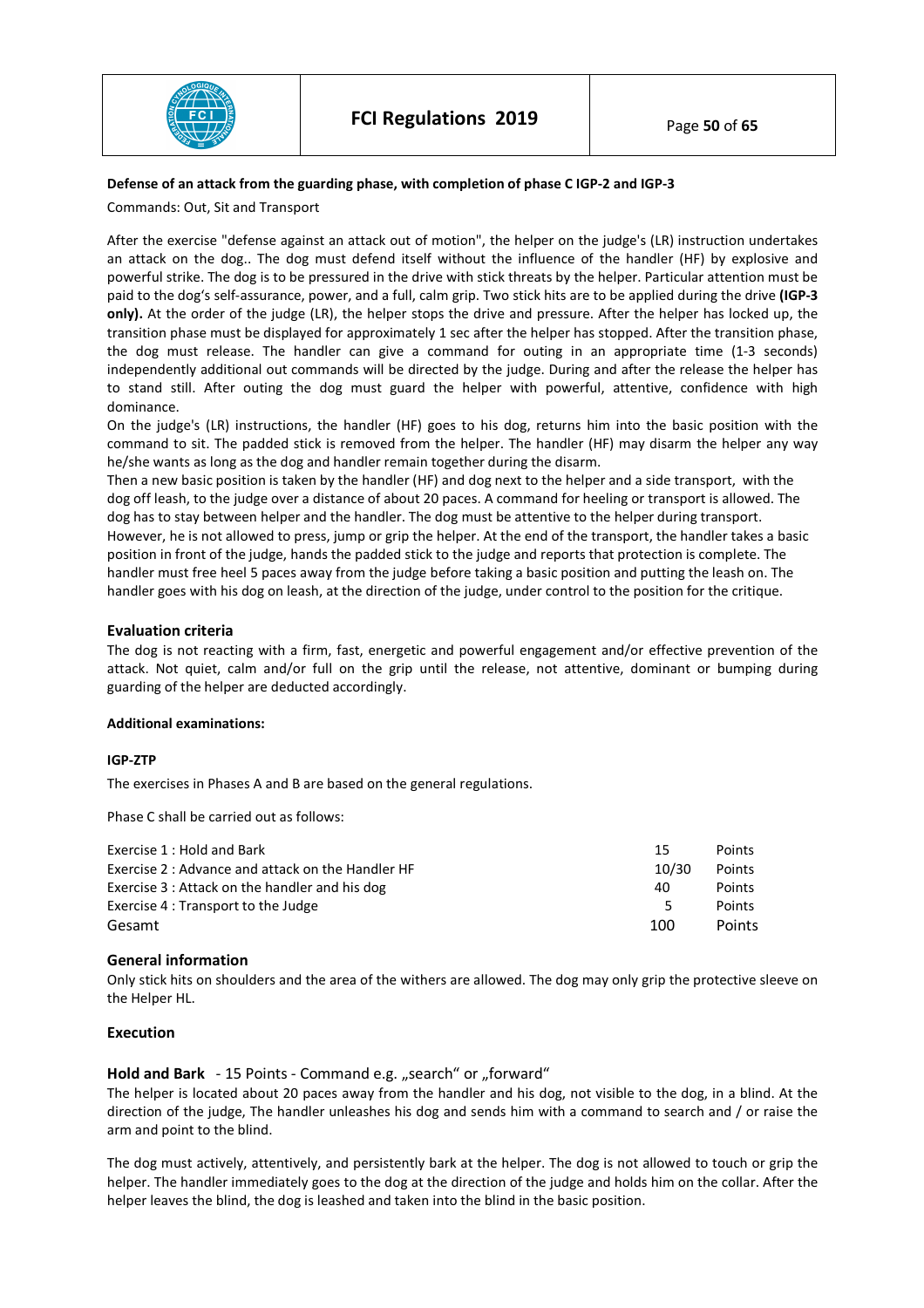**Defense of an attack from the guarding phase, with completion of phase C IGP-2 and IGP-3**

Commands: Out, Sit and Transport

After the exercise "defense against an attack out of motion", the helper on the judge's (LR) instruction undertakes an attack on the dog.. The dog must defend itself without the influence of the handler (HF) by explosive and powerful strike. The dog is to be pressured in the drive with stick threats by the helper. Particular attention must be paid to the dog's self-assurance, power, and a full, calm grip. Two stick hits are to be applied during the drive **(IGP-3 only).** At the order of the judge (LR), the helper stops the drive and pressure. After the helper has locked up, the transition phase must be displayed for approximately 1 sec after the helper has stopped. After the transition phase, the dog must release. The handler can give a command for outing in an appropriate time (1-3 seconds) independently additional out commands will be directed by the judge. During and after the release the helper has to stand still. After outing the dog must guard the helper with powerful, attentive, confidence with high dominance.

On the judge's (LR) instructions, the handler (HF) goes to his dog, returns him into the basic position with the command to sit. The padded stick is removed from the helper. The handler (HF) may disarm the helper any way he/she wants as long as the dog and handler remain together during the disarm.

Then a new basic position is taken by the handler (HF) and dog next to the helper and a side transport, with the dog off leash, to the judge over a distance of about 20 paces. A command for heeling or transport is allowed. The dog has to stay between helper and the handler. The dog must be attentive to the helper during transport. However, he is not allowed to press, jump or grip the helper. At the end of the transport, the handler takes a basic position in front of the judge, hands the padded stick to the judge and reports that protection is complete. The handler must free heel 5 paces away from the judge before taking a basic position and putting the leash on. The handler goes with his dog on leash, at the direction of the judge, under control to the position for the critique.

### Evaluation criteria

The dog is not reacting with a firm, fast, energetic and powerful engagement and/or effective prevention of the attack. Not quiet, calm and/or full on the grip until the release, not attentive, dominant or bumping during guarding of the helper are deducted accordingly.

**Additional examinations:**

**IGP-ZTP**

The exercises in Phases A and B are based on the general regulations.

Phase C shall be carried out as follows:

| | | |
|---|---|---|
| Exercise 1 : Hold and Bark | 15 | Points |
| Exercise 2 : Advance and attack on the Handler HF | 10/30 | Points |
| Exercise 3 : Attack on the handler and his dog | 40 | Points |
| Exercise 4 : Transport to the Judge | 5 | Points |
| Gesamt | 100 | Points |

### General information

Only stick hits on shoulders and the area of the withers are allowed. The dog may only grip the protective sleeve on the Helper HL.

### Execution

**Hold and Bark** - 15 Points - Command e.g. „search" or „forward"

The helper is located about 20 paces away from the handler and his dog, not visible to the dog, in a blind. At the direction of the judge, The handler unleashes his dog and sends him with a command to search and / or raise the arm and point to the blind.

The dog must actively, attentively, and persistently bark at the helper. The dog is not allowed to touch or grip the helper. The handler immediately goes to the dog at the direction of the judge and holds him on the collar. After the helper leaves the blind, the dog is leashed and taken into the blind in the basic position.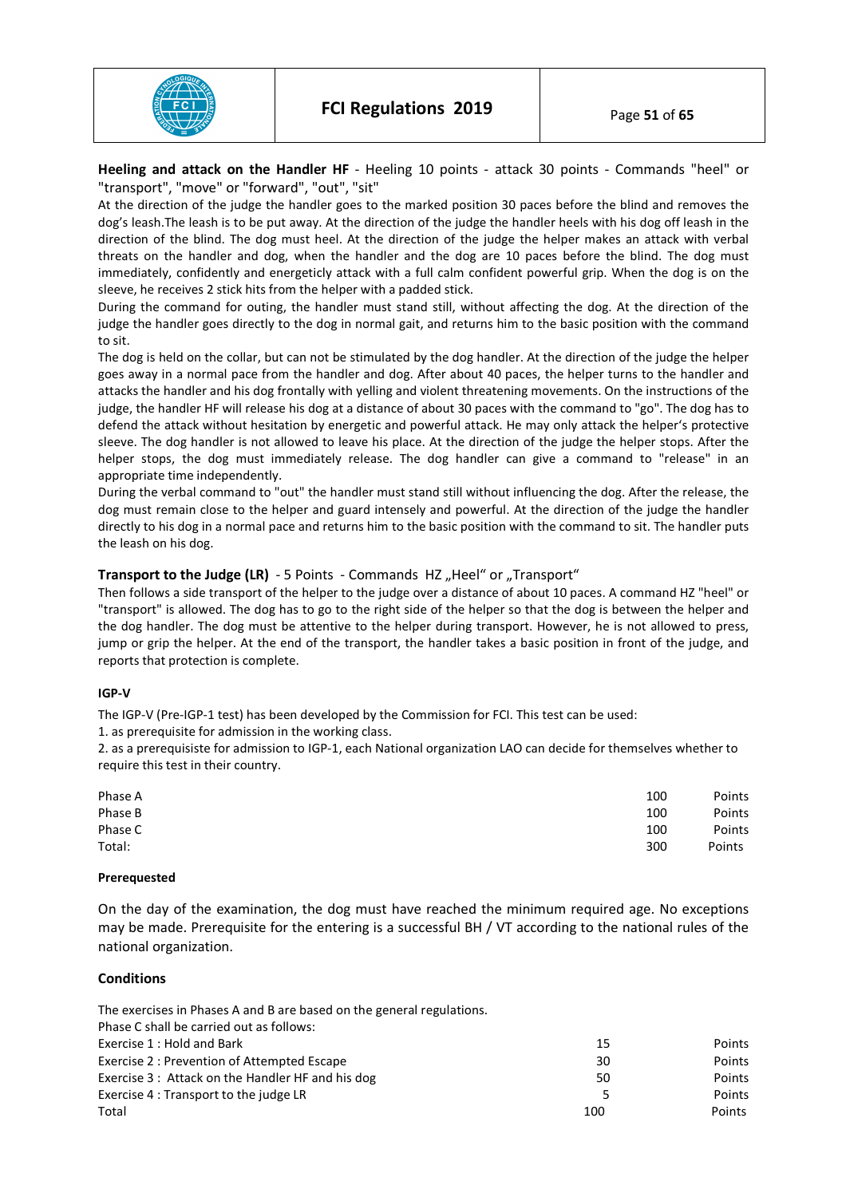**Heeling and attack on the Handler HF** - Heeling 10 points - attack 30 points - Commands "heel" or "transport", "move" or "forward", "out", "sit"

At the direction of the judge the handler goes to the marked position 30 paces before the blind and removes the dog's leash.The leash is to be put away. At the direction of the judge the handler heels with his dog off leash in the direction of the blind. The dog must heel. At the direction of the judge the helper makes an attack with verbal threats on the handler and dog, when the handler and the dog are 10 paces before the blind. The dog must immediately, confidently and energeticly attack with a full calm confident powerful grip. When the dog is on the sleeve, he receives 2 stick hits from the helper with a padded stick.

During the command for outing, the handler must stand still, without affecting the dog. At the direction of the judge the handler goes directly to the dog in normal gait, and returns him to the basic position with the command to sit.

The dog is held on the collar, but can not be stimulated by the dog handler. At the direction of the judge the helper goes away in a normal pace from the handler and dog. After about 40 paces, the helper turns to the handler and attacks the handler and his dog frontally with yelling and violent threatening movements. On the instructions of the judge, the handler HF will release his dog at a distance of about 30 paces with the command to "go". The dog has to defend the attack without hesitation by energetic and powerful attack. He may only attack the helper's protective sleeve. The dog handler is not allowed to leave his place. At the direction of the judge the helper stops. After the helper stops, the dog must immediately release. The dog handler can give a command to "release" in an appropriate time independently.

During the verbal command to "out" the handler must stand still without influencing the dog. After the release, the dog must remain close to the helper and guard intensely and powerful. At the direction of the judge the handler directly to his dog in a normal pace and returns him to the basic position with the command to sit. The handler puts the leash on his dog.

**Transport to the Judge (LR)** - 5 Points - Commands HZ „Heel" or „Transport"

Then follows a side transport of the helper to the judge over a distance of about 10 paces. A command HZ "heel" or "transport" is allowed. The dog has to go to the right side of the helper so that the dog is between the helper and the dog handler. The dog must be attentive to the helper during transport. However, he is not allowed to press, jump or grip the helper. At the end of the transport, the handler takes a basic position in front of the judge, and reports that protection is complete.

**IGP-V**

The IGP-V (Pre-IGP-1 test) has been developed by the Commission for FCI. This test can be used:

1. as prerequisite for admission in the working class.
2. as a prerequisiste for admission to IGP-1, each National organization LAO can decide for themselves whether to require this test in their country.

| | | |
|---|---|---|
| Phase A | 100 | Points |
| Phase B | 100 | Points |
| Phase C | 100 | Points |
| Total: | 300 | Points |

**Prerequested**

On the day of the examination, the dog must have reached the minimum required age. No exceptions may be made. Prerequisite for the entering is a successful BH / VT according to the national rules of the national organization.

**Conditions**

The exercises in Phases A and B are based on the general regulations.

Phase C shall be carried out as follows:

| | | |
|---|---|---|
| Exercise 1 : Hold and Bark | 15 | Points |
| Exercise 2 : Prevention of Attempted Escape | 30 | Points |
| Exercise 3 : Attack on the Handler HF and his dog | 50 | Points |
| Exercise 4 : Transport to the judge LR | 5 | Points |
| Total | 100 | Points |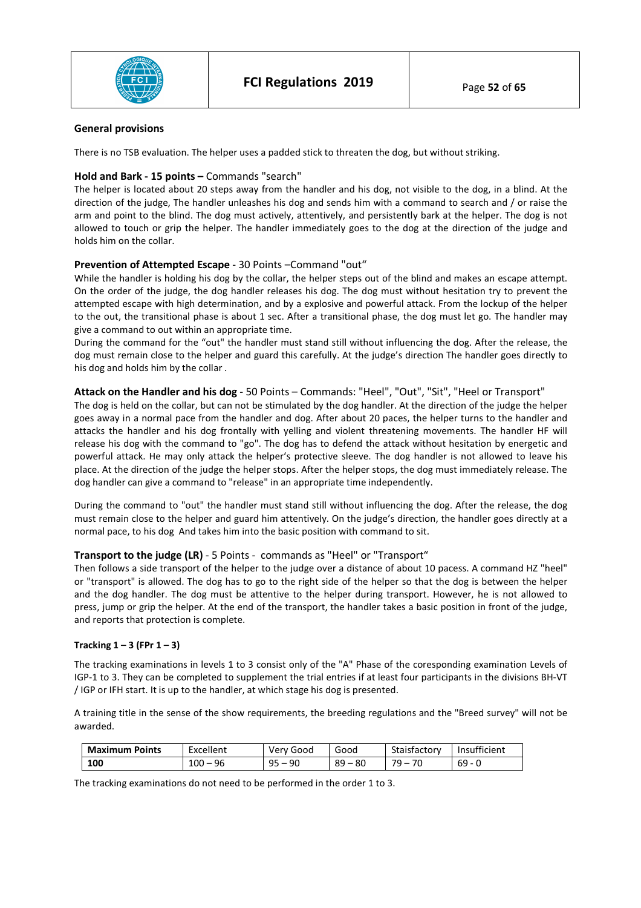**General provisions**

There is no TSB evaluation. The helper uses a padded stick to threaten the dog, but without striking.

**Hold and Bark - 15 points –** Commands "search"

The helper is located about 20 steps away from the handler and his dog, not visible to the dog, in a blind. At the direction of the judge, The handler unleashes his dog and sends him with a command to search and / or raise the arm and point to the blind. The dog must actively, attentively, and persistently bark at the helper. The dog is not allowed to touch or grip the helper. The handler immediately goes to the dog at the direction of the judge and holds him on the collar.

**Prevention of Attempted Escape** - 30 Points –Command "out“

While the handler is holding his dog by the collar, the helper steps out of the blind and makes an escape attempt. On the order of the judge, the dog handler releases his dog. The dog must without hesitation try to prevent the attempted escape with high determination, and by a explosive and powerful attack. From the lockup of the helper to the out, the transitional phase is about 1 sec. After a transitional phase, the dog must let go. The handler may give a command to out within an appropriate time.

During the command for the "out" the handler must stand still without influencing the dog. After the release, the dog must remain close to the helper and guard this carefully. At the judge's direction The handler goes directly to his dog and holds him by the collar .

**Attack on the Handler and his dog** - 50 Points – Commands: "Heel", "Out", "Sit", "Heel or Transport"

The dog is held on the collar, but can not be stimulated by the dog handler. At the direction of the judge the helper goes away in a normal pace from the handler and dog. After about 20 paces, the helper turns to the handler and attacks the handler and his dog frontally with yelling and violent threatening movements. The handler HF will release his dog with the command to "go". The dog has to defend the attack without hesitation by energetic and powerful attack. He may only attack the helper's protective sleeve. The dog handler is not allowed to leave his place. At the direction of the judge the helper stops. After the helper stops, the dog must immediately release. The dog handler can give a command to "release" in an appropriate time independently.

During the command to "out" the handler must stand still without influencing the dog. After the release, the dog must remain close to the helper and guard him attentively. On the judge's direction, the handler goes directly at a normal pace, to his dog And takes him into the basic position with command to sit.

**Transport to the judge (LR)** - 5 Points - commands as "Heel" or "Transport“

Then follows a side transport of the helper to the judge over a distance of about 10 pacess. A command HZ "heel" or "transport" is allowed. The dog has to go to the right side of the helper so that the dog is between the helper and the dog handler. The dog must be attentive to the helper during transport. However, he is not allowed to press, jump or grip the helper. At the end of the transport, the handler takes a basic position in front of the judge, and reports that protection is complete.

**Tracking 1 – 3 (FPr 1 – 3)**

The tracking examinations in levels 1 to 3 consist only of the "A" Phase of the coresponding examination Levels of IGP-1 to 3. They can be completed to supplement the trial entries if at least four participants in the divisions BH-VT / IGP or IFH start. It is up to the handler, at which stage his dog is presented.

A training title in the sense of the show requirements, the breeding regulations and the "Breed survey" will not be awarded.

| **Maximum Points** | Excellent | Very Good | Good | Staisfactory | Insufficient |
|---|---|---|---|---|---|
| **100** | 100 – 96 | 95 – 90 | 89 – 80 | 79 – 70 | 69 - 0 |

The tracking examinations do not need to be performed in the order 1 to 3.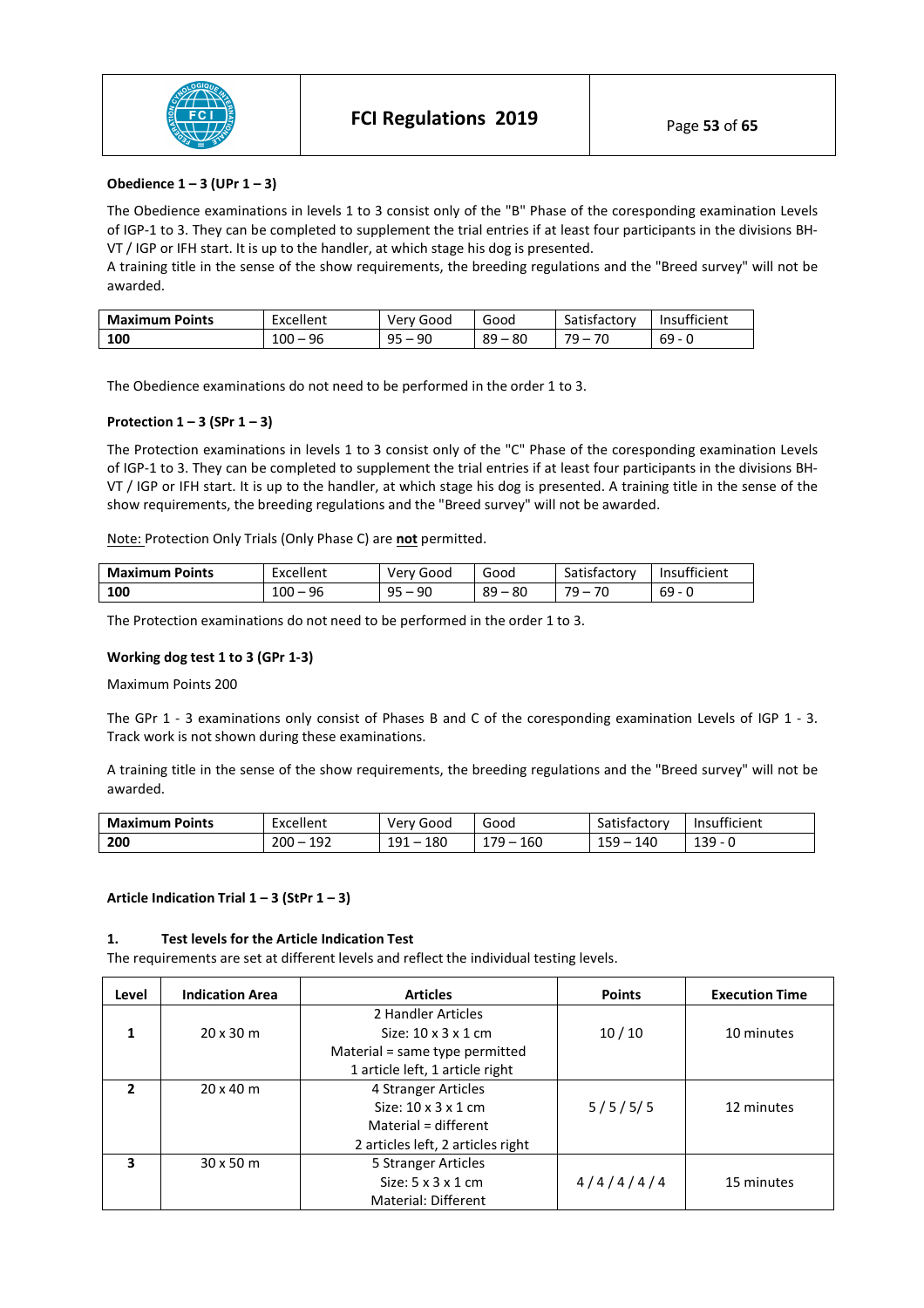**Obedience 1 – 3 (UPr 1 – 3)**

The Obedience examinations in levels 1 to 3 consist only of the "B" Phase of the coresponding examination Levels of IGP-1 to 3. They can be completed to supplement the trial entries if at least four participants in the divisions BH-VT / IGP or IFH start. It is up to the handler, at which stage his dog is presented.
A training title in the sense of the show requirements, the breeding regulations and the "Breed survey" will not be awarded.

| **Maximum Points** | Excellent | Very Good | Good | Satisfactory | Insufficient |
|---|---|---|---|---|---|
| **100** | 100 – 96 | 95 – 90 | 89 – 80 | 79 – 70 | 69 - 0 |

The Obedience examinations do not need to be performed in the order 1 to 3.

**Protection 1 – 3 (SPr 1 – 3)**

The Protection examinations in levels 1 to 3 consist only of the "C" Phase of the coresponding examination Levels of IGP-1 to 3. They can be completed to supplement the trial entries if at least four participants in the divisions BH-VT / IGP or IFH start. It is up to the handler, at which stage his dog is presented. A training title in the sense of the show requirements, the breeding regulations and the "Breed survey" will not be awarded.

Note: Protection Only Trials (Only Phase C) are **not** permitted.

| **Maximum Points** | Excellent | Very Good | Good | Satisfactory | Insufficient |
|---|---|---|---|---|---|
| **100** | 100 – 96 | 95 – 90 | 89 – 80 | 79 – 70 | 69 - 0 |

The Protection examinations do not need to be performed in the order 1 to 3.

**Working dog test 1 to 3 (GPr 1-3)**

Maximum Points 200

The GPr 1 - 3 examinations only consist of Phases B and C of the coresponding examination Levels of IGP 1 - 3. Track work is not shown during these examinations.

A training title in the sense of the show requirements, the breeding regulations and the "Breed survey" will not be awarded.

| **Maximum Points** | Excellent | Very Good | Good | Satisfactory | Insufficient |
|---|---|---|---|---|---|
| **200** | 200 – 192 | 191 – 180 | 179 – 160 | 159 – 140 | 139 - 0 |

**Article Indication Trial 1 – 3 (StPr 1 – 3)**

**1. Test levels for the Article Indication Test**

The requirements are set at different levels and reflect the individual testing levels.

| Level | Indication Area | Articles | Points | Execution Time |
|---|---|---|---|---|
| **1** | 20 x 30 m | 2 Handler Articles<br>Size: 10 x 3 x 1 cm<br>Material = same type permitted<br>1 article left, 1 article right | 10 / 10 | 10 minutes |
| **2** | 20 x 40 m | 4 Stranger Articles<br>Size: 10 x 3 x 1 cm<br>Material = different<br>2 articles left, 2 articles right | 5 / 5 / 5/ 5 | 12 minutes |
| **3** | 30 x 50 m | 5 Stranger Articles<br>Size: 5 x 3 x 1 cm<br>Material: Different | 4 / 4 / 4 / 4 / 4 | 15 minutes |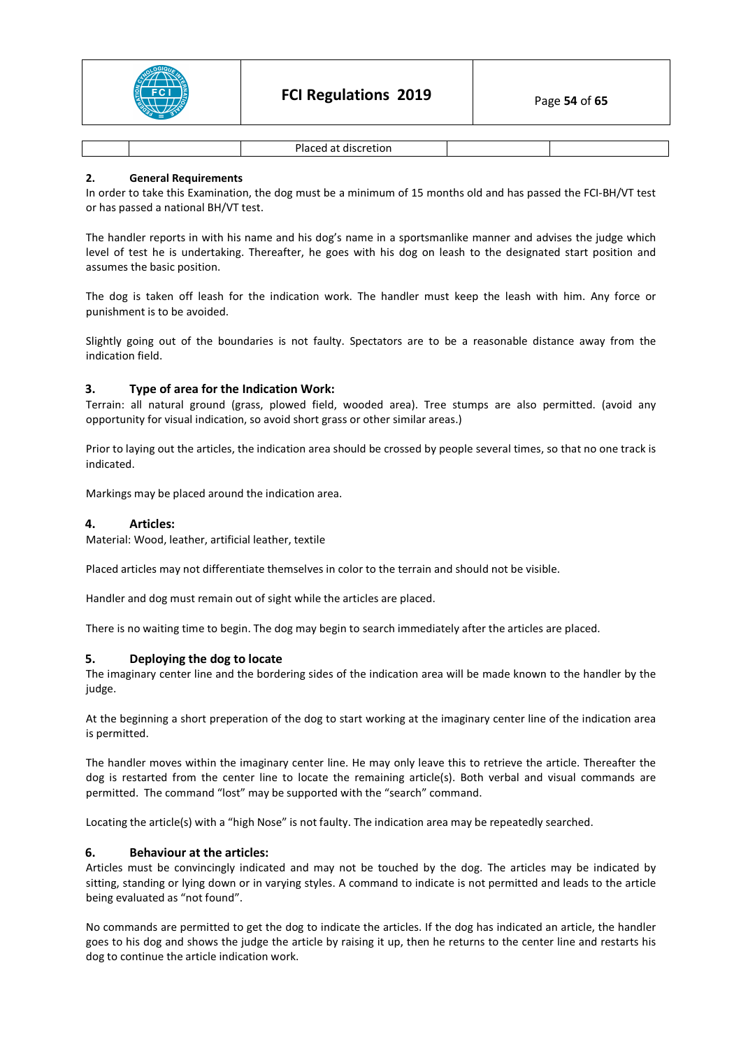| | | Placed at discretion | | |
|---|---|---|---|---|

**2. General Requirements**

In order to take this Examination, the dog must be a minimum of 15 months old and has passed the FCI-BH/VT test or has passed a national BH/VT test.

The handler reports in with his name and his dog's name in a sportsmanlike manner and advises the judge which level of test he is undertaking. Thereafter, he goes with his dog on leash to the designated start position and assumes the basic position.

The dog is taken off leash for the indication work. The handler must keep the leash with him. Any force or punishment is to be avoided.

Slightly going out of the boundaries is not faulty. Spectators are to be a reasonable distance away from the indication field.

### 3. Type of area for the Indication Work:

Terrain: all natural ground (grass, plowed field, wooded area). Tree stumps are also permitted. (avoid any opportunity for visual indication, so avoid short grass or other similar areas.)

Prior to laying out the articles, the indication area should be crossed by people several times, so that no one track is indicated.

Markings may be placed around the indication area.

### 4. Articles:

Material: Wood, leather, artificial leather, textile

Placed articles may not differentiate themselves in color to the terrain and should not be visible.

Handler and dog must remain out of sight while the articles are placed.

There is no waiting time to begin. The dog may begin to search immediately after the articles are placed.

### 5. Deploying the dog to locate

The imaginary center line and the bordering sides of the indication area will be made known to the handler by the judge.

At the beginning a short preperation of the dog to start working at the imaginary center line of the indication area is permitted.

The handler moves within the imaginary center line. He may only leave this to retrieve the article. Thereafter the dog is restarted from the center line to locate the remaining article(s). Both verbal and visual commands are permitted. The command "lost" may be supported with the "search" command.

Locating the article(s) with a "high Nose" is not faulty. The indication area may be repeatedly searched.

### 6. Behaviour at the articles:

Articles must be convincingly indicated and may not be touched by the dog. The articles may be indicated by sitting, standing or lying down or in varying styles. A command to indicate is not permitted and leads to the article being evaluated as "not found".

No commands are permitted to get the dog to indicate the articles. If the dog has indicated an article, the handler goes to his dog and shows the judge the article by raising it up, then he returns to the center line and restarts his dog to continue the article indication work.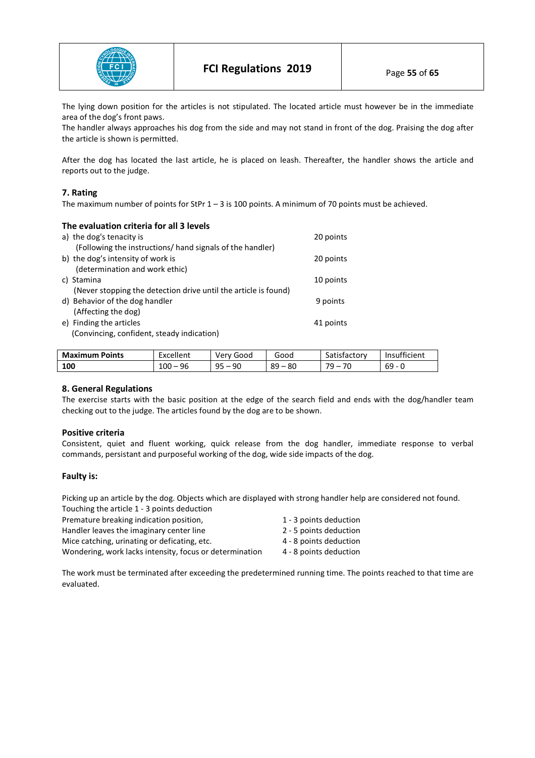The lying down position for the articles is not stipulated. The located article must however be in the immediate area of the dog's front paws.
The handler always approaches his dog from the side and may not stand in front of the dog. Praising the dog after the article is shown is permitted.

After the dog has located the last article, he is placed on leash. Thereafter, the handler shows the article and reports out to the judge.

### 7. Rating

The maximum number of points for StPr 1 – 3 is 100 points. A minimum of 70 points must be achieved.

### The evaluation criteria for all 3 levels

| | |
|---|---|
| a) the dog's tenacity is<br>(Following the instructions/ hand signals of the handler) | 20 points |
| b) the dog's intensity of work is<br>(determination and work ethic) | 20 points |
| c) Stamina<br>(Never stopping the detection drive until the article is found) | 10 points |
| d) Behavior of the dog handler<br>(Affecting the dog) | 9 points |
| e) Finding the articles<br>(Convincing, confident, steady indication) | 41 points |

| Maximum Points | Excellent | Very Good | Good | Satisfactory | Insufficient |
|---|---|---|---|---|---|
| **100** | 100 – 96 | 95 – 90 | 89 – 80 | 79 – 70 | 69 - 0 |

### 8. General Regulations

The exercise starts with the basic position at the edge of the search field and ends with the dog/handler team checking out to the judge. The articles found by the dog are to be shown.

### Positive criteria

Consistent, quiet and fluent working, quick release from the dog handler, immediate response to verbal commands, persistant and purposeful working of the dog, wide side impacts of the dog.

### Faulty is:

Picking up an article by the dog. Objects which are displayed with strong handler help are considered not found.
Touching the article 1 - 3 points deduction

| | |
|---|---|
| Premature breaking indication position, | 1 - 3 points deduction |
| Handler leaves the imaginary center line | 2 - 5 points deduction |
| Mice catching, urinating or deficating, etc. | 4 - 8 points deduction |
| Wondering, work lacks intensity, focus or determination | 4 - 8 points deduction |

The work must be terminated after exceeding the predetermined running time. The points reached to that time are evaluated.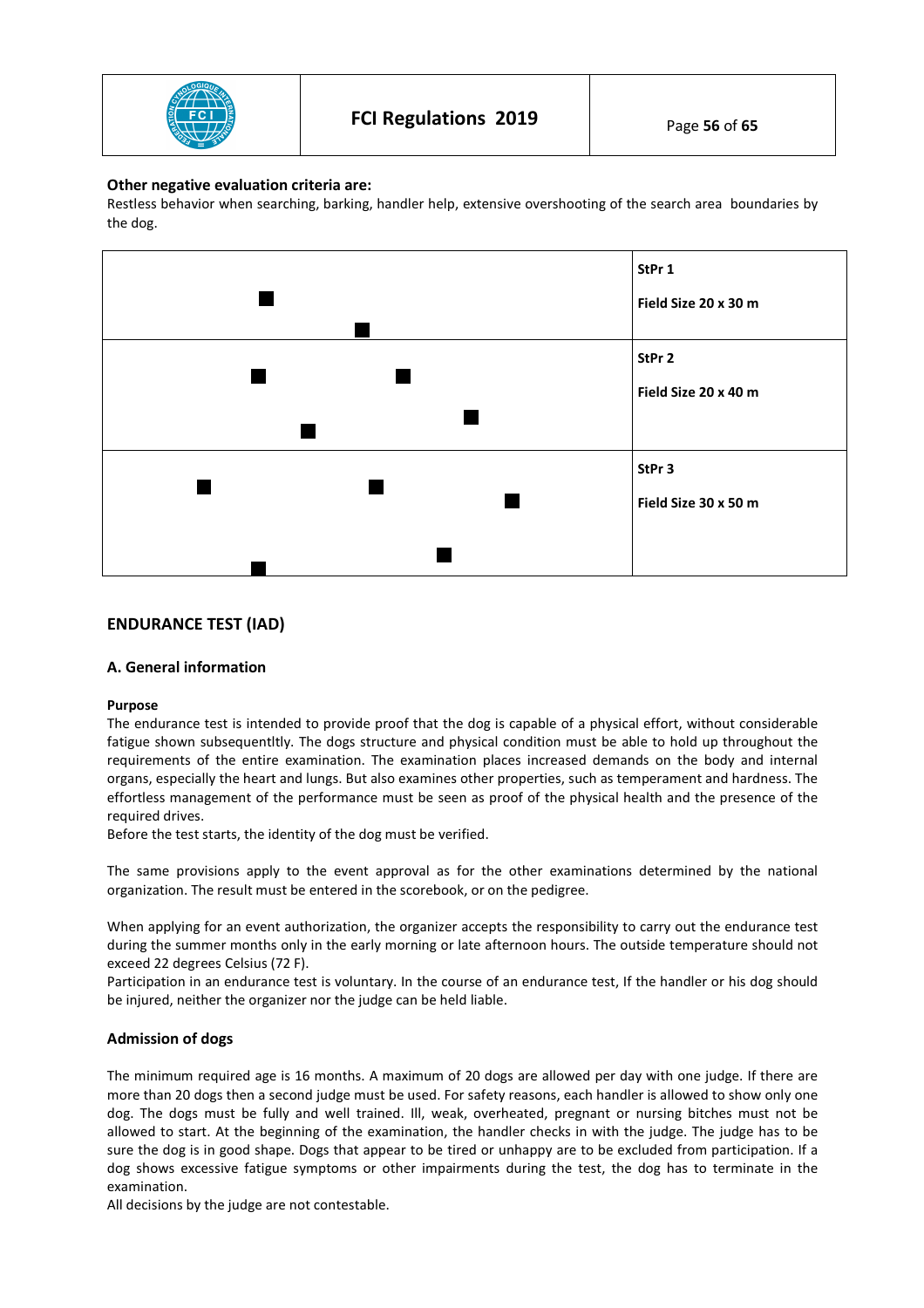**Other negative evaluation criteria are:**
Restless behavior when searching, barking, handler help, extensive overshooting of the search area boundaries by the dog.

| | |
|---|---|
| | **StPr 1**<br><br>**Field Size 20 x 30 m** |
| | **StPr 2**<br><br>**Field Size 20 x 40 m** |
| | **StPr 3**<br><br>**Field Size 30 x 50 m** |

## ENDURANCE TEST (IAD)

### A. General information

**Purpose**
The endurance test is intended to provide proof that the dog is capable of a physical effort, without considerable fatigue shown subsequentltly. The dogs structure and physical condition must be able to hold up throughout the requirements of the entire examination. The examination places increased demands on the body and internal organs, especially the heart and lungs. But also examines other properties, such as temperament and hardness. The effortless management of the performance must be seen as proof of the physical health and the presence of the required drives.
Before the test starts, the identity of the dog must be verified.

The same provisions apply to the event approval as for the other examinations determined by the national organization. The result must be entered in the scorebook, or on the pedigree.

When applying for an event authorization, the organizer accepts the responsibility to carry out the endurance test during the summer months only in the early morning or late afternoon hours. The outside temperature should not exceed 22 degrees Celsius (72 F).
Participation in an endurance test is voluntary. In the course of an endurance test, If the handler or his dog should be injured, neither the organizer nor the judge can be held liable.

### Admission of dogs

The minimum required age is 16 months. A maximum of 20 dogs are allowed per day with one judge. If there are more than 20 dogs then a second judge must be used. For safety reasons, each handler is allowed to show only one dog. The dogs must be fully and well trained. Ill, weak, overheated, pregnant or nursing bitches must not be allowed to start. At the beginning of the examination, the handler checks in with the judge. The judge has to be sure the dog is in good shape. Dogs that appear to be tired or unhappy are to be excluded from participation. If a dog shows excessive fatigue symptoms or other impairments during the test, the dog has to terminate in the examination.
All decisions by the judge are not contestable.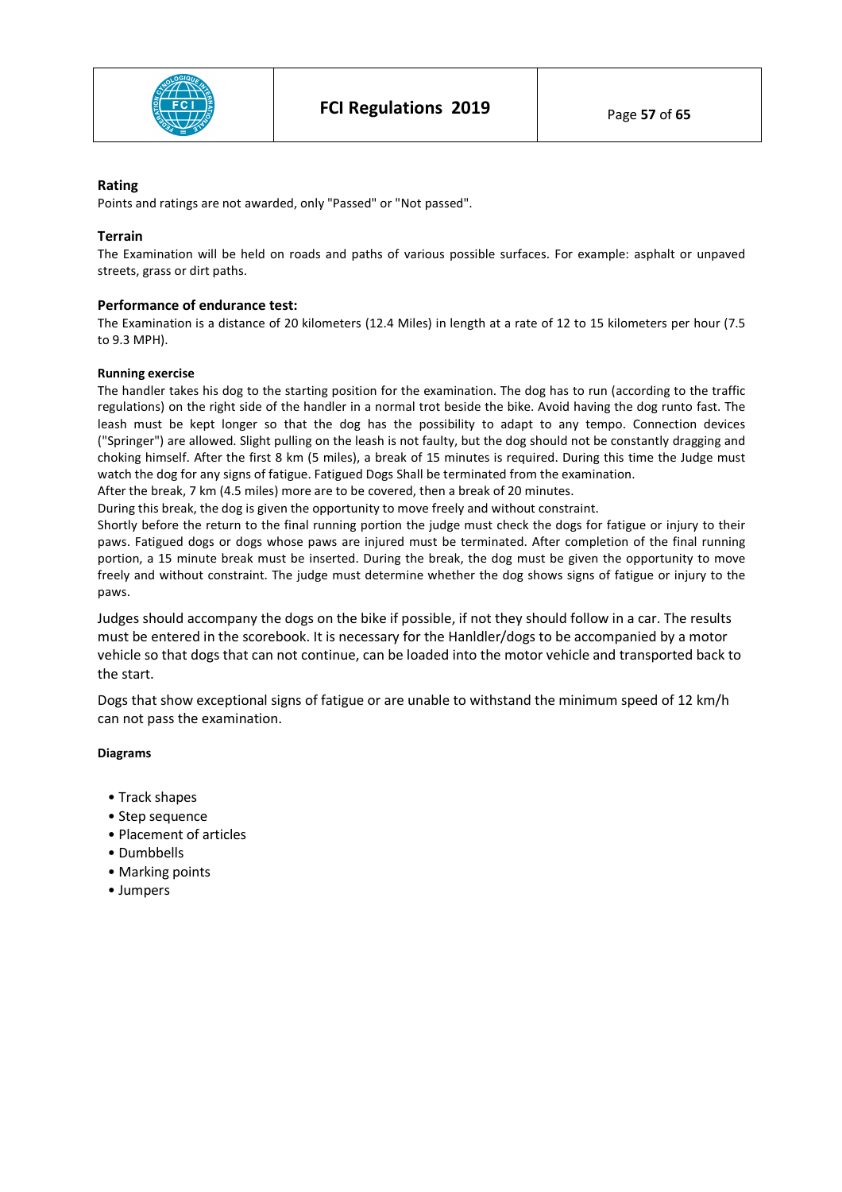**Rating**

Points and ratings are not awarded, only "Passed" or "Not passed".

**Terrain**

The Examination will be held on roads and paths of various possible surfaces. For example: asphalt or unpaved streets, grass or dirt paths.

**Performance of endurance test:**

The Examination is a distance of 20 kilometers (12.4 Miles) in length at a rate of 12 to 15 kilometers per hour (7.5 to 9.3 MPH).

**Running exercise**

The handler takes his dog to the starting position for the examination. The dog has to run (according to the traffic regulations) on the right side of the handler in a normal trot beside the bike. Avoid having the dog runto fast. The leash must be kept longer so that the dog has the possibility to adapt to any tempo. Connection devices ("Springer") are allowed. Slight pulling on the leash is not faulty, but the dog should not be constantly dragging and choking himself. After the first 8 km (5 miles), a break of 15 minutes is required. During this time the Judge must watch the dog for any signs of fatigue. Fatigued Dogs Shall be terminated from the examination.
After the break, 7 km (4.5 miles) more are to be covered, then a break of 20 minutes.
During this break, the dog is given the opportunity to move freely and without constraint.
Shortly before the return to the final running portion the judge must check the dogs for fatigue or injury to their paws. Fatigued dogs or dogs whose paws are injured must be terminated. After completion of the final running portion, a 15 minute break must be inserted. During the break, the dog must be given the opportunity to move freely and without constraint. The judge must determine whether the dog shows signs of fatigue or injury to the paws.

Judges should accompany the dogs on the bike if possible, if not they should follow in a car. The results must be entered in the scorebook. It is necessary for the Hanldler/dogs to be accompanied by a motor vehicle so that dogs that can not continue, can be loaded into the motor vehicle and transported back to the start.

Dogs that show exceptional signs of fatigue or are unable to withstand the minimum speed of 12 km/h can not pass the examination.

**Diagrams**

- Track shapes
- Step sequence
- Placement of articles
- Dumbbells
- Marking points
- Jumpers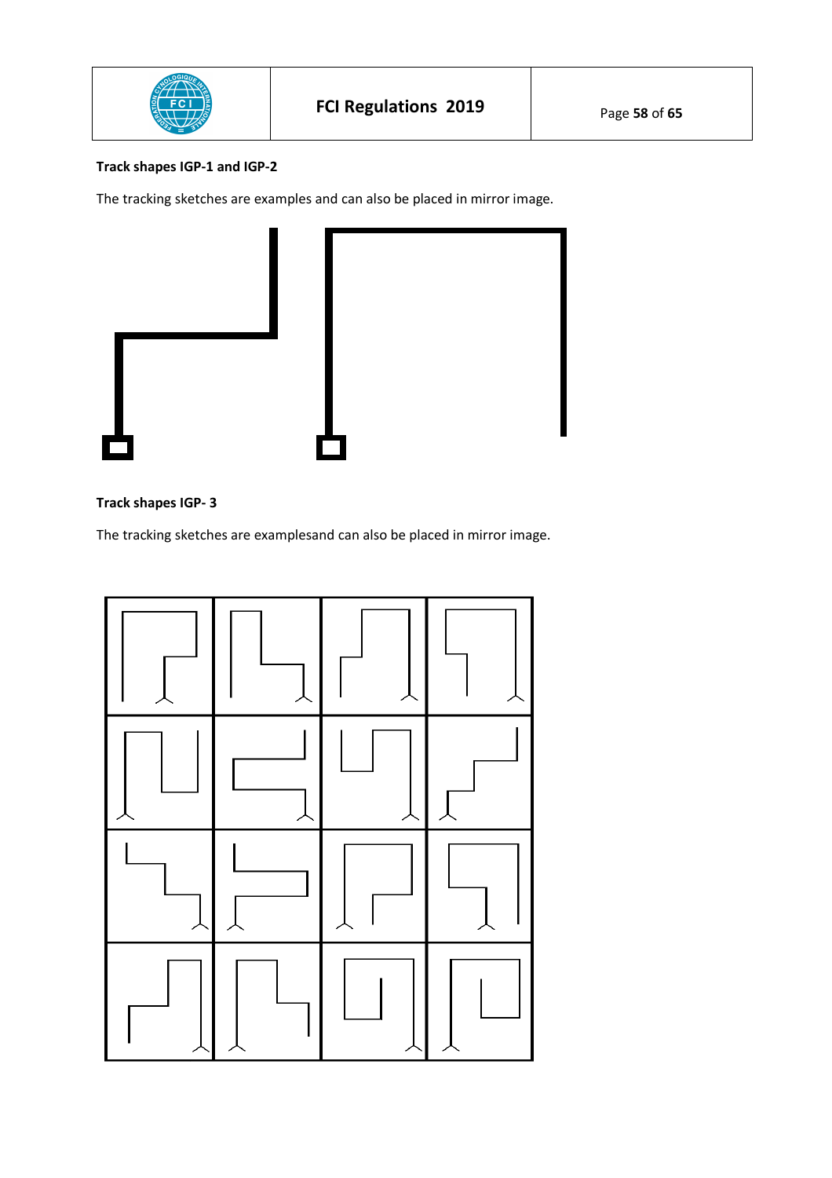**Track shapes IGP-1 and IGP-2**

The tracking sketches are examples and can also be placed in mirror image.

**Track shapes IGP- 3**

The tracking sketches are examplesand can also be placed in mirror image.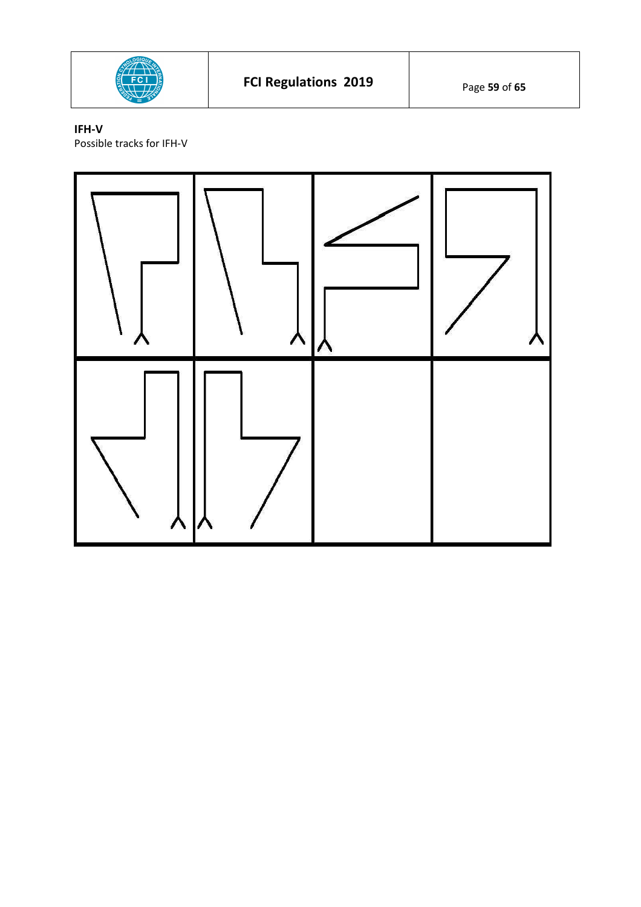**IFH-V**

Possible tracks for IFH-V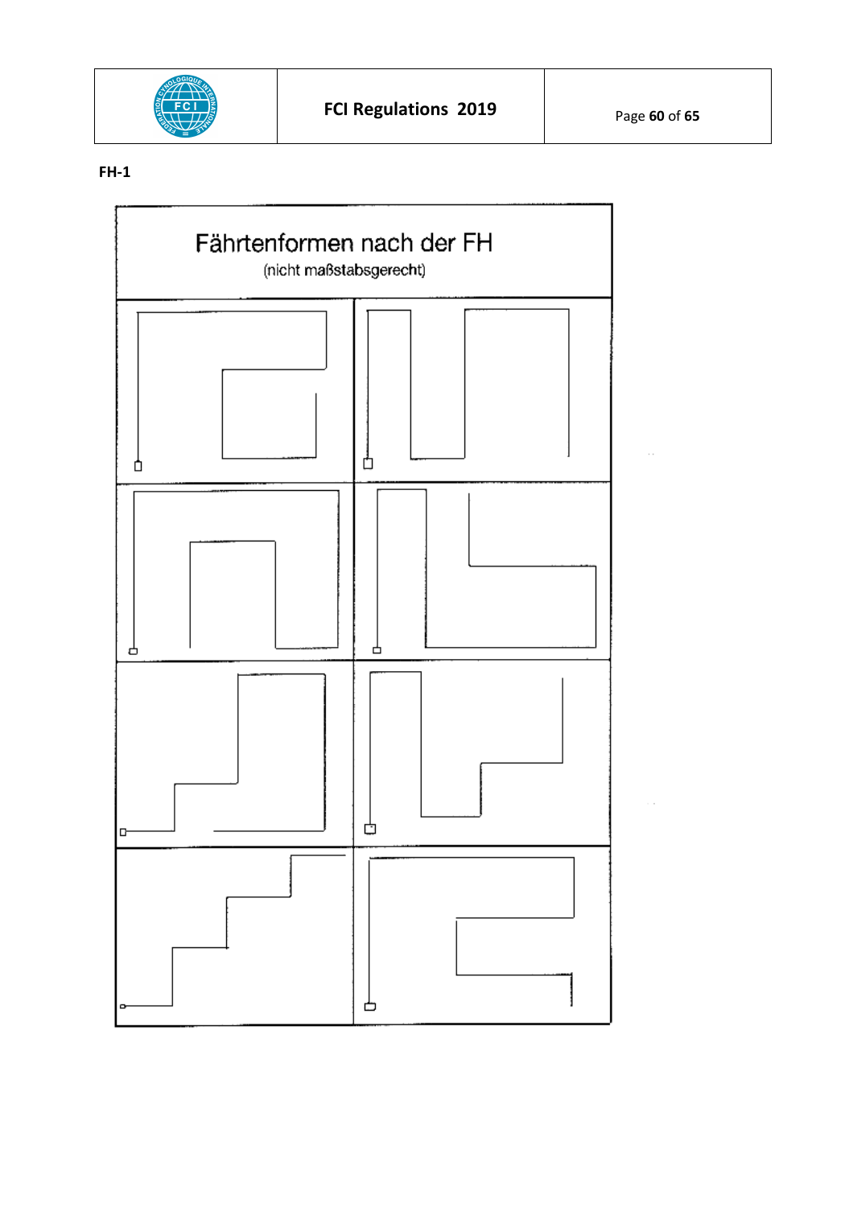**FH-1**

Fährtenformen nach der FH

(nicht maßstabsgerecht)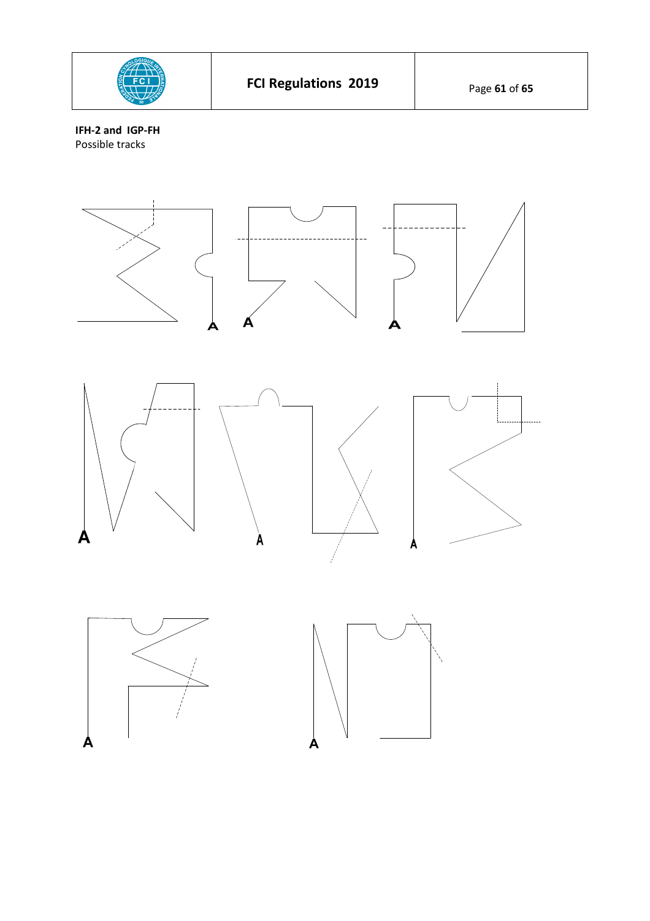**IFH-2 and IGP-FH**
Possible tracks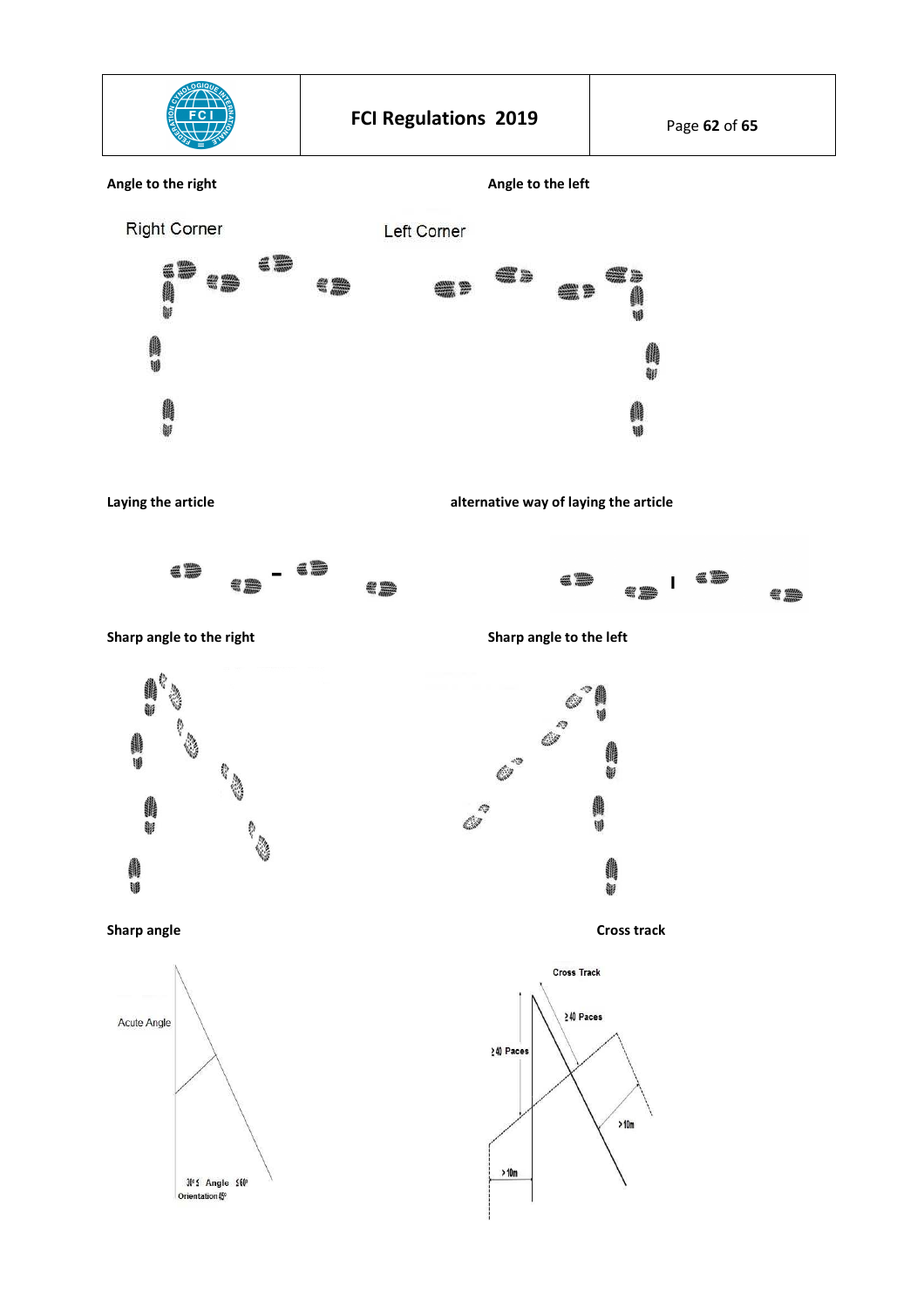**Angle to the right**

Right Corner

**Angle to the left**

Left Corner

**Laying the article**

**alternative way of laying the article**

**Sharp angle to the right**

**Sharp angle to the left**

**Sharp angle**

Acute Angle

30° ≤ Angle ≤ 60°
Orientation 45°

**Cross track**

Cross Track

≥ 40 Paces

≥ 40 Paces

> 10m

> 10m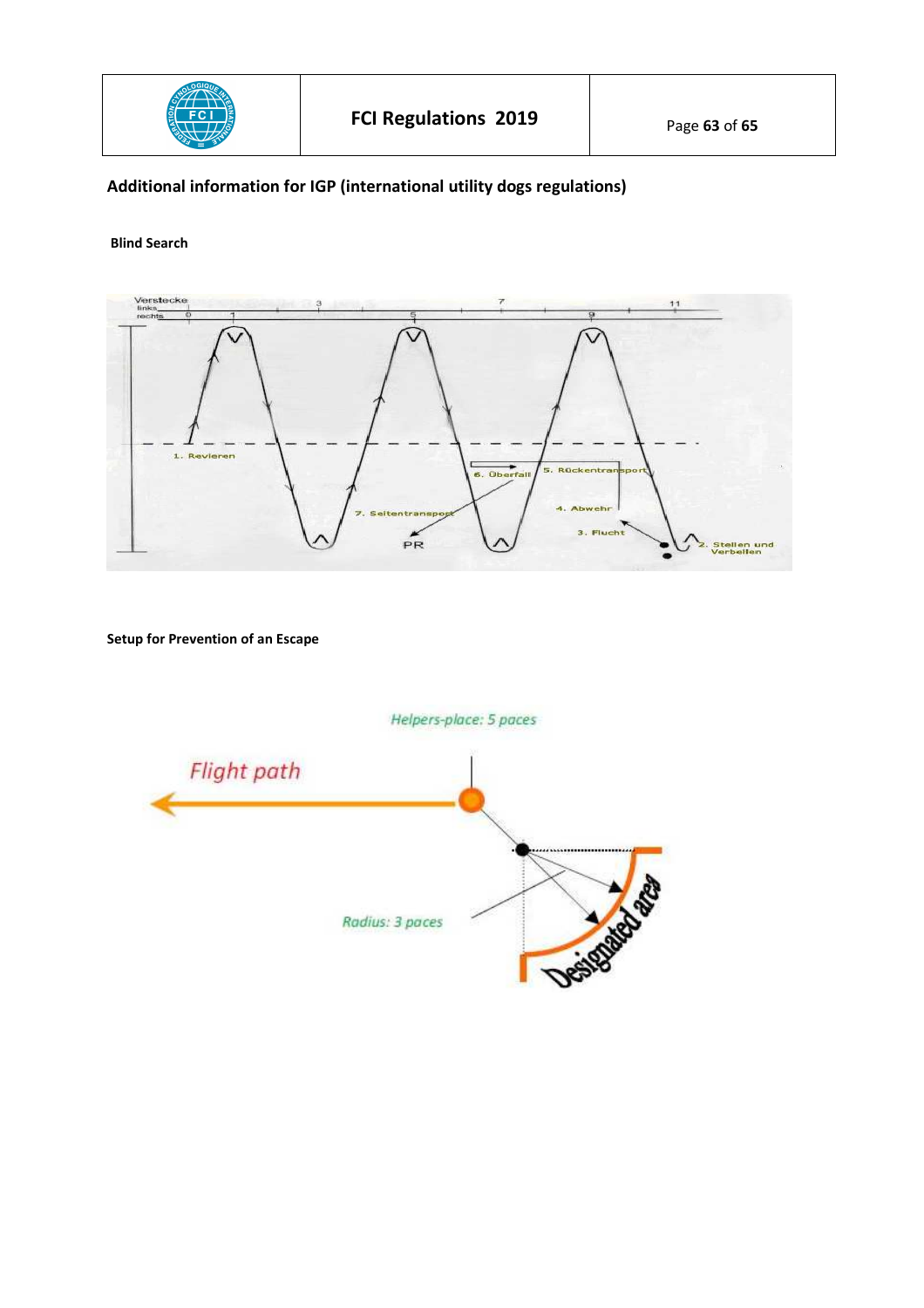## Additional information for IGP (international utility dogs regulations)

**Blind Search**

Verstecke links rechts 0 1 3 5 7 9 11

1. Revieren

2. Stellen und Verbellen

3. Flucht

4. Abwehr

5. Rückentransport

6. Überfall

7. Seitentransport

PR

**Setup for Prevention of an Escape**

Helpers-place: 5 paces

Flight path

Radius: 3 paces

Designated area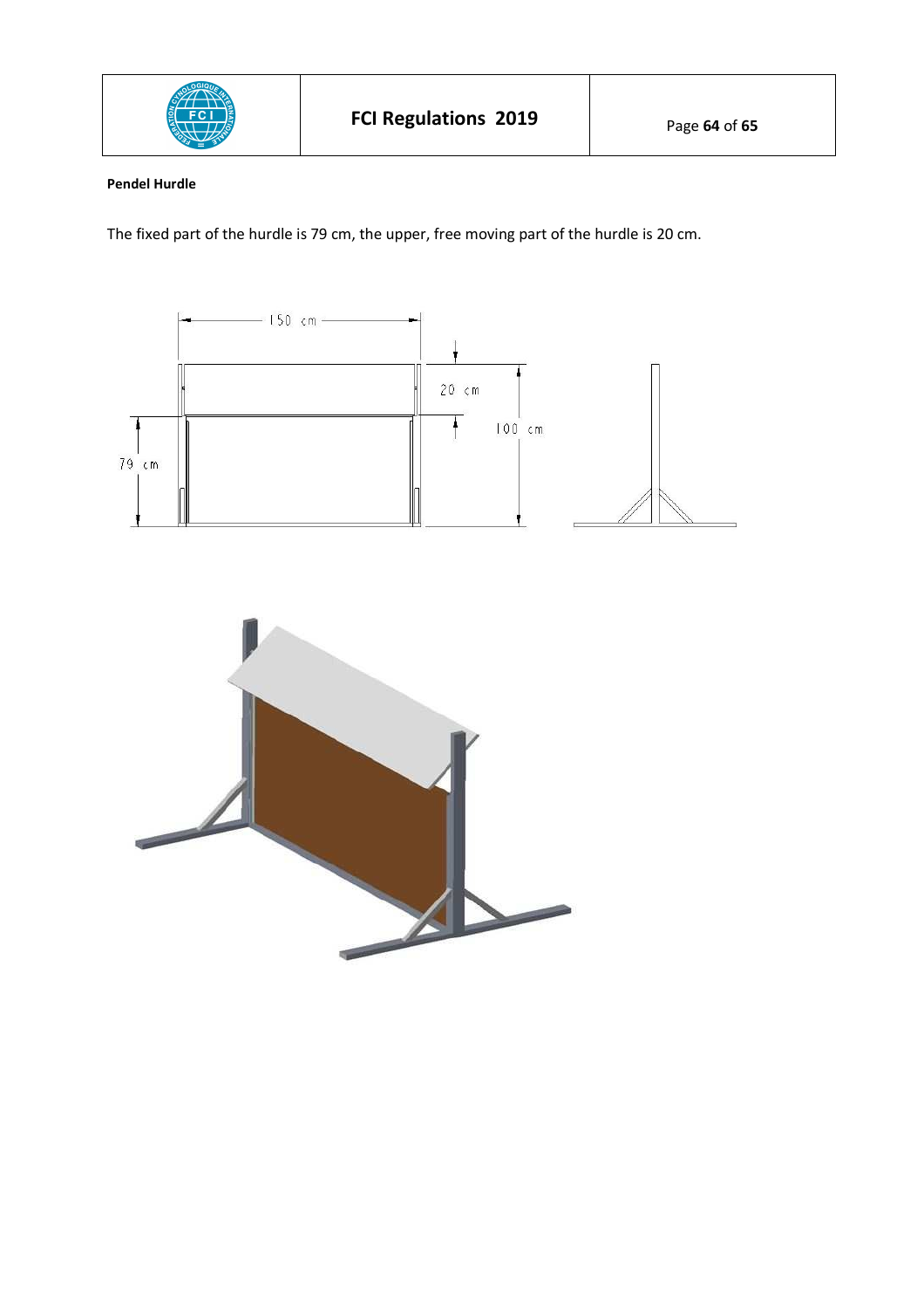**Pendel Hurdle**

The fixed part of the hurdle is 79 cm, the upper, free moving part of the hurdle is 20 cm.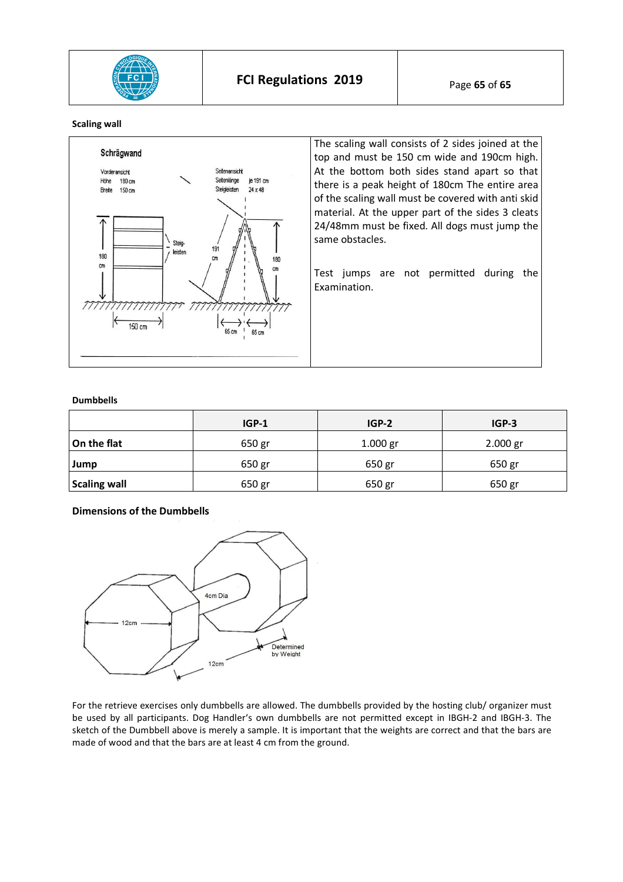**Scaling wall**

Schrägwand

Vorderansicht
Höhe 180 cm
Breite 150 cm

Seitenansicht
Seitenlänge je 191 cm
Steigleisten 24 x 48

Steig-
leisten

180
cm

191
cm

180
cm

150 cm

65 cm

65 cm

The scaling wall consists of 2 sides joined at the top and must be 150 cm wide and 190cm high. At the bottom both sides stand apart so that there is a peak height of 180cm The entire area of the scaling wall must be covered with anti skid material. At the upper part of the sides 3 cleats 24/48mm must be fixed. All dogs must jump the same obstacles.

Test jumps are not permitted during the Examination.

**Dumbbells**

| | IGP-1 | IGP-2 | IGP-3 |
|---|---|---|---|
| **On the flat** | 650 gr | 1.000 gr | 2.000 gr |
| **Jump** | 650 gr | 650 gr | 650 gr |
| **Scaling wall** | 650 gr | 650 gr | 650 gr |

**Dimensions of the Dumbbells**

4cm Dia

12cm

12cm

Determined
by Weight

For the retrieve exercises only dumbbells are allowed. The dumbbells provided by the hosting club/ organizer must be used by all participants. Dog Handler's own dumbbells are not permitted except in IBGH-2 and IBGH-3. The sketch of the Dumbbell above is merely a sample. It is important that the weights are correct and that the bars are made of wood and that the bars are at least 4 cm from the ground.